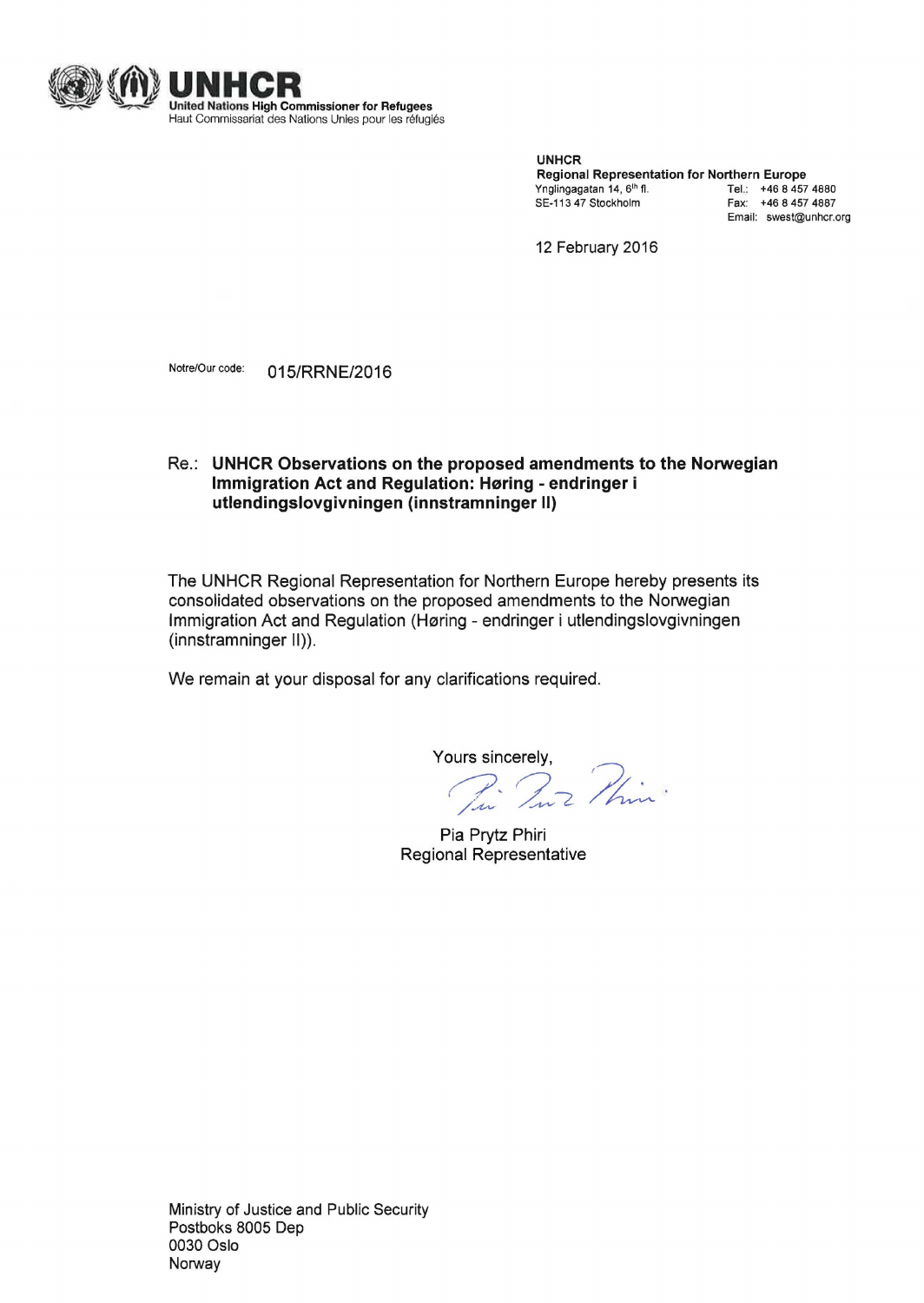**UNHCR**
**United Nations High Commissioner for Refugees**
Haut Commissariat des Nations Unies pour les réfugiés

**UNHCR**
**Regional Representation for Northern Europe**
Ynglingagatan 14, 6th fl.
SE-113 47 Stockholm

Tel.: +46 8 457 4880
Fax: +46 8 457 4887
Email: swest@unhcr.org

12 February 2016

Notre/Our code: 015/RRNE/2016

Re.: **UNHCR Observations on the proposed amendments to the Norwegian Immigration Act and Regulation: Høring - endringer i utlendingslovgivningen (innstramninger II)**

The UNHCR Regional Representation for Northern Europe hereby presents its consolidated observations on the proposed amendments to the Norwegian Immigration Act and Regulation (Høring - endringer i utlendingslovgivningen (innstramninger II)).

We remain at your disposal for any clarifications required.

Yours sincerely,

Pia Prytz Phiri
Regional Representative

Ministry of Justice and Public Security
Postboks 8005 Dep
0030 Oslo
Norway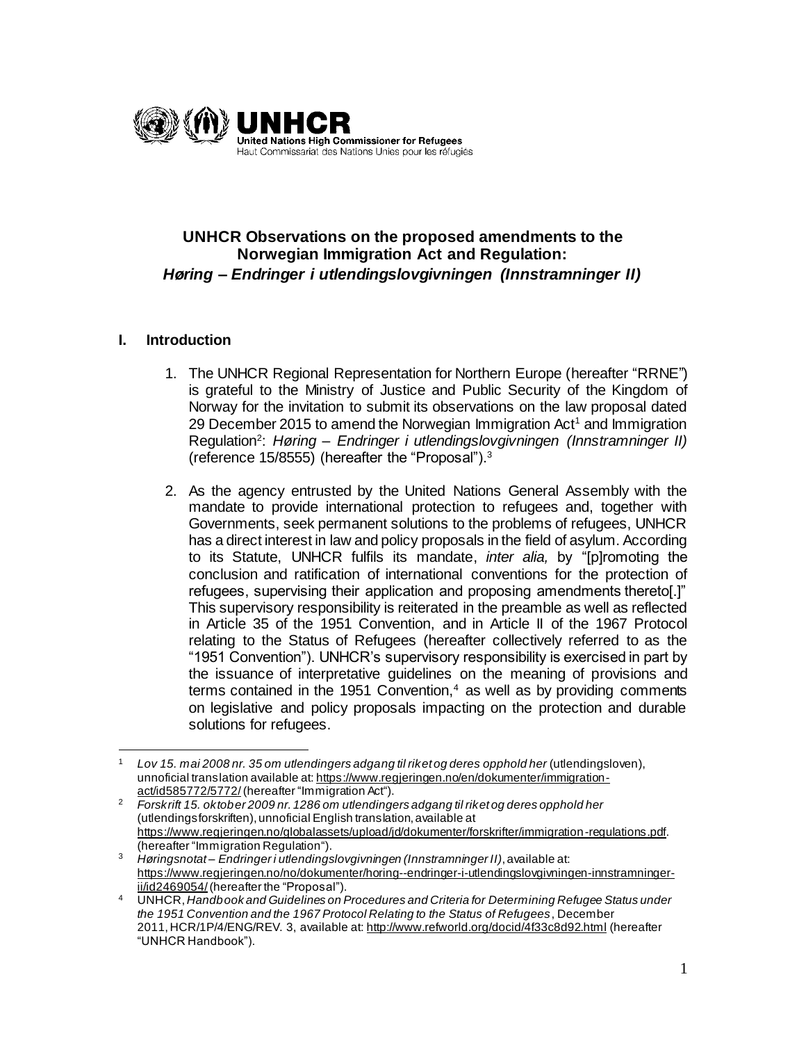**UNHCR Observations on the proposed amendments to the Norwegian Immigration Act and Regulation:**
***Høring – Endringer i utlendingslovgivningen (Innstramninger II)***

## I. Introduction

1. The UNHCR Regional Representation for Northern Europe (hereafter "RRNE") is grateful to the Ministry of Justice and Public Security of the Kingdom of Norway for the invitation to submit its observations on the law proposal dated 29 December 2015 to amend the Norwegian Immigration Act[1] and Immigration Regulation[2]: *Høring – Endringer i utlendingslovgivningen (Innstramninger II)* (reference 15/8555) (hereafter the "Proposal").[3]

2. As the agency entrusted by the United Nations General Assembly with the mandate to provide international protection to refugees and, together with Governments, seek permanent solutions to the problems of refugees, UNHCR has a direct interest in law and policy proposals in the field of asylum. According to its Statute, UNHCR fulfils its mandate, *inter alia,* by "[p]romoting the conclusion and ratification of international conventions for the protection of refugees, supervising their application and proposing amendments thereto[.]" This supervisory responsibility is reiterated in the preamble as well as reflected in Article 35 of the 1951 Convention, and in Article II of the 1967 Protocol relating to the Status of Refugees (hereafter collectively referred to as the "1951 Convention"). UNHCR's supervisory responsibility is exercised in part by the issuance of interpretative guidelines on the meaning of provisions and terms contained in the 1951 Convention,[4] as well as by providing comments on legislative and policy proposals impacting on the protection and durable solutions for refugees.

---

[1] *Lov 15. mai 2008 nr. 35 om utlendingers adgang til riket og deres opphold her* (utlendingsloven), unnoficial translation available at: https://www.regjeringen.no/en/dokumenter/immigration-act/id585772/5772/ (hereafter "Immigration Act").

[2] *Forskrift 15. oktober 2009 nr. 1286 om utlendingers adgang til riket og deres opphold her* (utlendingsforskriften), unnoficial English translation, available at https://www.regjeringen.no/globalassets/upload/jd/dokumenter/forskrifter/immigration-regulations.pdf. (hereafter "Immigration Regulation").

[3] *Høringsnotat – Endringer i utlendingslovgivningen (Innstramninger II)*, available at: https://www.regjeringen.no/no/dokumenter/horing--endringer-i-utlendingslovgivningen-innstramninger-ii/id2469054/ (hereafter the "Proposal").

[4] UNHCR, *Handbook and Guidelines on Procedures and Criteria for Determining Refugee Status under the 1951 Convention and the 1967 Protocol Relating to the Status of Refugees*, December 2011, HCR/1P/4/ENG/REV. 3, available at: http://www.refworld.org/docid/4f33c8d92.html (hereafter "UNHCR Handbook").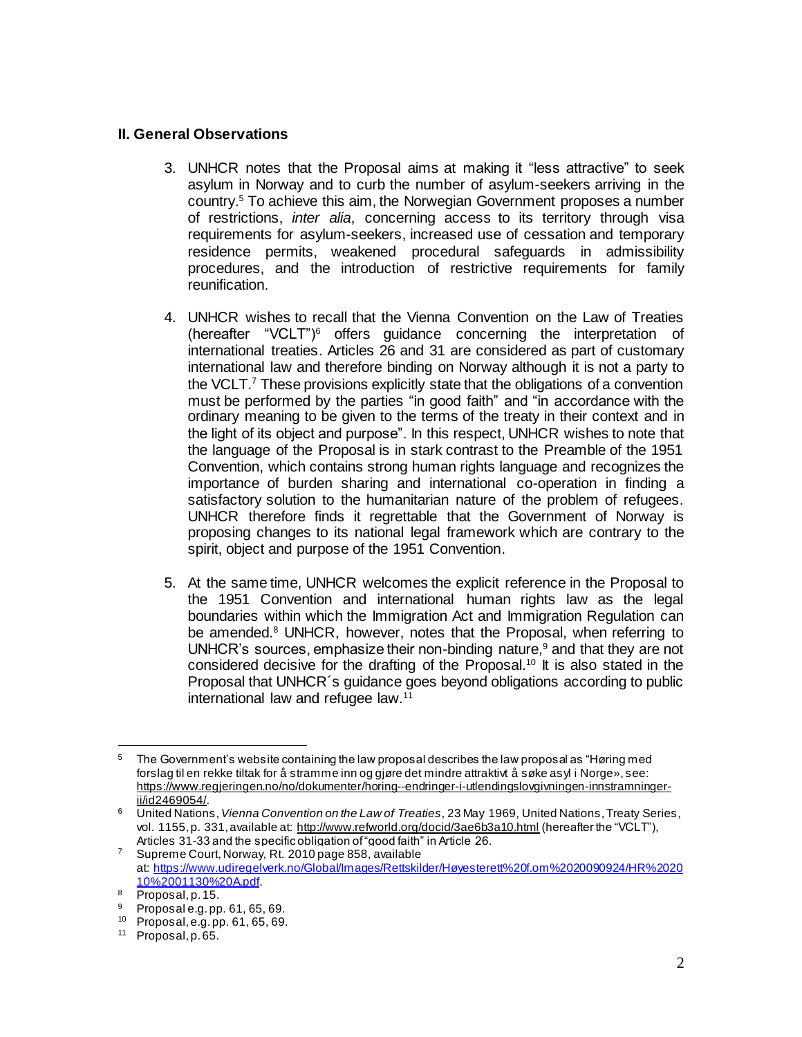## II. General Observations

3. UNHCR notes that the Proposal aims at making it "less attractive" to seek asylum in Norway and to curb the number of asylum-seekers arriving in the country.[5] To achieve this aim, the Norwegian Government proposes a number of restrictions, *inter alia*, concerning access to its territory through visa requirements for asylum-seekers, increased use of cessation and temporary residence permits, weakened procedural safeguards in admissibility procedures, and the introduction of restrictive requirements for family reunification.

4. UNHCR wishes to recall that the Vienna Convention on the Law of Treaties (hereafter "VCLT")[6] offers guidance concerning the interpretation of international treaties. Articles 26 and 31 are considered as part of customary international law and therefore binding on Norway although it is not a party to the VCLT.[7] These provisions explicitly state that the obligations of a convention must be performed by the parties "in good faith" and "in accordance with the ordinary meaning to be given to the terms of the treaty in their context and in the light of its object and purpose". In this respect, UNHCR wishes to note that the language of the Proposal is in stark contrast to the Preamble of the 1951 Convention, which contains strong human rights language and recognizes the importance of burden sharing and international co-operation in finding a satisfactory solution to the humanitarian nature of the problem of refugees. UNHCR therefore finds it regrettable that the Government of Norway is proposing changes to its national legal framework which are contrary to the spirit, object and purpose of the 1951 Convention.

5. At the same time, UNHCR welcomes the explicit reference in the Proposal to the 1951 Convention and international human rights law as the legal boundaries within which the Immigration Act and Immigration Regulation can be amended.[8] UNHCR, however, notes that the Proposal, when referring to UNHCR's sources, emphasize their non-binding nature,[9] and that they are not considered decisive for the drafting of the Proposal.[10] It is also stated in the Proposal that UNHCR´s guidance goes beyond obligations according to public international law and refugee law.[11]

---

[5] The Government's website containing the law proposal describes the law proposal as "Høring med forslag til en rekke tiltak for å stramme inn og gjøre det mindre attraktivt å søke asyl i Norge», see: https://www.regjeringen.no/no/dokumenter/horing--endringer-i-utlendingslovgivningen-innstramninger-ii/id2469054/.

[6] United Nations, *Vienna Convention on the Law of Treaties*, 23 May 1969, United Nations, Treaty Series, vol. 1155, p. 331, available at: http://www.refworld.org/docid/3ae6b3a10.html (hereafter the "VCLT"), Articles 31-33 and the specific obligation of "good faith" in Article 26.

[7] Supreme Court, Norway, Rt. 2010 page 858, available at: https://www.udiregelverk.no/Global/Images/Rettskilder/Høyesterett%20f.om%2020090924/HR%202010%2001130%20A.pdf.

[8] Proposal, p. 15.

[9] Proposal e.g. pp. 61, 65, 69.

[10] Proposal, e.g. pp. 61, 65, 69.

[11] Proposal, p. 65.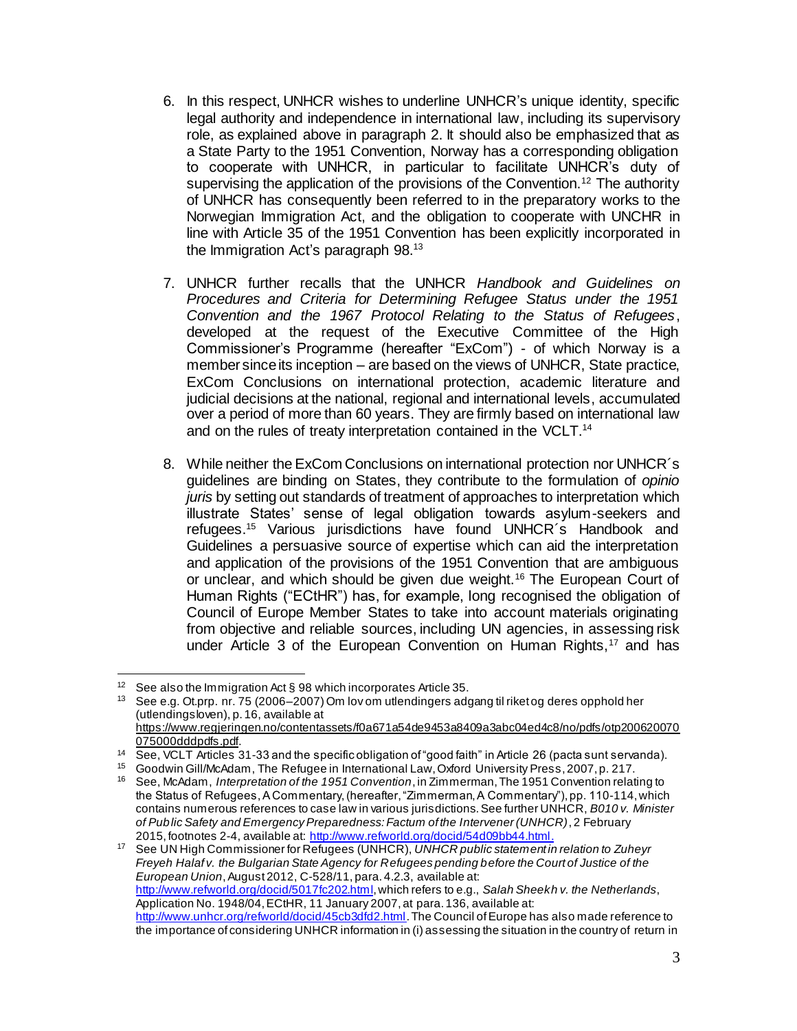6. In this respect, UNHCR wishes to underline UNHCR's unique identity, specific legal authority and independence in international law, including its supervisory role, as explained above in paragraph 2. It should also be emphasized that as a State Party to the 1951 Convention, Norway has a corresponding obligation to cooperate with UNHCR, in particular to facilitate UNHCR's duty of supervising the application of the provisions of the Convention.[12] The authority of UNHCR has consequently been referred to in the preparatory works to the Norwegian Immigration Act, and the obligation to cooperate with UNCHR in line with Article 35 of the 1951 Convention has been explicitly incorporated in the Immigration Act's paragraph 98.[13]

7. UNHCR further recalls that the UNHCR *Handbook and Guidelines on Procedures and Criteria for Determining Refugee Status under the 1951 Convention and the 1967 Protocol Relating to the Status of Refugees*, developed at the request of the Executive Committee of the High Commissioner's Programme (hereafter "ExCom") - of which Norway is a member since its inception – are based on the views of UNHCR, State practice, ExCom Conclusions on international protection, academic literature and judicial decisions at the national, regional and international levels, accumulated over a period of more than 60 years. They are firmly based on international law and on the rules of treaty interpretation contained in the VCLT.[14]

8. While neither the ExCom Conclusions on international protection nor UNHCR´s guidelines are binding on States, they contribute to the formulation of *opinio juris* by setting out standards of treatment of approaches to interpretation which illustrate States' sense of legal obligation towards asylum-seekers and refugees.[15] Various jurisdictions have found UNHCR´s Handbook and Guidelines a persuasive source of expertise which can aid the interpretation and application of the provisions of the 1951 Convention that are ambiguous or unclear, and which should be given due weight.[16] The European Court of Human Rights ("ECtHR") has, for example, long recognised the obligation of Council of Europe Member States to take into account materials originating from objective and reliable sources, including UN agencies, in assessing risk under Article 3 of the European Convention on Human Rights,[17] and has

---

[12] See also the Immigration Act § 98 which incorporates Article 35.

[13] See e.g. Ot.prp. nr. 75 (2006–2007) Om lov om utlendingers adgang til riket og deres opphold her (utlendingsloven), p. 16, available at https://www.regjeringen.no/contentassets/f0a671a54de9453a8409a3abc04ed4c8/no/pdfs/otp200620070075000dddpdfs.pdf.

[14] See, VCLT Articles 31-33 and the specific obligation of "good faith" in Article 26 (pacta sunt servanda).

[15] Goodwin Gill/McAdam, The Refugee in International Law, Oxford University Press, 2007, p. 217.

[16] See, McAdam, *Interpretation of the 1951 Convention*, in Zimmerman, The 1951 Convention relating to the Status of Refugees, A Commentary, (hereafter, "Zimmerman, A Commentary"), pp. 110-114, which contains numerous references to case law in various jurisdictions. See further UNHCR, *B010 v. Minister of Public Safety and Emergency Preparedness: Factum of the Intervener (UNHCR)*, 2 February 2015, footnotes 2-4, available at: http://www.refworld.org/docid/54d09bb44.html.

[17] See UN High Commissioner for Refugees (UNHCR), *UNHCR public statement in relation to Zuheyr Freyeh Halaf v. the Bulgarian State Agency for Refugees pending before the Court of Justice of the European Union*, August 2012, C-528/11, para. 4.2.3, available at: http://www.refworld.org/docid/5017fc202.html, which refers to e.g., *Salah Sheekh v. the Netherlands*, Application No. 1948/04, ECtHR, 11 January 2007, at para. 136, available at: http://www.unhcr.org/refworld/docid/45cb3dfd2.html. The Council of Europe has also made reference to the importance of considering UNHCR information in (i) assessing the situation in the country of return in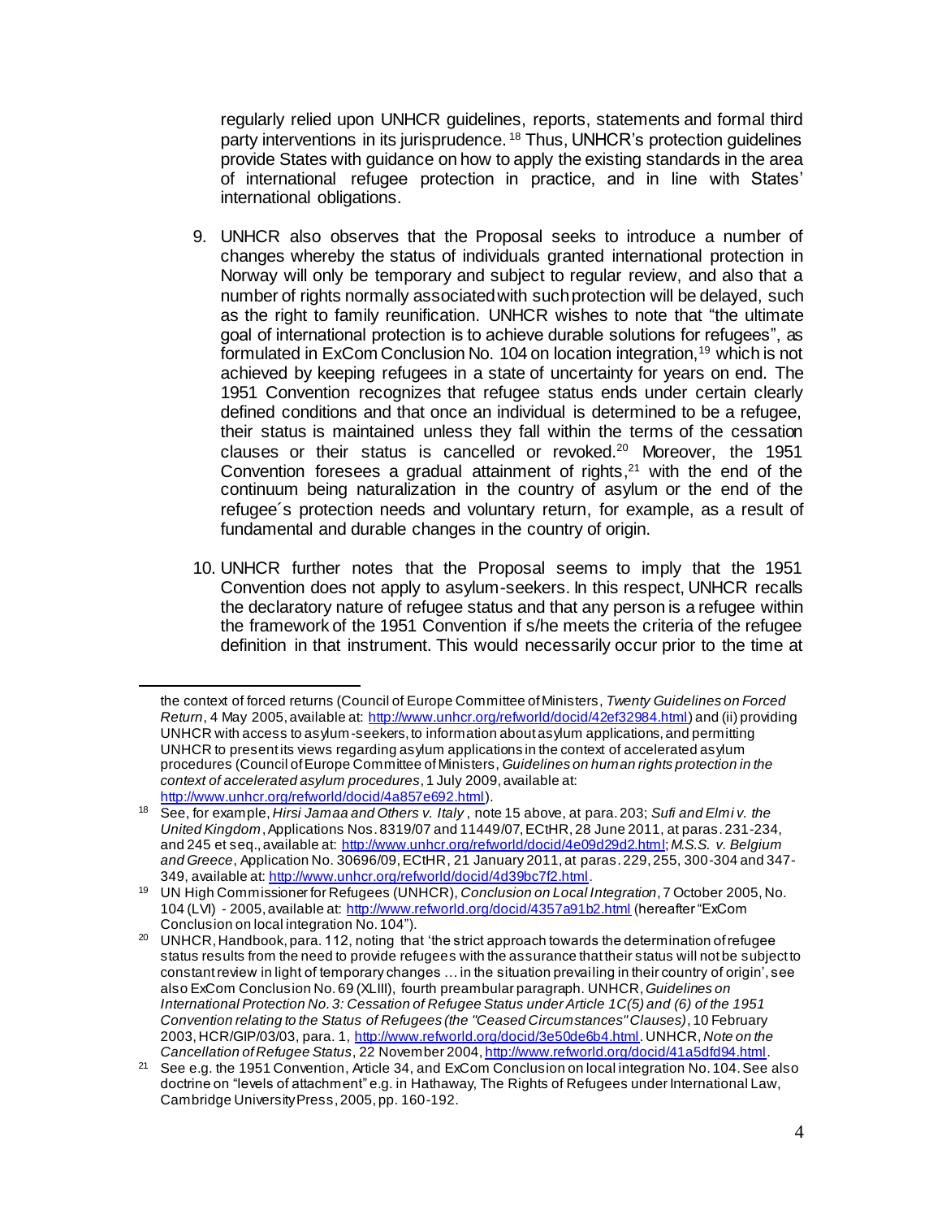regularly relied upon UNHCR guidelines, reports, statements and formal third party interventions in its jurisprudence.[18] Thus, UNHCR's protection guidelines provide States with guidance on how to apply the existing standards in the area of international refugee protection in practice, and in line with States' international obligations.

9. UNHCR also observes that the Proposal seeks to introduce a number of changes whereby the status of individuals granted international protection in Norway will only be temporary and subject to regular review, and also that a number of rights normally associated with such protection will be delayed, such as the right to family reunification. UNHCR wishes to note that "the ultimate goal of international protection is to achieve durable solutions for refugees", as formulated in ExCom Conclusion No. 104 on location integration,[19] which is not achieved by keeping refugees in a state of uncertainty for years on end. The 1951 Convention recognizes that refugee status ends under certain clearly defined conditions and that once an individual is determined to be a refugee, their status is maintained unless they fall within the terms of the cessation clauses or their status is cancelled or revoked.[20] Moreover, the 1951 Convention foresees a gradual attainment of rights,[21] with the end of the continuum being naturalization in the country of asylum or the end of the refugee´s protection needs and voluntary return, for example, as a result of fundamental and durable changes in the country of origin.

10. UNHCR further notes that the Proposal seems to imply that the 1951 Convention does not apply to asylum-seekers. In this respect, UNHCR recalls the declaratory nature of refugee status and that any person is a refugee within the framework of the 1951 Convention if s/he meets the criteria of the refugee definition in that instrument. This would necessarily occur prior to the time at

---

the context of forced returns (Council of Europe Committee of Ministers, *Twenty Guidelines on Forced Return*, 4 May 2005, available at: http://www.unhcr.org/refworld/docid/42ef32984.html) and (ii) providing UNHCR with access to asylum-seekers, to information about asylum applications, and permitting UNHCR to present its views regarding asylum applications in the context of accelerated asylum procedures (Council of Europe Committee of Ministers, *Guidelines on human rights protection in the context of accelerated asylum procedures*, 1 July 2009, available at: http://www.unhcr.org/refworld/docid/4a857e692.html).

[18] See, for example, *Hirsi Jamaa and Others v. Italy*, note 15 above, at para. 203; *Sufi and Elmi v. the United Kingdom*, Applications Nos. 8319/07 and 11449/07, ECtHR, 28 June 2011, at paras. 231-234, and 245 et seq., available at: http://www.unhcr.org/refworld/docid/4e09d29d2.html; *M.S.S. v. Belgium and Greece*, Application No. 30696/09, ECtHR, 21 January 2011, at paras. 229, 255, 300-304 and 347-349, available at: http://www.unhcr.org/refworld/docid/4d39bc7f2.html.

[19] UN High Commissioner for Refugees (UNHCR), *Conclusion on Local Integration*, 7 October 2005, No. 104 (LVI) - 2005, available at: http://www.refworld.org/docid/4357a91b2.html (hereafter "ExCom Conclusion on local integration No. 104").

[20] UNHCR, Handbook, para. 112, noting that 'the strict approach towards the determination of refugee status results from the need to provide refugees with the assurance that their status will not be subject to constant review in light of temporary changes … in the situation prevailing in their country of origin', see also ExCom Conclusion No. 69 (XLIII), fourth preambular paragraph. UNHCR, *Guidelines on International Protection No. 3: Cessation of Refugee Status under Article 1C(5) and (6) of the 1951 Convention relating to the Status of Refugees (the "Ceased Circumstances" Clauses)*, 10 February 2003, HCR/GIP/03/03, para. 1, http://www.refworld.org/docid/3e50de6b4.html. UNHCR, *Note on the Cancellation of Refugee Status*, 22 November 2004, http://www.refworld.org/docid/41a5dfd94.html.

[21] See e.g. the 1951 Convention, Article 34, and ExCom Conclusion on local integration No. 104. See also doctrine on "levels of attachment" e.g. in Hathaway, The Rights of Refugees under International Law, Cambridge University Press, 2005, pp. 160-192.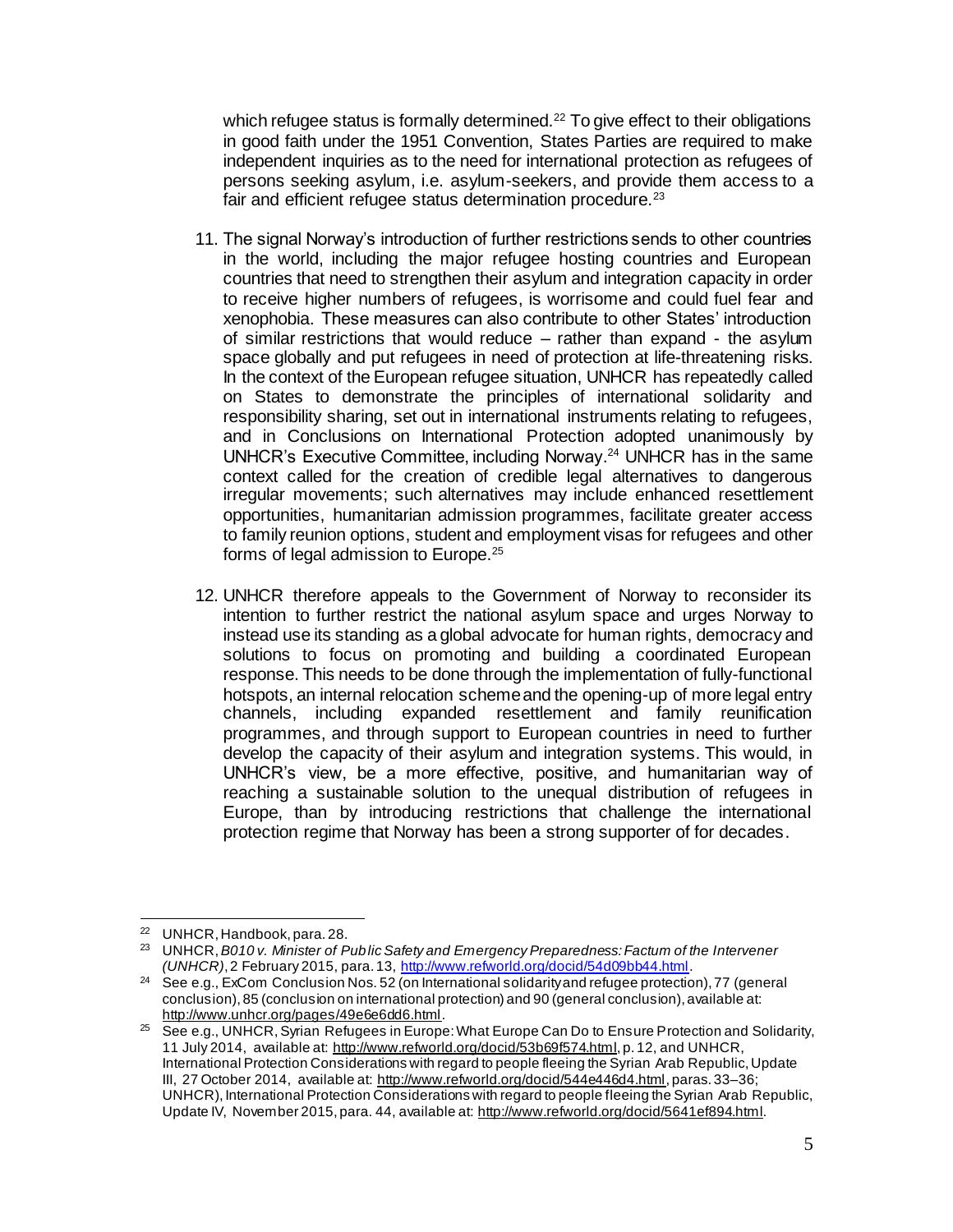which refugee status is formally determined.[22] To give effect to their obligations in good faith under the 1951 Convention, States Parties are required to make independent inquiries as to the need for international protection as refugees of persons seeking asylum, i.e. asylum-seekers, and provide them access to a fair and efficient refugee status determination procedure.[23]

11. The signal Norway's introduction of further restrictions sends to other countries in the world, including the major refugee hosting countries and European countries that need to strengthen their asylum and integration capacity in order to receive higher numbers of refugees, is worrisome and could fuel fear and xenophobia. These measures can also contribute to other States' introduction of similar restrictions that would reduce – rather than expand - the asylum space globally and put refugees in need of protection at life-threatening risks. In the context of the European refugee situation, UNHCR has repeatedly called on States to demonstrate the principles of international solidarity and responsibility sharing, set out in international instruments relating to refugees, and in Conclusions on International Protection adopted unanimously by UNHCR's Executive Committee, including Norway.[24] UNHCR has in the same context called for the creation of credible legal alternatives to dangerous irregular movements; such alternatives may include enhanced resettlement opportunities, humanitarian admission programmes, facilitate greater access to family reunion options, student and employment visas for refugees and other forms of legal admission to Europe.[25]

12. UNHCR therefore appeals to the Government of Norway to reconsider its intention to further restrict the national asylum space and urges Norway to instead use its standing as a global advocate for human rights, democracy and solutions to focus on promoting and building a coordinated European response. This needs to be done through the implementation of fully-functional hotspots, an internal relocation scheme and the opening-up of more legal entry channels, including expanded resettlement and family reunification programmes, and through support to European countries in need to further develop the capacity of their asylum and integration systems. This would, in UNHCR's view, be a more effective, positive, and humanitarian way of reaching a sustainable solution to the unequal distribution of refugees in Europe, than by introducing restrictions that challenge the international protection regime that Norway has been a strong supporter of for decades.

---

[22] UNHCR, Handbook, para. 28.

[23] UNHCR, *B010 v. Minister of Public Safety and Emergency Preparedness: Factum of the Intervener (UNHCR)*, 2 February 2015, para. 13, http://www.refworld.org/docid/54d09bb44.html.

[24] See e.g., ExCom Conclusion Nos. 52 (on International solidarity and refugee protection), 77 (general conclusion), 85 (conclusion on international protection) and 90 (general conclusion), available at: http://www.unhcr.org/pages/49e6e6dd6.html.

[25] See e.g., UNHCR, Syrian Refugees in Europe: What Europe Can Do to Ensure Protection and Solidarity, 11 July 2014, available at: http://www.refworld.org/docid/53b69f574.html, p. 12, and UNHCR, International Protection Considerations with regard to people fleeing the Syrian Arab Republic, Update III, 27 October 2014, available at: http://www.refworld.org/docid/544e446d4.html, paras. 33–36; UNHCR), International Protection Considerations with regard to people fleeing the Syrian Arab Republic, Update IV, November 2015, para. 44, available at: http://www.refworld.org/docid/5641ef894.html.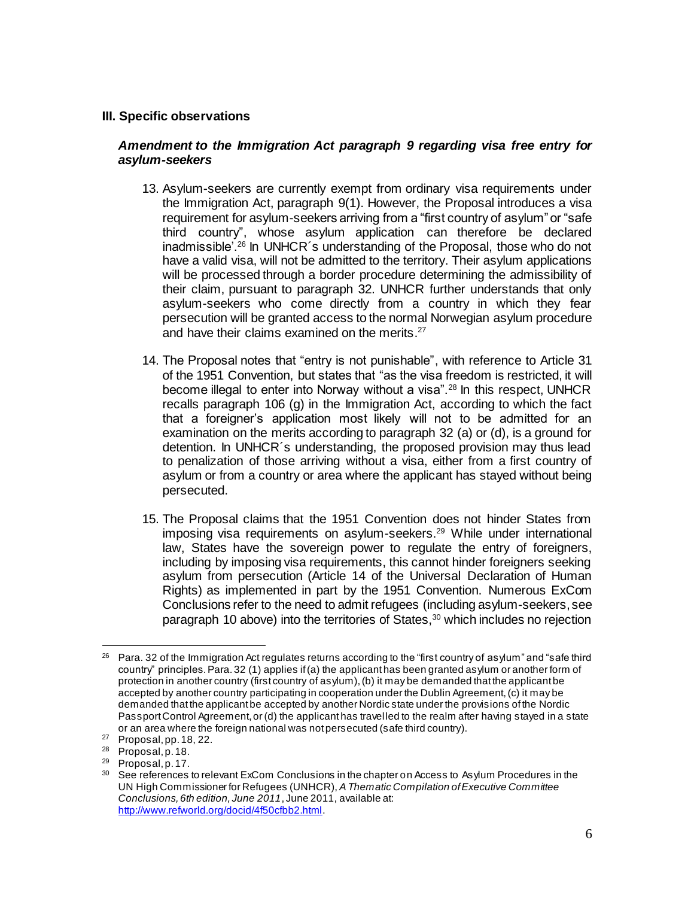### III. Specific observations

#### *Amendment to the Immigration Act paragraph 9 regarding visa free entry for asylum-seekers*

13. Asylum-seekers are currently exempt from ordinary visa requirements under the Immigration Act, paragraph 9(1). However, the Proposal introduces a visa requirement for asylum-seekers arriving from a "first country of asylum" or "safe third country", whose asylum application can therefore be declared inadmissible'.[26] In UNHCR´s understanding of the Proposal, those who do not have a valid visa, will not be admitted to the territory. Their asylum applications will be processed through a border procedure determining the admissibility of their claim, pursuant to paragraph 32. UNHCR further understands that only asylum-seekers who come directly from a country in which they fear persecution will be granted access to the normal Norwegian asylum procedure and have their claims examined on the merits.[27]

14. The Proposal notes that "entry is not punishable", with reference to Article 31 of the 1951 Convention, but states that "as the visa freedom is restricted, it will become illegal to enter into Norway without a visa".[28] In this respect, UNHCR recalls paragraph 106 (g) in the Immigration Act, according to which the fact that a foreigner's application most likely will not to be admitted for an examination on the merits according to paragraph 32 (a) or (d), is a ground for detention. In UNHCR´s understanding, the proposed provision may thus lead to penalization of those arriving without a visa, either from a first country of asylum or from a country or area where the applicant has stayed without being persecuted.

15. The Proposal claims that the 1951 Convention does not hinder States from imposing visa requirements on asylum-seekers.[29] While under international law, States have the sovereign power to regulate the entry of foreigners, including by imposing visa requirements, this cannot hinder foreigners seeking asylum from persecution (Article 14 of the Universal Declaration of Human Rights) as implemented in part by the 1951 Convention. Numerous ExCom Conclusions refer to the need to admit refugees (including asylum-seekers, see paragraph 10 above) into the territories of States,[30] which includes no rejection

---

[26] Para. 32 of the Immigration Act regulates returns according to the "first country of asylum" and "safe third country" principles. Para. 32 (1) applies if (a) the applicant has been granted asylum or another form of protection in another country (first country of asylum), (b) it may be demanded that the applicant be accepted by another country participating in cooperation under the Dublin Agreement, (c) it may be demanded that the applicant be accepted by another Nordic state under the provisions of the Nordic Passport Control Agreement, or (d) the applicant has travelled to the realm after having stayed in a state or an area where the foreign national was not persecuted (safe third country).

[27] Proposal, pp. 18, 22.

[28] Proposal, p. 18.

[29] Proposal, p. 17.

[30] See references to relevant ExCom Conclusions in the chapter on Access to Asylum Procedures in the UN High Commissioner for Refugees (UNHCR), *A Thematic Compilation of Executive Committee Conclusions, 6th edition, June 2011*, June 2011, available at: http://www.refworld.org/docid/4f50cfbb2.html.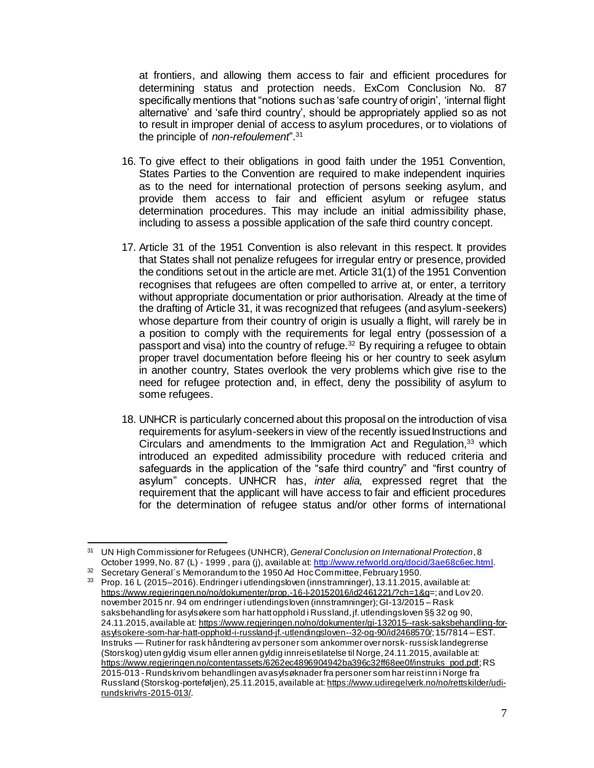at frontiers, and allowing them access to fair and efficient procedures for determining status and protection needs. ExCom Conclusion No. 87 specifically mentions that "notions such as 'safe country of origin', 'internal flight alternative' and 'safe third country', should be appropriately applied so as not to result in improper denial of access to asylum procedures, or to violations of the principle of *non-refoulement*".[31]

16. To give effect to their obligations in good faith under the 1951 Convention, States Parties to the Convention are required to make independent inquiries as to the need for international protection of persons seeking asylum, and provide them access to fair and efficient asylum or refugee status determination procedures. This may include an initial admissibility phase, including to assess a possible application of the safe third country concept.

17. Article 31 of the 1951 Convention is also relevant in this respect. It provides that States shall not penalize refugees for irregular entry or presence, provided the conditions set out in the article are met. Article 31(1) of the 1951 Convention recognises that refugees are often compelled to arrive at, or enter, a territory without appropriate documentation or prior authorisation. Already at the time of the drafting of Article 31, it was recognized that refugees (and asylum-seekers) whose departure from their country of origin is usually a flight, will rarely be in a position to comply with the requirements for legal entry (possession of a passport and visa) into the country of refuge.[32] By requiring a refugee to obtain proper travel documentation before fleeing his or her country to seek asylum in another country, States overlook the very problems which give rise to the need for refugee protection and, in effect, deny the possibility of asylum to some refugees.

18. UNHCR is particularly concerned about this proposal on the introduction of visa requirements for asylum-seekers in view of the recently issued Instructions and Circulars and amendments to the Immigration Act and Regulation,[33] which introduced an expedited admissibility procedure with reduced criteria and safeguards in the application of the "safe third country" and "first country of asylum" concepts. UNHCR has, *inter alia,* expressed regret that the requirement that the applicant will have access to fair and efficient procedures for the determination of refugee status and/or other forms of international

---

[31] UN High Commissioner for Refugees (UNHCR), *General Conclusion on International Protection*, 8 October 1999, No. 87 (L) - 1999 , para (j), available at: http://www.refworld.org/docid/3ae68c6ec.html.

[32] Secretary General´s Memorandum to the 1950 Ad Hoc Committee, February 1950.

[33] Prop. 16 L (2015–2016). Endringer i utlendingsloven (innstramninger), 13.11.2015, available at: https://www.regjeringen.no/no/dokumenter/prop.-16-l-20152016/id2461221/?ch=1&q=; and Lov 20. november 2015 nr. 94 om endringer i utlendingsloven (innstramninger); GI-13/2015 – Rask saksbehandling for asylsøkere som har hatt opphold i Russland, jf. utlendingsloven §§ 32 og 90, 24.11.2015, available at: https://www.regjeringen.no/no/dokumenter/gi-132015--rask-saksbehandling-for-asylsokere-som-har-hatt-opphold-i-russland-jf.-utlendingsloven--32-og-90/id2468570/; 15/7814 – EST. Instruks — Rutiner for rask håndtering av personer som ankommer over norsk- russisk landegrense (Storskog) uten gyldig visum eller annen gyldig innreisetillatelse til Norge, 24.11.2015, available at: https://www.regjeringen.no/contentassets/6262ec4896904942ba396c32ff68ee0f/instruks_pod.pdf; RS 2015-013 - Rundskriv om behandlingen av asylsøknader fra personer som har reist inn i Norge fra Russland (Storskog-porteføljen), 25.11.2015, available at: https://www.udiregelverk.no/no/rettskilder/udi-rundskriv/rs-2015-013/.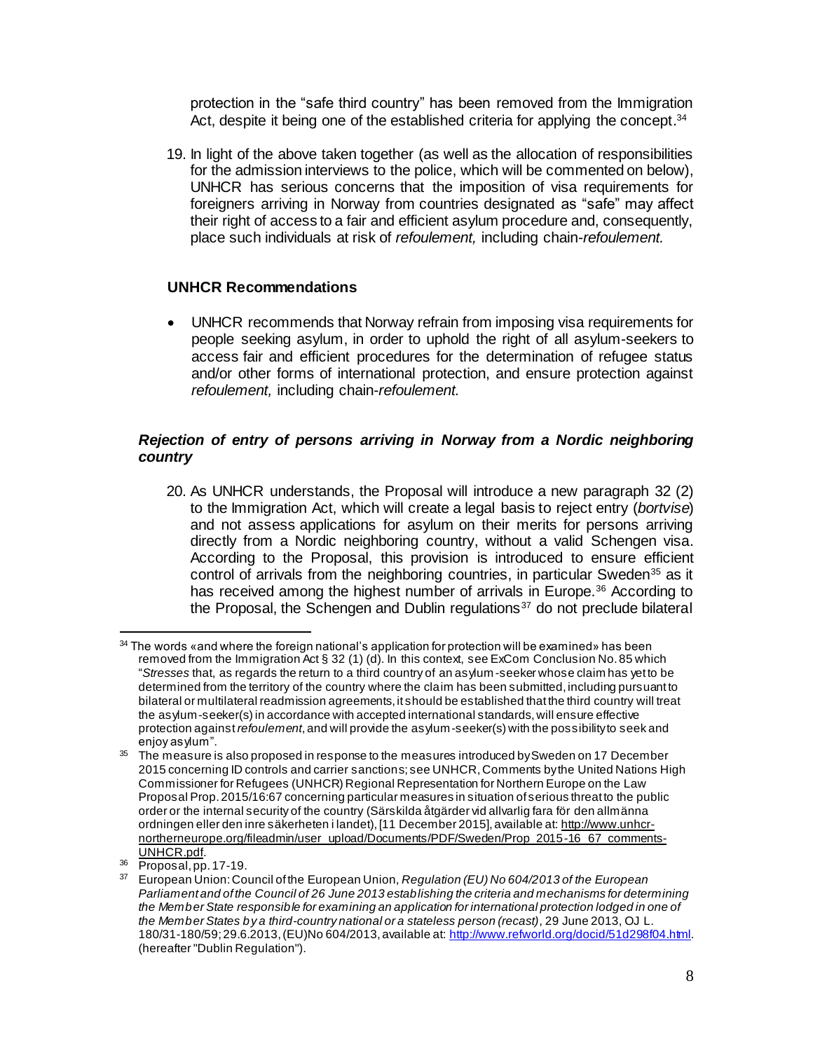protection in the "safe third country" has been removed from the Immigration Act, despite it being one of the established criteria for applying the concept.[34]

19. In light of the above taken together (as well as the allocation of responsibilities for the admission interviews to the police, which will be commented on below), UNHCR has serious concerns that the imposition of visa requirements for foreigners arriving in Norway from countries designated as "safe" may affect their right of access to a fair and efficient asylum procedure and, consequently, place such individuals at risk of *refoulement,* including chain-*refoulement.*

**UNHCR Recommendations**

- UNHCR recommends that Norway refrain from imposing visa requirements for people seeking asylum, in order to uphold the right of all asylum-seekers to access fair and efficient procedures for the determination of refugee status and/or other forms of international protection, and ensure protection against *refoulement,* including chain-*refoulement.*

***Rejection of entry of persons arriving in Norway from a Nordic neighboring country***

20. As UNHCR understands, the Proposal will introduce a new paragraph 32 (2) to the Immigration Act, which will create a legal basis to reject entry (*bortvise*) and not assess applications for asylum on their merits for persons arriving directly from a Nordic neighboring country, without a valid Schengen visa. According to the Proposal, this provision is introduced to ensure efficient control of arrivals from the neighboring countries, in particular Sweden[35] as it has received among the highest number of arrivals in Europe.[36] According to the Proposal, the Schengen and Dublin regulations[37] do not preclude bilateral

---

[34] The words «and where the foreign national's application for protection will be examined» has been removed from the Immigration Act § 32 (1) (d). In this context, see ExCom Conclusion No. 85 which "*Stresses* that, as regards the return to a third country of an asylum-seeker whose claim has yet to be determined from the territory of the country where the claim has been submitted, including pursuant to bilateral or multilateral readmission agreements, it should be established that the third country will treat the asylum-seeker(s) in accordance with accepted international standards, will ensure effective protection against *refoulement*, and will provide the asylum-seeker(s) with the possibility to seek and enjoy asylum".

[35] The measure is also proposed in response to the measures introduced by Sweden on 17 December 2015 concerning ID controls and carrier sanctions; see UNHCR, Comments by the United Nations High Commissioner for Refugees (UNHCR) Regional Representation for Northern Europe on the Law Proposal Prop. 2015/16:67 concerning particular measures in situation of serious threat to the public order or the internal security of the country (Särskilda åtgärder vid allvarlig fara för den allmänna ordningen eller den inre säkerheten i landet), [11 December 2015], available at: [http://www.unhcr-northerneurope.org/fileadmin/user_upload/Documents/PDF/Sweden/Prop_2015-16_67_comments-UNHCR.pdf](http://www.unhcr-northerneurope.org/fileadmin/user_upload/Documents/PDF/Sweden/Prop_2015-16_67_comments-UNHCR.pdf).

[36] Proposal, pp. 17-19.

[37] European Union: Council of the European Union, *Regulation (EU) No 604/2013 of the European Parliament and of the Council of 26 June 2013 establishing the criteria and mechanisms for determining the Member State responsible for examining an application for international protection lodged in one of the Member States by a third-country national or a stateless person (recast)*, 29 June 2013, OJ L. 180/31-180/59; 29.6.2013, (EU)No 604/2013, available at: [http://www.refworld.org/docid/51d298f04.html](http://www.refworld.org/docid/51d298f04.html). (hereafter "Dublin Regulation").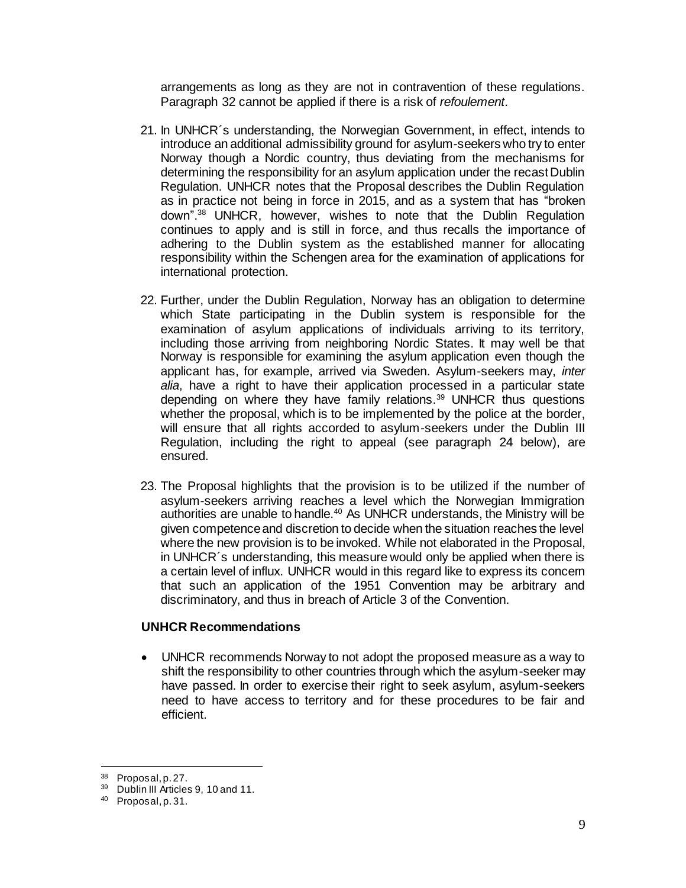arrangements as long as they are not in contravention of these regulations. Paragraph 32 cannot be applied if there is a risk of *refoulement*.

21. In UNHCR´s understanding, the Norwegian Government, in effect, intends to introduce an additional admissibility ground for asylum-seekers who try to enter Norway though a Nordic country, thus deviating from the mechanisms for determining the responsibility for an asylum application under the recast Dublin Regulation. UNHCR notes that the Proposal describes the Dublin Regulation as in practice not being in force in 2015, and as a system that has "broken down".[38] UNHCR, however, wishes to note that the Dublin Regulation continues to apply and is still in force, and thus recalls the importance of adhering to the Dublin system as the established manner for allocating responsibility within the Schengen area for the examination of applications for international protection.

22. Further, under the Dublin Regulation, Norway has an obligation to determine which State participating in the Dublin system is responsible for the examination of asylum applications of individuals arriving to its territory, including those arriving from neighboring Nordic States. It may well be that Norway is responsible for examining the asylum application even though the applicant has, for example, arrived via Sweden. Asylum-seekers may, *inter alia*, have a right to have their application processed in a particular state depending on where they have family relations.[39] UNHCR thus questions whether the proposal, which is to be implemented by the police at the border, will ensure that all rights accorded to asylum-seekers under the Dublin III Regulation, including the right to appeal (see paragraph 24 below), are ensured.

23. The Proposal highlights that the provision is to be utilized if the number of asylum-seekers arriving reaches a level which the Norwegian Immigration authorities are unable to handle.[40] As UNHCR understands, the Ministry will be given competence and discretion to decide when the situation reaches the level where the new provision is to be invoked. While not elaborated in the Proposal, in UNHCR´s understanding, this measure would only be applied when there is a certain level of influx. UNHCR would in this regard like to express its concern that such an application of the 1951 Convention may be arbitrary and discriminatory, and thus in breach of Article 3 of the Convention.

**UNHCR Recommendations**

- UNHCR recommends Norway to not adopt the proposed measure as a way to shift the responsibility to other countries through which the asylum-seeker may have passed. In order to exercise their right to seek asylum, asylum-seekers need to have access to territory and for these procedures to be fair and efficient.

---

[38] Proposal, p. 27.

[39] Dublin III Articles 9, 10 and 11.

[40] Proposal, p. 31.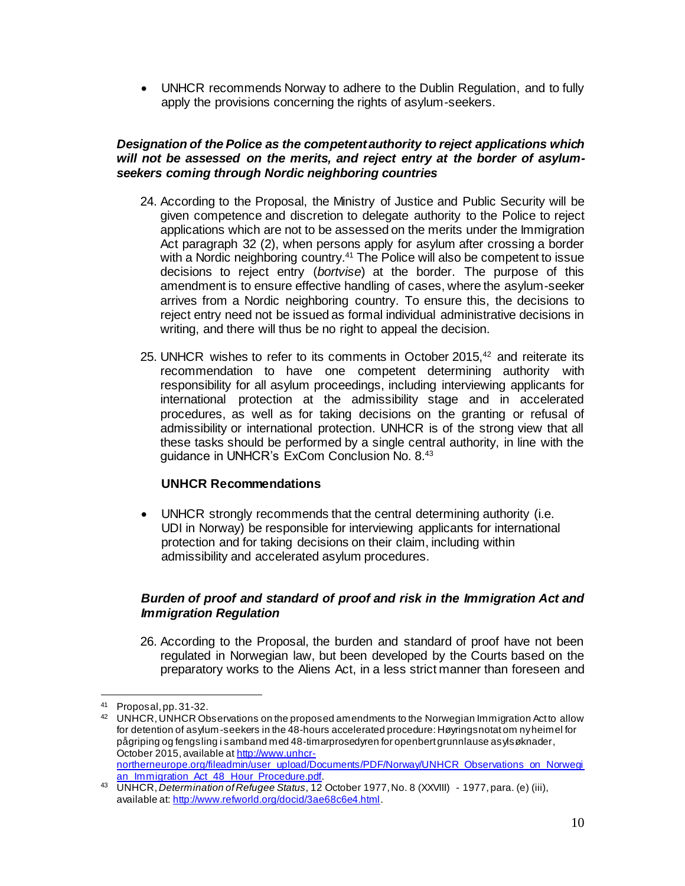- UNHCR recommends Norway to adhere to the Dublin Regulation, and to fully apply the provisions concerning the rights of asylum-seekers.

***Designation of the Police as the competent authority to reject applications which will not be assessed on the merits, and reject entry at the border of asylum-seekers coming through Nordic neighboring countries***

24. According to the Proposal, the Ministry of Justice and Public Security will be given competence and discretion to delegate authority to the Police to reject applications which are not to be assessed on the merits under the Immigration Act paragraph 32 (2), when persons apply for asylum after crossing a border with a Nordic neighboring country.[41] The Police will also be competent to issue decisions to reject entry (*bortvise*) at the border. The purpose of this amendment is to ensure effective handling of cases, where the asylum-seeker arrives from a Nordic neighboring country. To ensure this, the decisions to reject entry need not be issued as formal individual administrative decisions in writing, and there will thus be no right to appeal the decision.

25. UNHCR wishes to refer to its comments in October 2015,[42] and reiterate its recommendation to have one competent determining authority with responsibility for all asylum proceedings, including interviewing applicants for international protection at the admissibility stage and in accelerated procedures, as well as for taking decisions on the granting or refusal of admissibility or international protection. UNHCR is of the strong view that all these tasks should be performed by a single central authority, in line with the guidance in UNHCR's ExCom Conclusion No. 8.[43]

**UNHCR Recommendations**

- UNHCR strongly recommends that the central determining authority (i.e. UDI in Norway) be responsible for interviewing applicants for international protection and for taking decisions on their claim, including within admissibility and accelerated asylum procedures.

***Burden of proof and standard of proof and risk in the Immigration Act and Immigration Regulation***

26. According to the Proposal, the burden and standard of proof have not been regulated in Norwegian law, but been developed by the Courts based on the preparatory works to the Aliens Act, in a less strict manner than foreseen and

---

[41] Proposal, pp. 31-32.

[42] UNHCR, UNHCR Observations on the proposed amendments to the Norwegian Immigration Act to allow for detention of asylum-seekers in the 48-hours accelerated procedure: Høyringsnotat om ny heimel for pågriping og fengsling i samband med 48-timarprosedyren for openbert grunnlause asylsøknader, October 2015, available at [http://www.unhcr-northerneurope.org/fileadmin/user_upload/Documents/PDF/Norway/UNHCR_Observations_on_Norwegian_Immigration_Act_48_Hour_Procedure.pdf](http://www.unhcr-northerneurope.org/fileadmin/user_upload/Documents/PDF/Norway/UNHCR_Observations_on_Norwegian_Immigration_Act_48_Hour_Procedure.pdf).

[43] UNHCR, *Determination of Refugee Status*, 12 October 1977, No. 8 (XXVIII) - 1977, para. (e) (iii), available at: [http://www.refworld.org/docid/3ae68c6e4.html](http://www.refworld.org/docid/3ae68c6e4.html).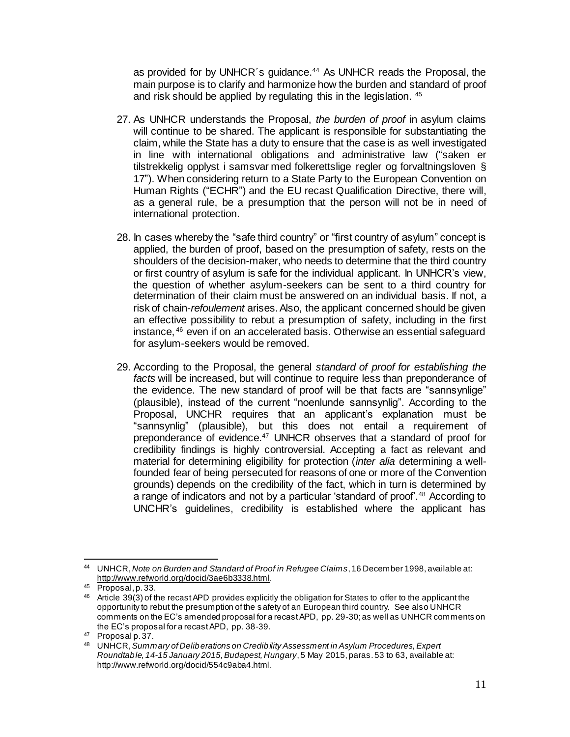as provided for by UNHCR´s guidance.[44] As UNHCR reads the Proposal, the main purpose is to clarify and harmonize how the burden and standard of proof and risk should be applied by regulating this in the legislation. [45]

27. As UNHCR understands the Proposal, *the burden of proof* in asylum claims will continue to be shared. The applicant is responsible for substantiating the claim, while the State has a duty to ensure that the case is as well investigated in line with international obligations and administrative law ("saken er tilstrekkelig opplyst i samsvar med folkerettslige regler og forvaltningsloven § 17"). When considering return to a State Party to the European Convention on Human Rights ("ECHR") and the EU recast Qualification Directive, there will, as a general rule, be a presumption that the person will not be in need of international protection.

28. In cases whereby the "safe third country" or "first country of asylum" concept is applied, the burden of proof, based on the presumption of safety, rests on the shoulders of the decision-maker, who needs to determine that the third country or first country of asylum is safe for the individual applicant. In UNHCR's view, the question of whether asylum-seekers can be sent to a third country for determination of their claim must be answered on an individual basis. If not, a risk of chain-*refoulement* arises. Also, the applicant concerned should be given an effective possibility to rebut a presumption of safety, including in the first instance, [46] even if on an accelerated basis. Otherwise an essential safeguard for asylum-seekers would be removed.

29. According to the Proposal, the general *standard of proof for establishing the facts* will be increased, but will continue to require less than preponderance of the evidence. The new standard of proof will be that facts are "sannsynlige" (plausible), instead of the current "noenlunde sannsynlig". According to the Proposal, UNCHR requires that an applicant's explanation must be "sannsynlig" (plausible), but this does not entail a requirement of preponderance of evidence.[47] UNHCR observes that a standard of proof for credibility findings is highly controversial. Accepting a fact as relevant and material for determining eligibility for protection (*inter alia* determining a well-founded fear of being persecuted for reasons of one or more of the Convention grounds) depends on the credibility of the fact, which in turn is determined by a range of indicators and not by a particular 'standard of proof'.[48] According to UNCHR's guidelines, credibility is established where the applicant has

---

[44] UNHCR, *Note on Burden and Standard of Proof in Refugee Claims*, 16 December 1998, available at: http://www.refworld.org/docid/3ae6b3338.html.

[45] Proposal, p. 33.

[46] Article 39(3) of the recast APD provides explicitly the obligation for States to offer to the applicant the opportunity to rebut the presumption of the safety of an European third country. See also UNHCR comments on the EC's amended proposal for a recast APD, pp. 29-30; as well as UNHCR comments on the EC's proposal for a recast APD, pp. 38-39.

[47] Proposal p. 37.

[48] UNHCR, *Summary of Deliberations on Credibility Assessment in Asylum Procedures, Expert Roundtable, 14-15 January 2015, Budapest, Hungary*, 5 May 2015, paras. 53 to 63, available at: http://www.refworld.org/docid/554c9aba4.html.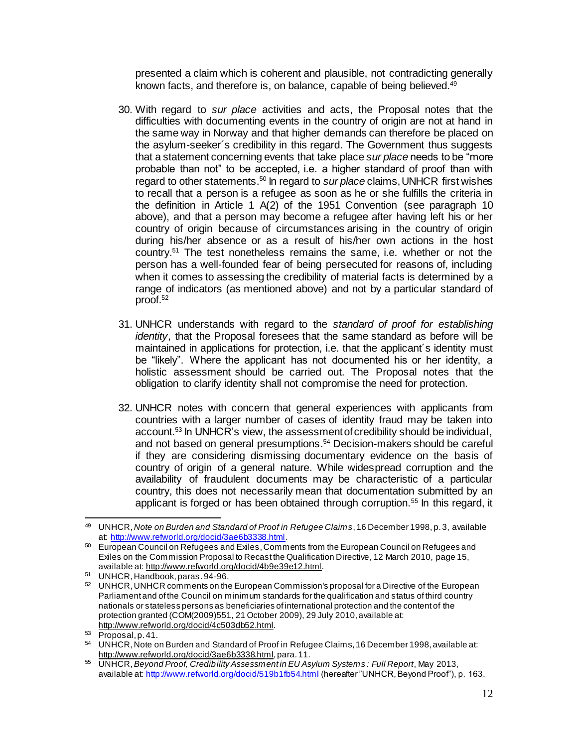presented a claim which is coherent and plausible, not contradicting generally known facts, and therefore is, on balance, capable of being believed.[49]

30. With regard to *sur place* activities and acts, the Proposal notes that the difficulties with documenting events in the country of origin are not at hand in the same way in Norway and that higher demands can therefore be placed on the asylum-seeker´s credibility in this regard. The Government thus suggests that a statement concerning events that take place *sur place* needs to be "more probable than not" to be accepted, i.e. a higher standard of proof than with regard to other statements.[50] In regard to *sur place* claims, UNHCR first wishes to recall that a person is a refugee as soon as he or she fulfills the criteria in the definition in Article 1 A(2) of the 1951 Convention (see paragraph 10 above), and that a person may become a refugee after having left his or her country of origin because of circumstances arising in the country of origin during his/her absence or as a result of his/her own actions in the host country.[51] The test nonetheless remains the same, i.e. whether or not the person has a well-founded fear of being persecuted for reasons of, including when it comes to assessing the credibility of material facts is determined by a range of indicators (as mentioned above) and not by a particular standard of proof.[52]

31. UNHCR understands with regard to the *standard of proof for establishing identity*, that the Proposal foresees that the same standard as before will be maintained in applications for protection, i.e. that the applicant´s identity must be "likely". Where the applicant has not documented his or her identity, a holistic assessment should be carried out. The Proposal notes that the obligation to clarify identity shall not compromise the need for protection.

32. UNHCR notes with concern that general experiences with applicants from countries with a larger number of cases of identity fraud may be taken into account.[53] In UNHCR's view, the assessment of credibility should be individual, and not based on general presumptions.[54] Decision-makers should be careful if they are considering dismissing documentary evidence on the basis of country of origin of a general nature. While widespread corruption and the availability of fraudulent documents may be characteristic of a particular country, this does not necessarily mean that documentation submitted by an applicant is forged or has been obtained through corruption.[55] In this regard, it

---

[49] UNHCR, *Note on Burden and Standard of Proof in Refugee Claims*, 16 December 1998, p. 3, available at: http://www.refworld.org/docid/3ae6b3338.html.

[50] European Council on Refugees and Exiles, Comments from the European Council on Refugees and Exiles on the Commission Proposal to Recast the Qualification Directive, 12 March 2010, page 15, available at: http://www.refworld.org/docid/4b9e39e12.html.

[51] UNHCR, Handbook, paras. 94-96.

[52] UNHCR, UNHCR comments on the European Commission's proposal for a Directive of the European Parliament and of the Council on minimum standards for the qualification and status of third country nationals or stateless persons as beneficiaries of international protection and the content of the protection granted (COM(2009)551, 21 October 2009), 29 July 2010, available at: http://www.refworld.org/docid/4c503db52.html.

[53] Proposal, p. 41.

[54] UNHCR, Note on Burden and Standard of Proof in Refugee Claims, 16 December 1998, available at: http://www.refworld.org/docid/3ae6b3338.html, para. 11.

[55] UNHCR, *Beyond Proof, Credibility Assessment in EU Asylum Systems: Full Report*, May 2013, available at: http://www.refworld.org/docid/519b1fb54.html (hereafter "UNHCR, Beyond Proof"), p. 163.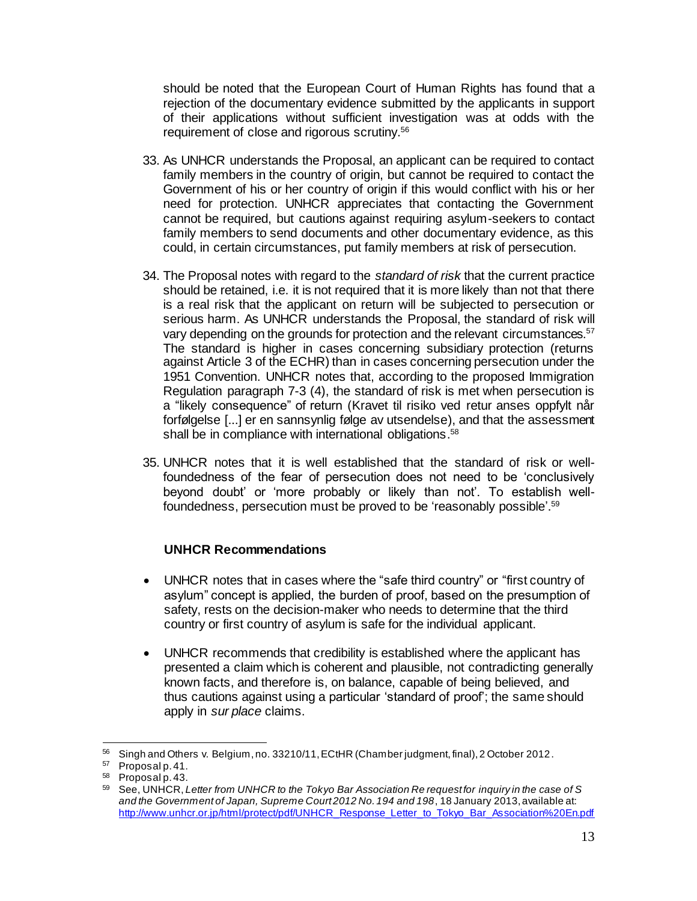should be noted that the European Court of Human Rights has found that a rejection of the documentary evidence submitted by the applicants in support of their applications without sufficient investigation was at odds with the requirement of close and rigorous scrutiny.[56]

33. As UNHCR understands the Proposal, an applicant can be required to contact family members in the country of origin, but cannot be required to contact the Government of his or her country of origin if this would conflict with his or her need for protection. UNHCR appreciates that contacting the Government cannot be required, but cautions against requiring asylum-seekers to contact family members to send documents and other documentary evidence, as this could, in certain circumstances, put family members at risk of persecution.

34. The Proposal notes with regard to the *standard of risk* that the current practice should be retained, i.e. it is not required that it is more likely than not that there is a real risk that the applicant on return will be subjected to persecution or serious harm. As UNHCR understands the Proposal, the standard of risk will vary depending on the grounds for protection and the relevant circumstances.[57] The standard is higher in cases concerning subsidiary protection (returns against Article 3 of the ECHR) than in cases concerning persecution under the 1951 Convention. UNHCR notes that, according to the proposed Immigration Regulation paragraph 7-3 (4), the standard of risk is met when persecution is a "likely consequence" of return (Kravet til risiko ved retur anses oppfylt når forfølgelse [...] er en sannsynlig følge av utsendelse), and that the assessment shall be in compliance with international obligations.[58]

35. UNHCR notes that it is well established that the standard of risk or well-foundedness of the fear of persecution does not need to be 'conclusively beyond doubt' or 'more probably or likely than not'. To establish well-foundedness, persecution must be proved to be 'reasonably possible'.[59]

**UNHCR Recommendations**

- UNHCR notes that in cases where the "safe third country" or "first country of asylum" concept is applied, the burden of proof, based on the presumption of safety, rests on the decision-maker who needs to determine that the third country or first country of asylum is safe for the individual applicant.
- UNHCR recommends that credibility is established where the applicant has presented a claim which is coherent and plausible, not contradicting generally known facts, and therefore is, on balance, capable of being believed, and thus cautions against using a particular 'standard of proof'; the same should apply in *sur place* claims.

---

[56] Singh and Others v. Belgium, no. 33210/11, ECtHR (Chamber judgment, final), 2 October 2012.

[57] Proposal p. 41.

[58] Proposal p. 43.

[59] See, UNHCR, *Letter from UNHCR to the Tokyo Bar Association Re request for inquiry in the case of S and the Government of Japan, Supreme Court 2012 No. 194 and 198*, 18 January 2013, available at: http://www.unhcr.or.jp/html/protect/pdf/UNHCR_Response_Letter_to_Tokyo_Bar_Association%20En.pdf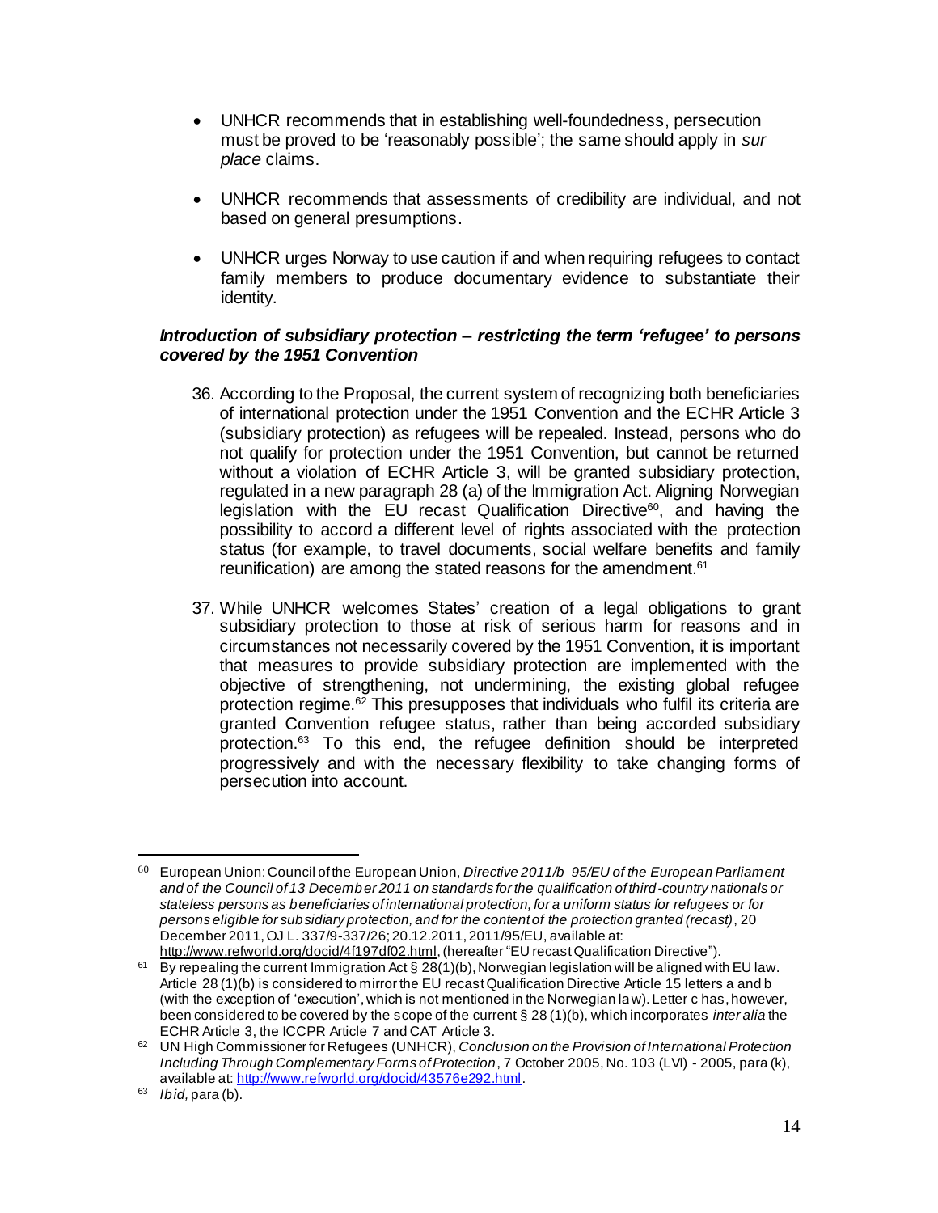- UNHCR recommends that in establishing well-foundedness, persecution must be proved to be 'reasonably possible'; the same should apply in *sur place* claims.

- UNHCR recommends that assessments of credibility are individual, and not based on general presumptions.

- UNHCR urges Norway to use caution if and when requiring refugees to contact family members to produce documentary evidence to substantiate their identity.

### *Introduction of subsidiary protection – restricting the term 'refugee' to persons covered by the 1951 Convention*

36. According to the Proposal, the current system of recognizing both beneficiaries of international protection under the 1951 Convention and the ECHR Article 3 (subsidiary protection) as refugees will be repealed. Instead, persons who do not qualify for protection under the 1951 Convention, but cannot be returned without a violation of ECHR Article 3, will be granted subsidiary protection, regulated in a new paragraph 28 (a) of the Immigration Act. Aligning Norwegian legislation with the EU recast Qualification Directive[60], and having the possibility to accord a different level of rights associated with the protection status (for example, to travel documents, social welfare benefits and family reunification) are among the stated reasons for the amendment.[61]

37. While UNHCR welcomes States' creation of a legal obligations to grant subsidiary protection to those at risk of serious harm for reasons and in circumstances not necessarily covered by the 1951 Convention, it is important that measures to provide subsidiary protection are implemented with the objective of strengthening, not undermining, the existing global refugee protection regime.[62] This presupposes that individuals who fulfil its criteria are granted Convention refugee status, rather than being accorded subsidiary protection.[63] To this end, the refugee definition should be interpreted progressively and with the necessary flexibility to take changing forms of persecution into account.

---

[60] European Union: Council of the European Union, *Directive 2011/b 95/EU of the European Parliament and of the Council of 13 December 2011 on standards for the qualification of third-country nationals or stateless persons as beneficiaries of international protection, for a uniform status for refugees or for persons eligible for subsidiary protection, and for the content of the protection granted (recast)*, 20 December 2011, OJ L. 337/9-337/26; 20.12.2011, 2011/95/EU, available at: http://www.refworld.org/docid/4f197df02.html, (hereafter "EU recast Qualification Directive").

[61] By repealing the current Immigration Act § 28(1)(b), Norwegian legislation will be aligned with EU law. Article 28 (1)(b) is considered to mirror the EU recast Qualification Directive Article 15 letters a and b (with the exception of 'execution', which is not mentioned in the Norwegian law). Letter c has, however, been considered to be covered by the scope of the current § 28 (1)(b), which incorporates *inter alia* the ECHR Article 3, the ICCPR Article 7 and CAT Article 3.

[62] UN High Commissioner for Refugees (UNHCR), *Conclusion on the Provision of International Protection Including Through Complementary Forms of Protection*, 7 October 2005, No. 103 (LVI) - 2005, para (k), available at: http://www.refworld.org/docid/43576e292.html.

[63] *Ibid*, para (b).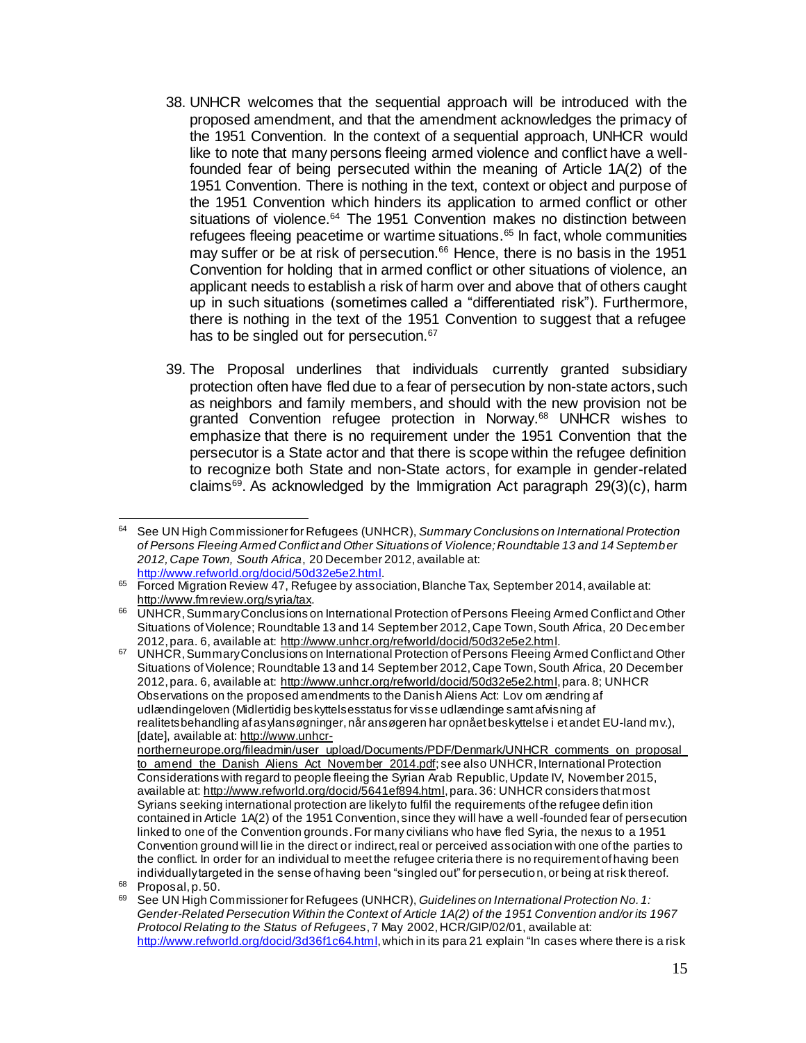38. UNHCR welcomes that the sequential approach will be introduced with the proposed amendment, and that the amendment acknowledges the primacy of the 1951 Convention. In the context of a sequential approach, UNHCR would like to note that many persons fleeing armed violence and conflict have a well-founded fear of being persecuted within the meaning of Article 1A(2) of the 1951 Convention. There is nothing in the text, context or object and purpose of the 1951 Convention which hinders its application to armed conflict or other situations of violence.[64] The 1951 Convention makes no distinction between refugees fleeing peacetime or wartime situations.[65] In fact, whole communities may suffer or be at risk of persecution.[66] Hence, there is no basis in the 1951 Convention for holding that in armed conflict or other situations of violence, an applicant needs to establish a risk of harm over and above that of others caught up in such situations (sometimes called a "differentiated risk"). Furthermore, there is nothing in the text of the 1951 Convention to suggest that a refugee has to be singled out for persecution.[67]

39. The Proposal underlines that individuals currently granted subsidiary protection often have fled due to a fear of persecution by non-state actors, such as neighbors and family members, and should with the new provision not be granted Convention refugee protection in Norway.[68] UNHCR wishes to emphasize that there is no requirement under the 1951 Convention that the persecutor is a State actor and that there is scope within the refugee definition to recognize both State and non-State actors, for example in gender-related claims[69]. As acknowledged by the Immigration Act paragraph 29(3)(c), harm

---

[64] See UN High Commissioner for Refugees (UNHCR), *Summary Conclusions on International Protection of Persons Fleeing Armed Conflict and Other Situations of Violence; Roundtable 13 and 14 September 2012, Cape Town, South Africa*, 20 December 2012, available at: http://www.refworld.org/docid/50d32e5e2.html.

[65] Forced Migration Review 47, Refugee by association, Blanche Tax, September 2014, available at: http://www.fmreview.org/syria/tax.

[66] UNHCR, Summary Conclusions on International Protection of Persons Fleeing Armed Conflict and Other Situations of Violence; Roundtable 13 and 14 September 2012, Cape Town, South Africa, 20 December 2012, para. 6, available at: http://www.unhcr.org/refworld/docid/50d32e5e2.html.

[67] UNHCR, Summary Conclusions on International Protection of Persons Fleeing Armed Conflict and Other Situations of Violence; Roundtable 13 and 14 September 2012, Cape Town, South Africa, 20 December 2012, para. 6, available at: http://www.unhcr.org/refworld/docid/50d32e5e2.html, para. 8; UNHCR Observations on the proposed amendments to the Danish Aliens Act: Lov om ændring af udlændingeloven (Midlertidig beskyttelsesstatus for visse udlændinge samt afvisning af realitetsbehandling af asylansøgninger, når ansøgeren har opnået beskyttelse i et andet EU-land mv.), [date], available at: http://www.unhcr-northerneurope.org/fileadmin/user_upload/Documents/PDF/Denmark/UNHCR_comments_on_proposal_to_amend_the_Danish_Aliens_Act_November_2014.pdf; see also UNHCR, International Protection Considerations with regard to people fleeing the Syrian Arab Republic, Update IV, November 2015, available at: http://www.refworld.org/docid/5641ef894.html, para. 36: UNHCR considers that most Syrians seeking international protection are likely to fulfil the requirements of the refugee definition contained in Article 1A(2) of the 1951 Convention, since they will have a well-founded fear of persecution linked to one of the Convention grounds. For many civilians who have fled Syria, the nexus to a 1951 Convention ground will lie in the direct or indirect, real or perceived association with one of the parties to the conflict. In order for an individual to meet the refugee criteria there is no requirement of having been individually targeted in the sense of having been "singled out" for persecution, or being at risk thereof.

[68] Proposal, p. 50.

[69] See UN High Commissioner for Refugees (UNHCR), *Guidelines on International Protection No. 1: Gender-Related Persecution Within the Context of Article 1A(2) of the 1951 Convention and/or its 1967 Protocol Relating to the Status of Refugees*, 7 May 2002, HCR/GIP/02/01, available at: http://www.refworld.org/docid/3d36f1c64.html, which in its para 21 explain "In cases where there is a risk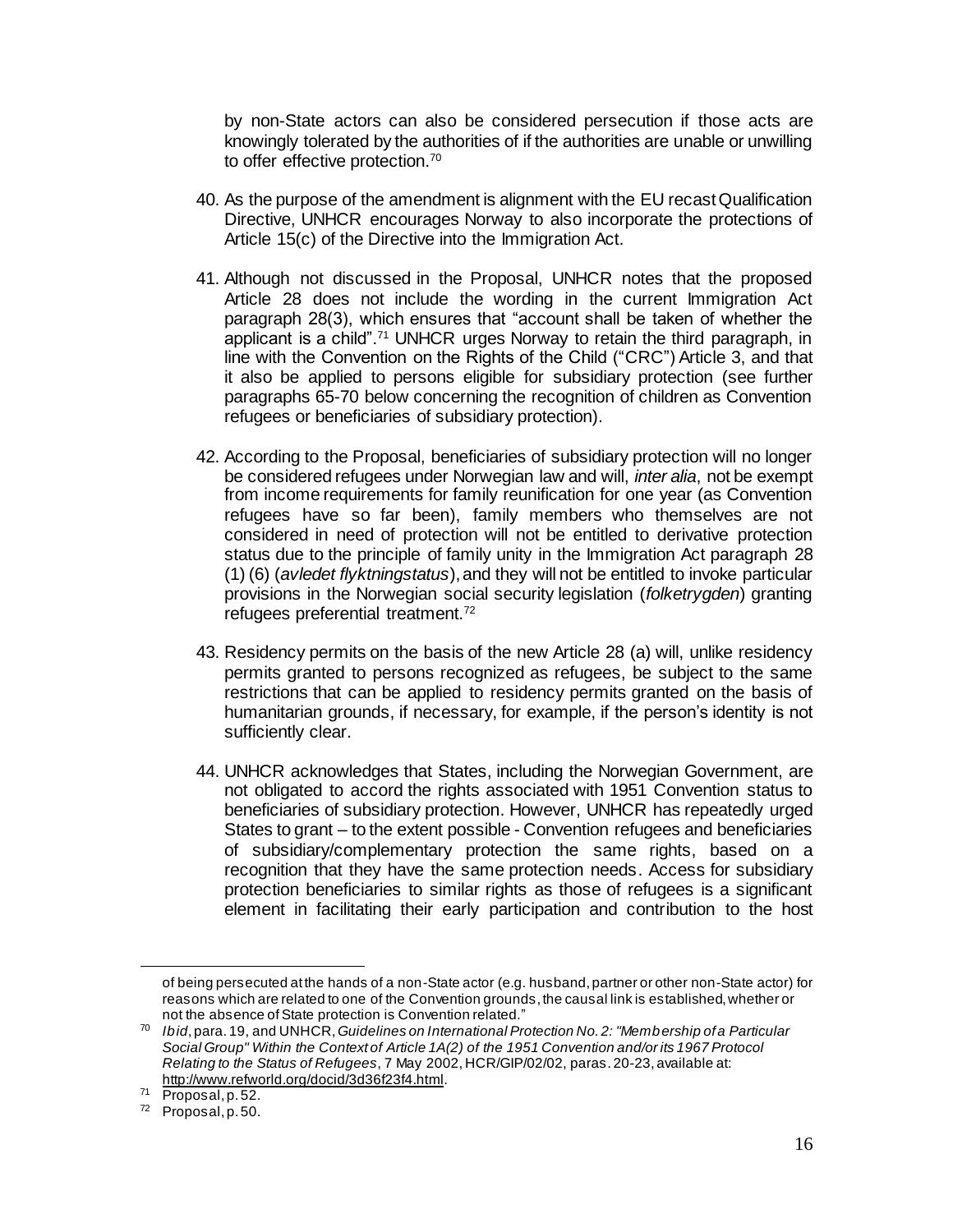by non-State actors can also be considered persecution if those acts are knowingly tolerated by the authorities of if the authorities are unable or unwilling to offer effective protection.[70]

40. As the purpose of the amendment is alignment with the EU recast Qualification Directive, UNHCR encourages Norway to also incorporate the protections of Article 15(c) of the Directive into the Immigration Act.

41. Although not discussed in the Proposal, UNHCR notes that the proposed Article 28 does not include the wording in the current Immigration Act paragraph 28(3), which ensures that "account shall be taken of whether the applicant is a child".[71] UNHCR urges Norway to retain the third paragraph, in line with the Convention on the Rights of the Child ("CRC") Article 3, and that it also be applied to persons eligible for subsidiary protection (see further paragraphs 65-70 below concerning the recognition of children as Convention refugees or beneficiaries of subsidiary protection).

42. According to the Proposal, beneficiaries of subsidiary protection will no longer be considered refugees under Norwegian law and will, *inter alia*, not be exempt from income requirements for family reunification for one year (as Convention refugees have so far been), family members who themselves are not considered in need of protection will not be entitled to derivative protection status due to the principle of family unity in the Immigration Act paragraph 28 (1) (6) (*avledet flyktningstatus*), and they will not be entitled to invoke particular provisions in the Norwegian social security legislation (*folketrygden*) granting refugees preferential treatment.[72]

43. Residency permits on the basis of the new Article 28 (a) will, unlike residency permits granted to persons recognized as refugees, be subject to the same restrictions that can be applied to residency permits granted on the basis of humanitarian grounds, if necessary, for example, if the person's identity is not sufficiently clear.

44. UNHCR acknowledges that States, including the Norwegian Government, are not obligated to accord the rights associated with 1951 Convention status to beneficiaries of subsidiary protection. However, UNHCR has repeatedly urged States to grant – to the extent possible - Convention refugees and beneficiaries of subsidiary/complementary protection the same rights, based on a recognition that they have the same protection needs. Access for subsidiary protection beneficiaries to similar rights as those of refugees is a significant element in facilitating their early participation and contribution to the host

---

of being persecuted at the hands of a non-State actor (e.g. husband, partner or other non-State actor) for reasons which are related to one of the Convention grounds, the causal link is established, whether or not the absence of State protection is Convention related."

[70] *Ibid*, para. 19, and UNHCR, *Guidelines on International Protection No. 2: "Membership of a Particular Social Group" Within the Context of Article 1A(2) of the 1951 Convention and/or its 1967 Protocol Relating to the Status of Refugees*, 7 May 2002, HCR/GIP/02/02, paras. 20-23, available at: http://www.refworld.org/docid/3d36f23f4.html.

[71] Proposal, p. 52.

[72] Proposal, p. 50.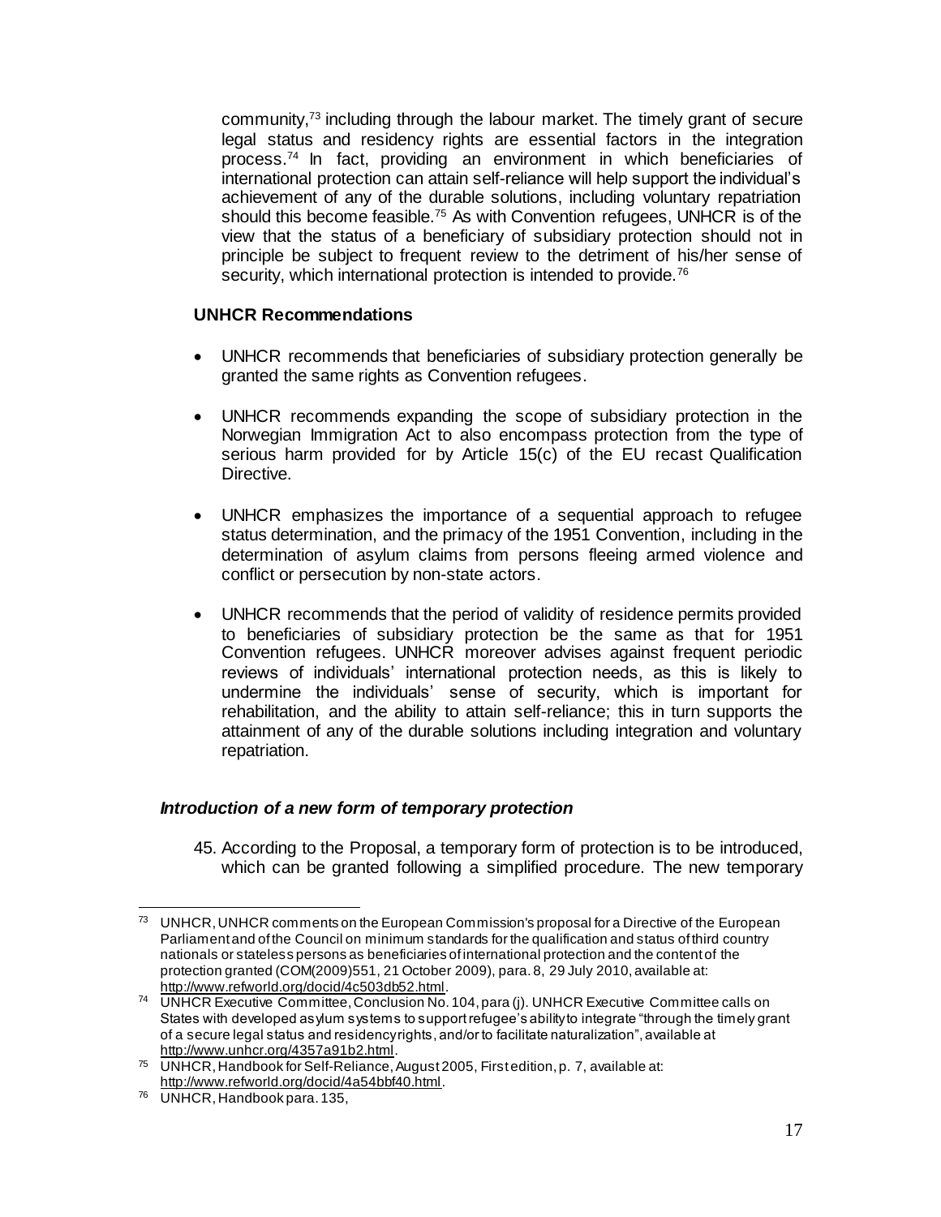community,[73] including through the labour market. The timely grant of secure legal status and residency rights are essential factors in the integration process.[74] In fact, providing an environment in which beneficiaries of international protection can attain self-reliance will help support the individual's achievement of any of the durable solutions, including voluntary repatriation should this become feasible.[75] As with Convention refugees, UNHCR is of the view that the status of a beneficiary of subsidiary protection should not in principle be subject to frequent review to the detriment of his/her sense of security, which international protection is intended to provide.[76]

**UNHCR Recommendations**

- UNHCR recommends that beneficiaries of subsidiary protection generally be granted the same rights as Convention refugees.
- UNHCR recommends expanding the scope of subsidiary protection in the Norwegian Immigration Act to also encompass protection from the type of serious harm provided for by Article 15(c) of the EU recast Qualification Directive.
- UNHCR emphasizes the importance of a sequential approach to refugee status determination, and the primacy of the 1951 Convention, including in the determination of asylum claims from persons fleeing armed violence and conflict or persecution by non-state actors.
- UNHCR recommends that the period of validity of residence permits provided to beneficiaries of subsidiary protection be the same as that for 1951 Convention refugees. UNHCR moreover advises against frequent periodic reviews of individuals' international protection needs, as this is likely to undermine the individuals' sense of security, which is important for rehabilitation, and the ability to attain self-reliance; this in turn supports the attainment of any of the durable solutions including integration and voluntary repatriation.

### *Introduction of a new form of temporary protection*

45. According to the Proposal, a temporary form of protection is to be introduced, which can be granted following a simplified procedure. The new temporary

---

[73] UNHCR, UNHCR comments on the European Commission's proposal for a Directive of the European Parliament and of the Council on minimum standards for the qualification and status of third country nationals or stateless persons as beneficiaries of international protection and the content of the protection granted (COM(2009)551, 21 October 2009), para. 8, 29 July 2010, available at: http://www.refworld.org/docid/4c503db52.html.

[74] UNHCR Executive Committee, Conclusion No. 104, para (j). UNHCR Executive Committee calls on States with developed asylum systems to support refugee's ability to integrate "through the timely grant of a secure legal status and residency rights, and/or to facilitate naturalization", available at http://www.unhcr.org/4357a91b2.html.

[75] UNHCR, Handbook for Self-Reliance, August 2005, First edition, p. 7, available at: http://www.refworld.org/docid/4a54bbf40.html.

[76] UNHCR, Handbook para. 135,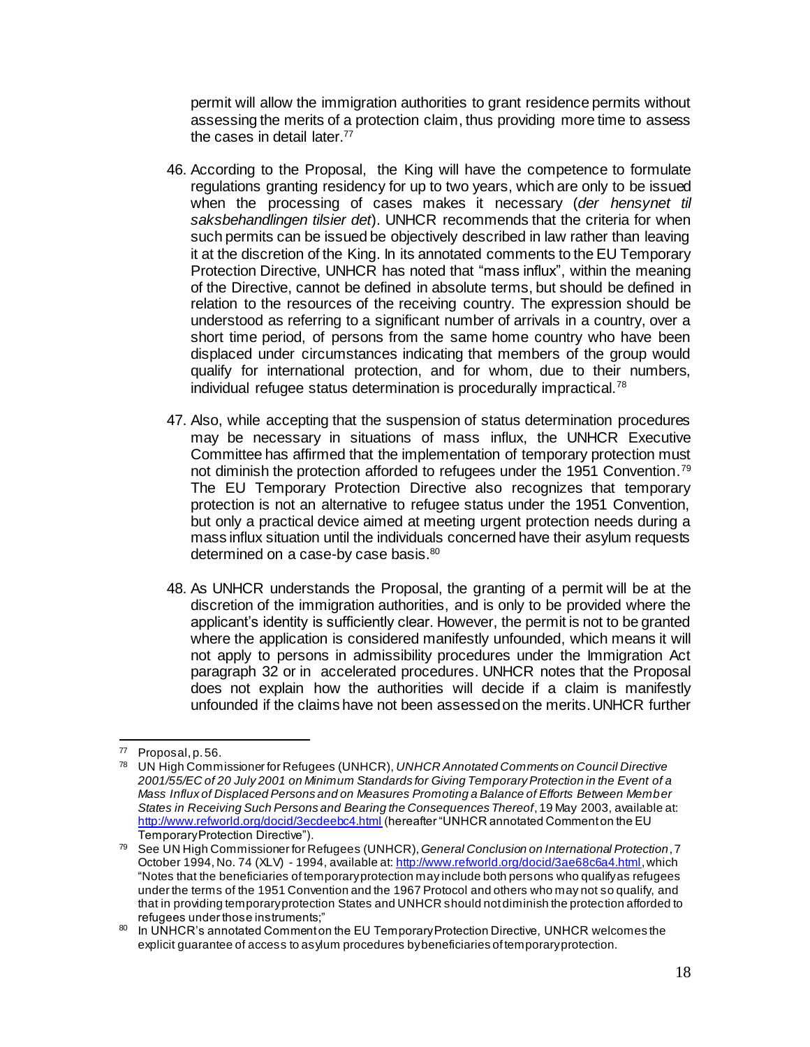permit will allow the immigration authorities to grant residence permits without assessing the merits of a protection claim, thus providing more time to assess the cases in detail later.[77]

46. According to the Proposal, the King will have the competence to formulate regulations granting residency for up to two years, which are only to be issued when the processing of cases makes it necessary (*der hensynet til saksbehandlingen tilsier det*). UNHCR recommends that the criteria for when such permits can be issued be objectively described in law rather than leaving it at the discretion of the King. In its annotated comments to the EU Temporary Protection Directive, UNHCR has noted that "mass influx", within the meaning of the Directive, cannot be defined in absolute terms, but should be defined in relation to the resources of the receiving country. The expression should be understood as referring to a significant number of arrivals in a country, over a short time period, of persons from the same home country who have been displaced under circumstances indicating that members of the group would qualify for international protection, and for whom, due to their numbers, individual refugee status determination is procedurally impractical.[78]

47. Also, while accepting that the suspension of status determination procedures may be necessary in situations of mass influx, the UNHCR Executive Committee has affirmed that the implementation of temporary protection must not diminish the protection afforded to refugees under the 1951 Convention.[79] The EU Temporary Protection Directive also recognizes that temporary protection is not an alternative to refugee status under the 1951 Convention, but only a practical device aimed at meeting urgent protection needs during a mass influx situation until the individuals concerned have their asylum requests determined on a case-by case basis.[80]

48. As UNHCR understands the Proposal, the granting of a permit will be at the discretion of the immigration authorities, and is only to be provided where the applicant's identity is sufficiently clear. However, the permit is not to be granted where the application is considered manifestly unfounded, which means it will not apply to persons in admissibility procedures under the Immigration Act paragraph 32 or in accelerated procedures. UNHCR notes that the Proposal does not explain how the authorities will decide if a claim is manifestly unfounded if the claims have not been assessed on the merits. UNHCR further

---

[77] Proposal, p. 56.

[78] UN High Commissioner for Refugees (UNHCR), *UNHCR Annotated Comments on Council Directive 2001/55/EC of 20 July 2001 on Minimum Standards for Giving Temporary Protection in the Event of a Mass Influx of Displaced Persons and on Measures Promoting a Balance of Efforts Between Member States in Receiving Such Persons and Bearing the Consequences Thereof*, 19 May 2003, available at: http://www.refworld.org/docid/3ecdeebc4.html (hereafter "UNHCR annotated Comment on the EU Temporary Protection Directive").

[79] See UN High Commissioner for Refugees (UNHCR), *General Conclusion on International Protection*, 7 October 1994, No. 74 (XLV) - 1994, available at: http://www.refworld.org/docid/3ae68c6a4.html, which "Notes that the beneficiaries of temporary protection may include both persons who qualify as refugees under the terms of the 1951 Convention and the 1967 Protocol and others who may not so qualify, and that in providing temporary protection States and UNHCR should not diminish the protection afforded to refugees under those instruments;"

[80] In UNHCR's annotated Comment on the EU Temporary Protection Directive, UNHCR welcomes the explicit guarantee of access to asylum procedures by beneficiaries of temporary protection.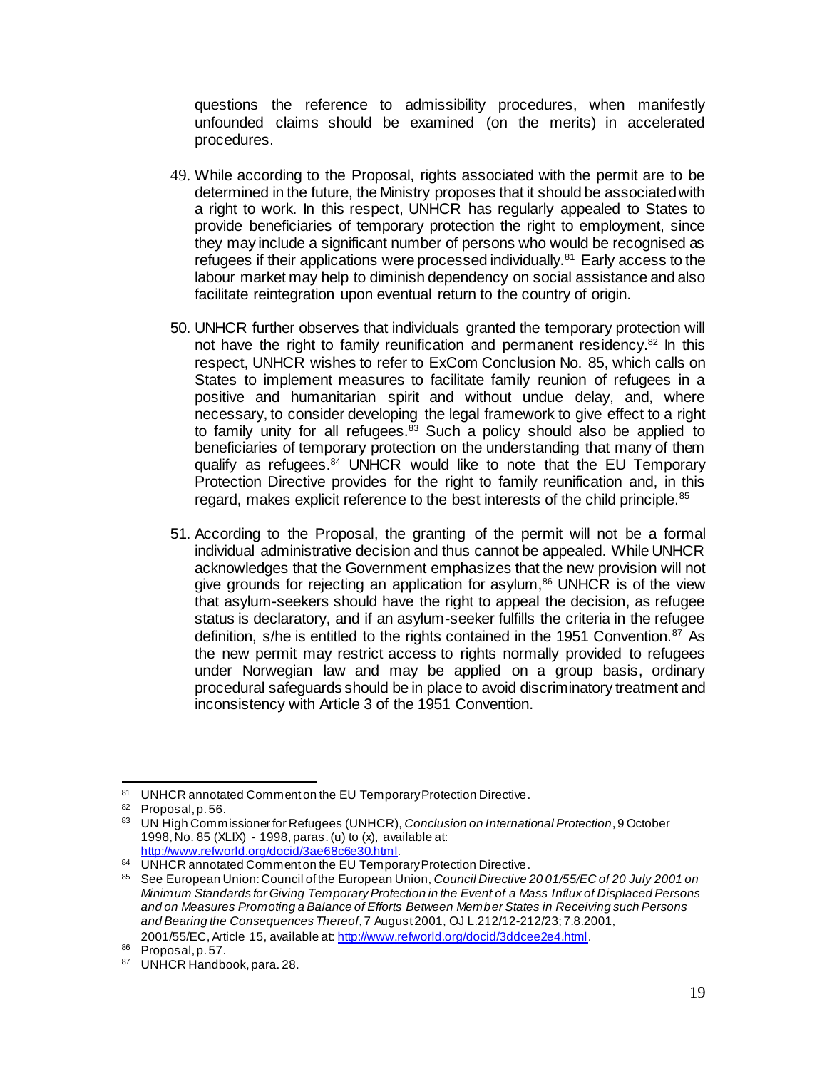questions the reference to admissibility procedures, when manifestly unfounded claims should be examined (on the merits) in accelerated procedures.

49. While according to the Proposal, rights associated with the permit are to be determined in the future, the Ministry proposes that it should be associated with a right to work. In this respect, UNHCR has regularly appealed to States to provide beneficiaries of temporary protection the right to employment, since they may include a significant number of persons who would be recognised as refugees if their applications were processed individually.[81] Early access to the labour market may help to diminish dependency on social assistance and also facilitate reintegration upon eventual return to the country of origin.

50. UNHCR further observes that individuals granted the temporary protection will not have the right to family reunification and permanent residency.[82] In this respect, UNHCR wishes to refer to ExCom Conclusion No. 85, which calls on States to implement measures to facilitate family reunion of refugees in a positive and humanitarian spirit and without undue delay, and, where necessary, to consider developing the legal framework to give effect to a right to family unity for all refugees.[83] Such a policy should also be applied to beneficiaries of temporary protection on the understanding that many of them qualify as refugees.[84] UNHCR would like to note that the EU Temporary Protection Directive provides for the right to family reunification and, in this regard, makes explicit reference to the best interests of the child principle.[85]

51. According to the Proposal, the granting of the permit will not be a formal individual administrative decision and thus cannot be appealed. While UNHCR acknowledges that the Government emphasizes that the new provision will not give grounds for rejecting an application for asylum,[86] UNHCR is of the view that asylum-seekers should have the right to appeal the decision, as refugee status is declaratory, and if an asylum-seeker fulfills the criteria in the refugee definition, s/he is entitled to the rights contained in the 1951 Convention.[87] As the new permit may restrict access to rights normally provided to refugees under Norwegian law and may be applied on a group basis, ordinary procedural safeguards should be in place to avoid discriminatory treatment and inconsistency with Article 3 of the 1951 Convention.

---

[81] UNHCR annotated Comment on the EU Temporary Protection Directive.

[82] Proposal, p. 56.

[83] UN High Commissioner for Refugees (UNHCR), *Conclusion on International Protection*, 9 October 1998, No. 85 (XLIX) - 1998, paras. (u) to (x), available at: http://www.refworld.org/docid/3ae68c6e30.html.

[84] UNHCR annotated Comment on the EU Temporary Protection Directive.

[85] See European Union: Council of the European Union, *Council Directive 2001/55/EC of 20 July 2001 on Minimum Standards for Giving Temporary Protection in the Event of a Mass Influx of Displaced Persons and on Measures Promoting a Balance of Efforts Between Member States in Receiving such Persons and Bearing the Consequences Thereof*, 7 August 2001, OJ L.212/12-212/23; 7.8.2001, 2001/55/EC, Article 15, available at: http://www.refworld.org/docid/3ddcee2e4.html.

[86] Proposal, p. 57.

[87] UNHCR Handbook, para. 28.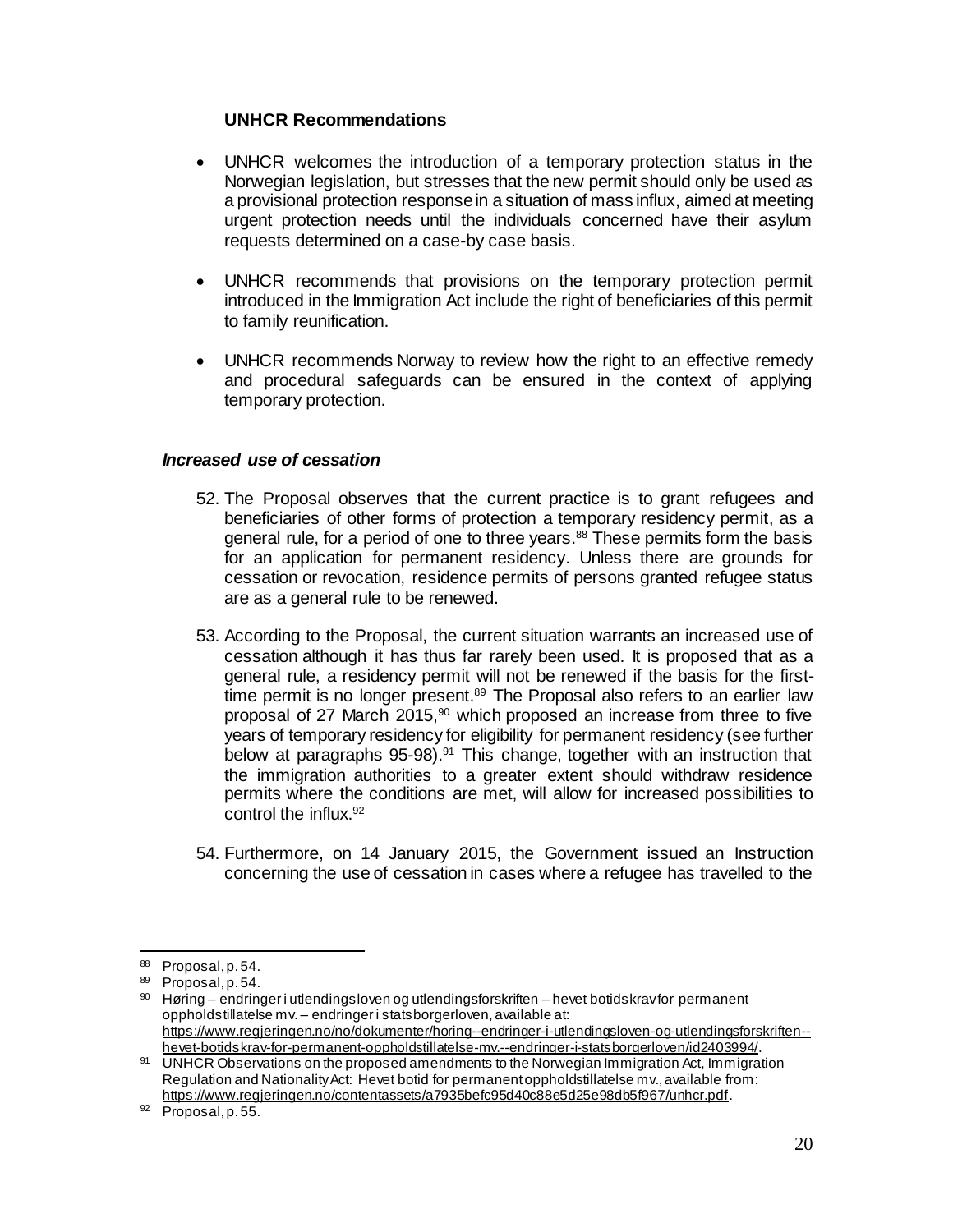**UNHCR Recommendations**

- UNHCR welcomes the introduction of a temporary protection status in the Norwegian legislation, but stresses that the new permit should only be used as a provisional protection response in a situation of mass influx, aimed at meeting urgent protection needs until the individuals concerned have their asylum requests determined on a case-by case basis.

- UNHCR recommends that provisions on the temporary protection permit introduced in the Immigration Act include the right of beneficiaries of this permit to family reunification.

- UNHCR recommends Norway to review how the right to an effective remedy and procedural safeguards can be ensured in the context of applying temporary protection.

***Increased use of cessation***

52. The Proposal observes that the current practice is to grant refugees and beneficiaries of other forms of protection a temporary residency permit, as a general rule, for a period of one to three years.[88] These permits form the basis for an application for permanent residency. Unless there are grounds for cessation or revocation, residence permits of persons granted refugee status are as a general rule to be renewed.

53. According to the Proposal, the current situation warrants an increased use of cessation although it has thus far rarely been used. It is proposed that as a general rule, a residency permit will not be renewed if the basis for the first-time permit is no longer present.[89] The Proposal also refers to an earlier law proposal of 27 March 2015,[90] which proposed an increase from three to five years of temporary residency for eligibility for permanent residency (see further below at paragraphs 95-98).[91] This change, together with an instruction that the immigration authorities to a greater extent should withdraw residence permits where the conditions are met, will allow for increased possibilities to control the influx.[92]

54. Furthermore, on 14 January 2015, the Government issued an Instruction concerning the use of cessation in cases where a refugee has travelled to the

---

[88] Proposal, p. 54.

[89] Proposal, p. 54.

[90] Høring – endringer i utlendingsloven og utlendingsforskriften – hevet botidskrav for permanent oppholdstillatelse mv. – endringer i statsborgerloven, available at: https://www.regjeringen.no/no/dokumenter/horing--endringer-i-utlendingsloven-og-utlendingsforskriften--hevet-botidskrav-for-permanent-oppholdstillatelse-mv.--endringer-i-statsborgerloven/id2403994/.

[91] UNHCR Observations on the proposed amendments to the Norwegian Immigration Act, Immigration Regulation and Nationality Act: Hevet botid for permanent oppholdstillatelse mv., available from: https://www.regjeringen.no/contentassets/a7935befc95d40c88e5d25e98db5f967/unhcr.pdf.

[92] Proposal, p. 55.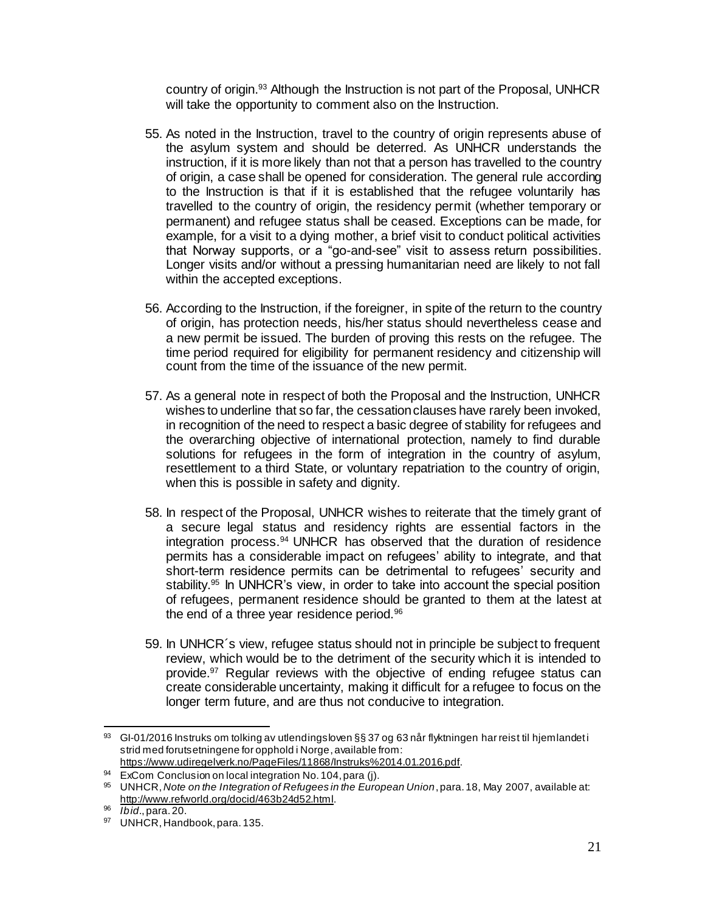country of origin.[93] Although the Instruction is not part of the Proposal, UNHCR will take the opportunity to comment also on the Instruction.

55. As noted in the Instruction, travel to the country of origin represents abuse of the asylum system and should be deterred. As UNHCR understands the instruction, if it is more likely than not that a person has travelled to the country of origin, a case shall be opened for consideration. The general rule according to the Instruction is that if it is established that the refugee voluntarily has travelled to the country of origin, the residency permit (whether temporary or permanent) and refugee status shall be ceased. Exceptions can be made, for example, for a visit to a dying mother, a brief visit to conduct political activities that Norway supports, or a "go-and-see" visit to assess return possibilities. Longer visits and/or without a pressing humanitarian need are likely to not fall within the accepted exceptions.

56. According to the Instruction, if the foreigner, in spite of the return to the country of origin, has protection needs, his/her status should nevertheless cease and a new permit be issued. The burden of proving this rests on the refugee. The time period required for eligibility for permanent residency and citizenship will count from the time of the issuance of the new permit.

57. As a general note in respect of both the Proposal and the Instruction, UNHCR wishes to underline that so far, the cessation clauses have rarely been invoked, in recognition of the need to respect a basic degree of stability for refugees and the overarching objective of international protection, namely to find durable solutions for refugees in the form of integration in the country of asylum, resettlement to a third State, or voluntary repatriation to the country of origin, when this is possible in safety and dignity.

58. In respect of the Proposal, UNHCR wishes to reiterate that the timely grant of a secure legal status and residency rights are essential factors in the integration process.[94] UNHCR has observed that the duration of residence permits has a considerable impact on refugees' ability to integrate, and that short-term residence permits can be detrimental to refugees' security and stability.[95] In UNHCR's view, in order to take into account the special position of refugees, permanent residence should be granted to them at the latest at the end of a three year residence period.[96]

59. In UNHCR´s view, refugee status should not in principle be subject to frequent review, which would be to the detriment of the security which it is intended to provide.[97] Regular reviews with the objective of ending refugee status can create considerable uncertainty, making it difficult for a refugee to focus on the longer term future, and are thus not conducive to integration.

---

[93] GI-01/2016 Instruks om tolking av utlendingsloven §§ 37 og 63 når flyktningen har reist til hjemlandet i strid med forutsetningene for opphold i Norge, available from: https://www.udiregelverk.no/PageFiles/11868/Instruks%2014.01.2016.pdf.

[94] ExCom Conclusion on local integration No. 104, para (j).

[95] UNHCR, *Note on the Integration of Refugees in the European Union*, para. 18, May 2007, available at: http://www.refworld.org/docid/463b24d52.html.

[96] *Ibid*., para. 20.

[97] UNHCR, Handbook, para. 135.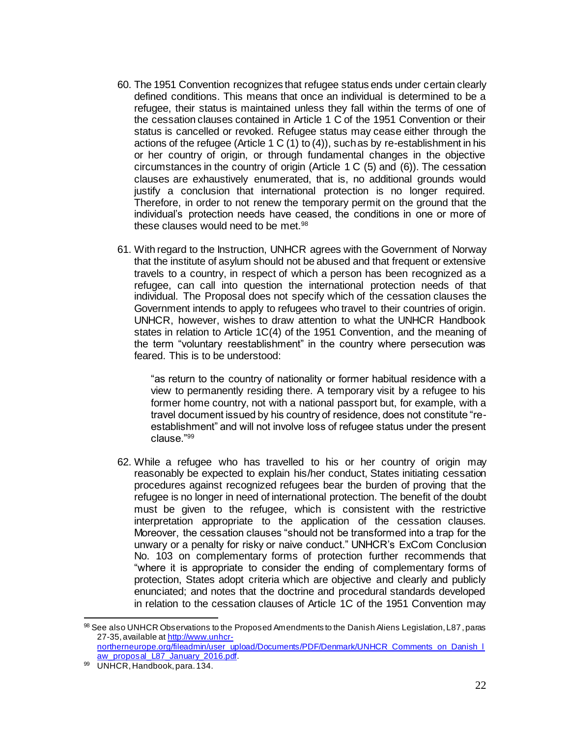60. The 1951 Convention recognizes that refugee status ends under certain clearly defined conditions. This means that once an individual is determined to be a refugee, their status is maintained unless they fall within the terms of one of the cessation clauses contained in Article 1 C of the 1951 Convention or their status is cancelled or revoked. Refugee status may cease either through the actions of the refugee (Article 1 C (1) to (4)), such as by re-establishment in his or her country of origin, or through fundamental changes in the objective circumstances in the country of origin (Article 1 C (5) and (6)). The cessation clauses are exhaustively enumerated, that is, no additional grounds would justify a conclusion that international protection is no longer required. Therefore, in order to not renew the temporary permit on the ground that the individual's protection needs have ceased, the conditions in one or more of these clauses would need to be met.[98]

61. With regard to the Instruction, UNHCR agrees with the Government of Norway that the institute of asylum should not be abused and that frequent or extensive travels to a country, in respect of which a person has been recognized as a refugee, can call into question the international protection needs of that individual. The Proposal does not specify which of the cessation clauses the Government intends to apply to refugees who travel to their countries of origin. UNHCR, however, wishes to draw attention to what the UNHCR Handbook states in relation to Article 1C(4) of the 1951 Convention, and the meaning of the term "voluntary reestablishment" in the country where persecution was feared. This is to be understood:

    "as return to the country of nationality or former habitual residence with a view to permanently residing there. A temporary visit by a refugee to his former home country, not with a national passport but, for example, with a travel document issued by his country of residence, does not constitute "re-establishment" and will not involve loss of refugee status under the present clause."[99]

62. While a refugee who has travelled to his or her country of origin may reasonably be expected to explain his/her conduct, States initiating cessation procedures against recognized refugees bear the burden of proving that the refugee is no longer in need of international protection. The benefit of the doubt must be given to the refugee, which is consistent with the restrictive interpretation appropriate to the application of the cessation clauses. Moreover, the cessation clauses "should not be transformed into a trap for the unwary or a penalty for risky or naive conduct." UNHCR's ExCom Conclusion No. 103 on complementary forms of protection further recommends that "where it is appropriate to consider the ending of complementary forms of protection, States adopt criteria which are objective and clearly and publicly enunciated; and notes that the doctrine and procedural standards developed in relation to the cessation clauses of Article 1C of the 1951 Convention may

---

[98] See also UNHCR Observations to the Proposed Amendments to the Danish Aliens Legislation, L87, paras 27-35, available at http://www.unhcr-northerneurope.org/fileadmin/user_upload/Documents/PDF/Denmark/UNHCR_Comments_on_Danish_law_proposal_L87_January_2016.pdf.

[99] UNHCR, Handbook, para. 134.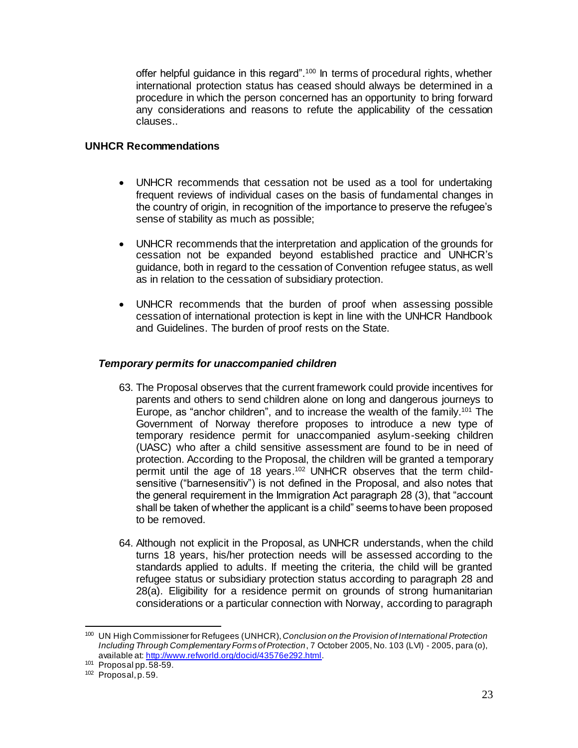offer helpful guidance in this regard".[100] In terms of procedural rights, whether international protection status has ceased should always be determined in a procedure in which the person concerned has an opportunity to bring forward any considerations and reasons to refute the applicability of the cessation clauses..

**UNHCR Recommendations**

- UNHCR recommends that cessation not be used as a tool for undertaking frequent reviews of individual cases on the basis of fundamental changes in the country of origin, in recognition of the importance to preserve the refugee's sense of stability as much as possible;
- UNHCR recommends that the interpretation and application of the grounds for cessation not be expanded beyond established practice and UNHCR's guidance, both in regard to the cessation of Convention refugee status, as well as in relation to the cessation of subsidiary protection.
- UNHCR recommends that the burden of proof when assessing possible cessation of international protection is kept in line with the UNHCR Handbook and Guidelines. The burden of proof rests on the State.

### *Temporary permits for unaccompanied children*

63. The Proposal observes that the current framework could provide incentives for parents and others to send children alone on long and dangerous journeys to Europe, as "anchor children", and to increase the wealth of the family.[101] The Government of Norway therefore proposes to introduce a new type of temporary residence permit for unaccompanied asylum-seeking children (UASC) who after a child sensitive assessment are found to be in need of protection. According to the Proposal, the children will be granted a temporary permit until the age of 18 years.[102] UNHCR observes that the term child-sensitive ("barnesensitiv") is not defined in the Proposal, and also notes that the general requirement in the Immigration Act paragraph 28 (3), that "account shall be taken of whether the applicant is a child" seems to have been proposed to be removed.

64. Although not explicit in the Proposal, as UNHCR understands, when the child turns 18 years, his/her protection needs will be assessed according to the standards applied to adults. If meeting the criteria, the child will be granted refugee status or subsidiary protection status according to paragraph 28 and 28(a). Eligibility for a residence permit on grounds of strong humanitarian considerations or a particular connection with Norway, according to paragraph

---

[100] UN High Commissioner for Refugees (UNHCR), *Conclusion on the Provision of International Protection Including Through Complementary Forms of Protection*, 7 October 2005, No. 103 (LVI) - 2005, para (o), available at: http://www.refworld.org/docid/43576e292.html.

[101] Proposal pp. 58-59.

[102] Proposal, p. 59.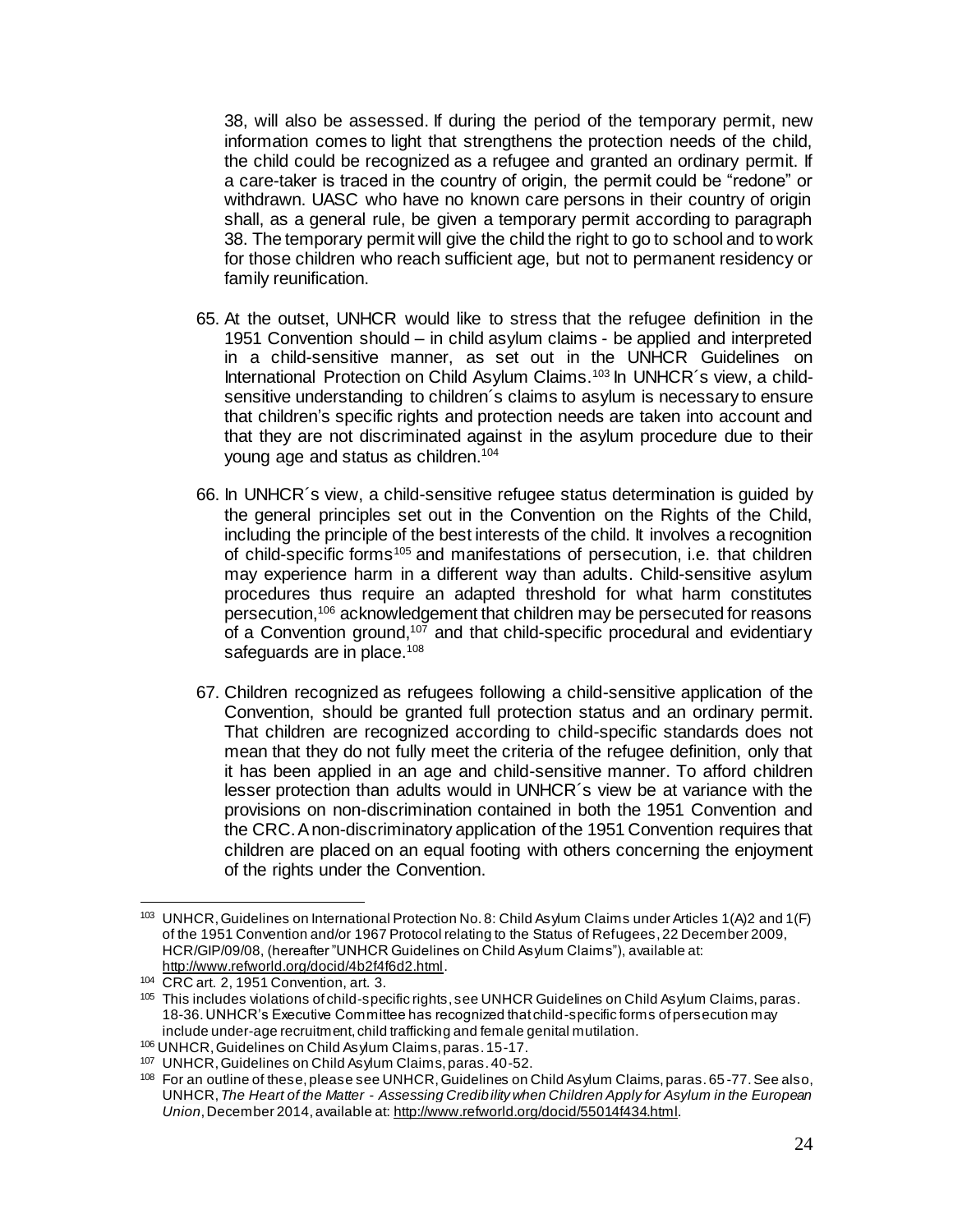38, will also be assessed. If during the period of the temporary permit, new information comes to light that strengthens the protection needs of the child, the child could be recognized as a refugee and granted an ordinary permit. If a care-taker is traced in the country of origin, the permit could be "redone" or withdrawn. UASC who have no known care persons in their country of origin shall, as a general rule, be given a temporary permit according to paragraph 38. The temporary permit will give the child the right to go to school and to work for those children who reach sufficient age, but not to permanent residency or family reunification.

65. At the outset, UNHCR would like to stress that the refugee definition in the 1951 Convention should – in child asylum claims - be applied and interpreted in a child-sensitive manner, as set out in the UNHCR Guidelines on International Protection on Child Asylum Claims.[103] In UNHCR´s view, a child-sensitive understanding to children´s claims to asylum is necessary to ensure that children's specific rights and protection needs are taken into account and that they are not discriminated against in the asylum procedure due to their young age and status as children.[104]

66. In UNHCR´s view, a child-sensitive refugee status determination is guided by the general principles set out in the Convention on the Rights of the Child, including the principle of the best interests of the child. It involves a recognition of child-specific forms[105] and manifestations of persecution, i.e. that children may experience harm in a different way than adults. Child-sensitive asylum procedures thus require an adapted threshold for what harm constitutes persecution,[106] acknowledgement that children may be persecuted for reasons of a Convention ground,[107] and that child-specific procedural and evidentiary safeguards are in place.[108]

67. Children recognized as refugees following a child-sensitive application of the Convention, should be granted full protection status and an ordinary permit. That children are recognized according to child-specific standards does not mean that they do not fully meet the criteria of the refugee definition, only that it has been applied in an age and child-sensitive manner. To afford children lesser protection than adults would in UNHCR´s view be at variance with the provisions on non-discrimination contained in both the 1951 Convention and the CRC. A non-discriminatory application of the 1951 Convention requires that children are placed on an equal footing with others concerning the enjoyment of the rights under the Convention.

---

[103] UNHCR, Guidelines on International Protection No. 8: Child Asylum Claims under Articles 1(A)2 and 1(F) of the 1951 Convention and/or 1967 Protocol relating to the Status of Refugees, 22 December 2009, HCR/GIP/09/08, (hereafter "UNHCR Guidelines on Child Asylum Claims"), available at: http://www.refworld.org/docid/4b2f4f6d2.html.

[104] CRC art. 2, 1951 Convention, art. 3.

[105] This includes violations of child-specific rights, see UNHCR Guidelines on Child Asylum Claims, paras. 18-36. UNHCR's Executive Committee has recognized that child-specific forms of persecution may include under-age recruitment, child trafficking and female genital mutilation.

[106] UNHCR, Guidelines on Child Asylum Claims, paras. 15-17.

[107] UNHCR, Guidelines on Child Asylum Claims, paras. 40-52.

[108] For an outline of these, please see UNHCR, Guidelines on Child Asylum Claims, paras. 65-77. See also, UNHCR, *The Heart of the Matter - Assessing Credibility when Children Apply for Asylum in the European Union*, December 2014, available at: http://www.refworld.org/docid/55014f434.html.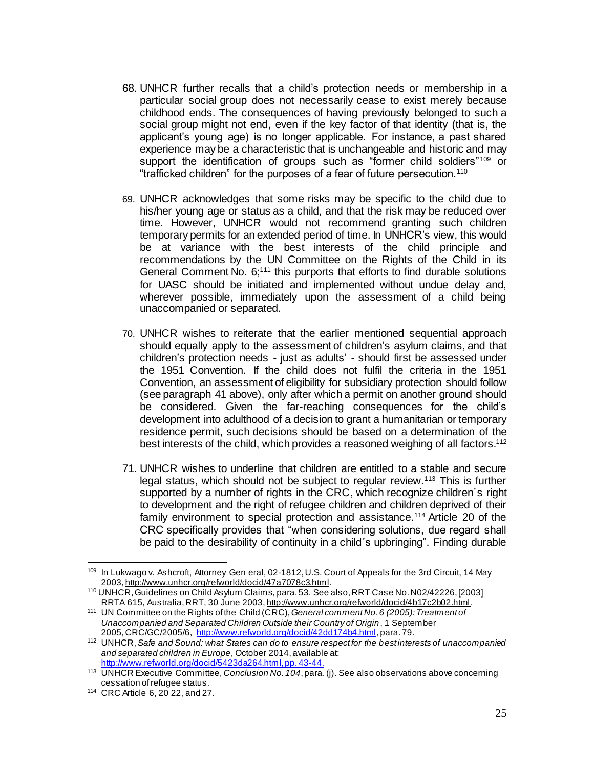68. UNHCR further recalls that a child's protection needs or membership in a particular social group does not necessarily cease to exist merely because childhood ends. The consequences of having previously belonged to such a social group might not end, even if the key factor of that identity (that is, the applicant's young age) is no longer applicable. For instance, a past shared experience may be a characteristic that is unchangeable and historic and may support the identification of groups such as "former child soldiers"[109] or "trafficked children" for the purposes of a fear of future persecution.[110]

69. UNHCR acknowledges that some risks may be specific to the child due to his/her young age or status as a child, and that the risk may be reduced over time. However, UNHCR would not recommend granting such children temporary permits for an extended period of time. In UNHCR's view, this would be at variance with the best interests of the child principle and recommendations by the UN Committee on the Rights of the Child in its General Comment No. 6;[111] this purports that efforts to find durable solutions for UASC should be initiated and implemented without undue delay and, wherever possible, immediately upon the assessment of a child being unaccompanied or separated.

70. UNHCR wishes to reiterate that the earlier mentioned sequential approach should equally apply to the assessment of children's asylum claims, and that children's protection needs - just as adults' - should first be assessed under the 1951 Convention. If the child does not fulfil the criteria in the 1951 Convention, an assessment of eligibility for subsidiary protection should follow (see paragraph 41 above), only after which a permit on another ground should be considered. Given the far-reaching consequences for the child's development into adulthood of a decision to grant a humanitarian or temporary residence permit, such decisions should be based on a determination of the best interests of the child, which provides a reasoned weighing of all factors.[112]

71. UNHCR wishes to underline that children are entitled to a stable and secure legal status, which should not be subject to regular review.[113] This is further supported by a number of rights in the CRC, which recognize children´s right to development and the right of refugee children and children deprived of their family environment to special protection and assistance.[114] Article 20 of the CRC specifically provides that "when considering solutions, due regard shall be paid to the desirability of continuity in a child´s upbringing". Finding durable

---

[109] In Lukwago v. Ashcroft, Attorney General, 02-1812, U.S. Court of Appeals for the 3rd Circuit, 14 May 2003, http://www.unhcr.org/refworld/docid/47a7078c3.html.

[110] UNHCR, Guidelines on Child Asylum Claims, para. 53. See also, RRT Case No. N02/42226, [2003] RRTA 615, Australia, RRT, 30 June 2003, http://www.unhcr.org/refworld/docid/4b17c2b02.html.

[111] UN Committee on the Rights of the Child (CRC), *General comment No. 6 (2005): Treatment of Unaccompanied and Separated Children Outside their Country of Origin*, 1 September 2005, CRC/GC/2005/6, http://www.refworld.org/docid/42dd174b4.html, para. 79.

[112] UNHCR, *Safe and Sound: what States can do to ensure respect for the best interests of unaccompanied and separated children in Europe*, October 2014, available at: http://www.refworld.org/docid/5423da264.html, pp. 43-44.

[113] UNHCR Executive Committee, *Conclusion No. 104*, para. (j). See also observations above concerning cessation of refugee status.

[114] CRC Article 6, 20 22, and 27.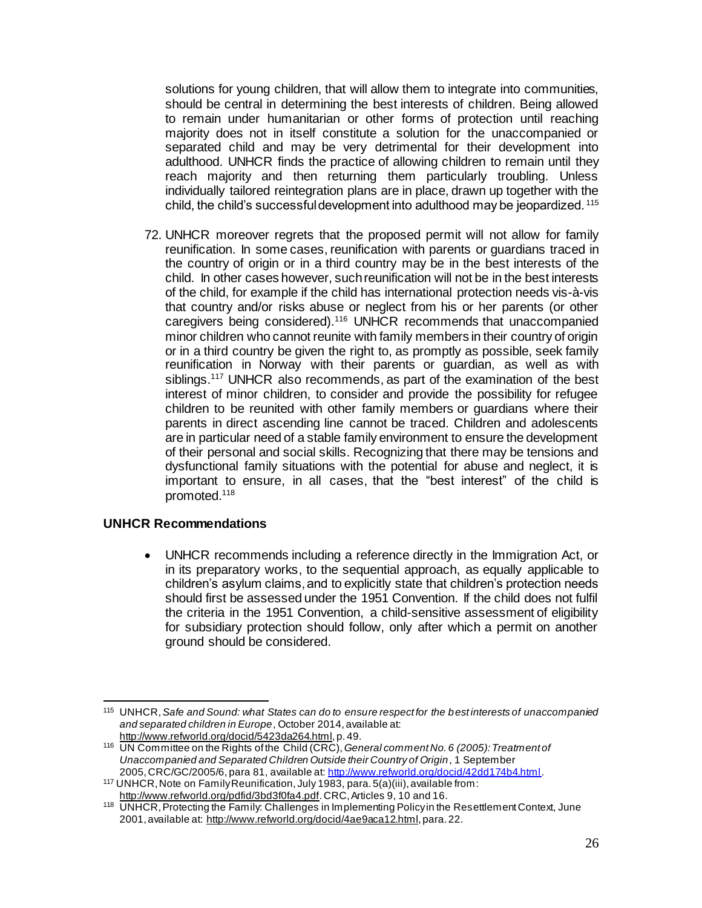solutions for young children, that will allow them to integrate into communities, should be central in determining the best interests of children. Being allowed to remain under humanitarian or other forms of protection until reaching majority does not in itself constitute a solution for the unaccompanied or separated child and may be very detrimental for their development into adulthood. UNHCR finds the practice of allowing children to remain until they reach majority and then returning them particularly troubling. Unless individually tailored reintegration plans are in place, drawn up together with the child, the child's successful development into adulthood may be jeopardized.[115]

72. UNHCR moreover regrets that the proposed permit will not allow for family reunification. In some cases, reunification with parents or guardians traced in the country of origin or in a third country may be in the best interests of the child. In other cases however, such reunification will not be in the best interests of the child, for example if the child has international protection needs vis-à-vis that country and/or risks abuse or neglect from his or her parents (or other caregivers being considered).[116] UNHCR recommends that unaccompanied minor children who cannot reunite with family members in their country of origin or in a third country be given the right to, as promptly as possible, seek family reunification in Norway with their parents or guardian, as well as with siblings.[117] UNHCR also recommends, as part of the examination of the best interest of minor children, to consider and provide the possibility for refugee children to be reunited with other family members or guardians where their parents in direct ascending line cannot be traced. Children and adolescents are in particular need of a stable family environment to ensure the development of their personal and social skills. Recognizing that there may be tensions and dysfunctional family situations with the potential for abuse and neglect, it is important to ensure, in all cases, that the "best interest" of the child is promoted.[118]

**UNHCR Recommendations**

- UNHCR recommends including a reference directly in the Immigration Act, or in its preparatory works, to the sequential approach, as equally applicable to children's asylum claims, and to explicitly state that children's protection needs should first be assessed under the 1951 Convention. If the child does not fulfil the criteria in the 1951 Convention, a child-sensitive assessment of eligibility for subsidiary protection should follow, only after which a permit on another ground should be considered.

---

[115] UNHCR, *Safe and Sound: what States can do to ensure respect for the best interests of unaccompanied and separated children in Europe*, October 2014, available at: http://www.refworld.org/docid/5423da264.html, p. 49.

[116] UN Committee on the Rights of the Child (CRC), *General comment No. 6 (2005): Treatment of Unaccompanied and Separated Children Outside their Country of Origin*, 1 September 2005, CRC/GC/2005/6, para 81, available at: http://www.refworld.org/docid/42dd174b4.html.

[117] UNHCR, Note on Family Reunification, July 1983, para. 5(a)(iii), available from: http://www.refworld.org/pdfid/3bd3f0fa4.pdf. CRC, Articles 9, 10 and 16.

[118] UNHCR, Protecting the Family: Challenges in Implementing Policy in the Resettlement Context, June 2001, available at: http://www.refworld.org/docid/4ae9aca12.html, para. 22.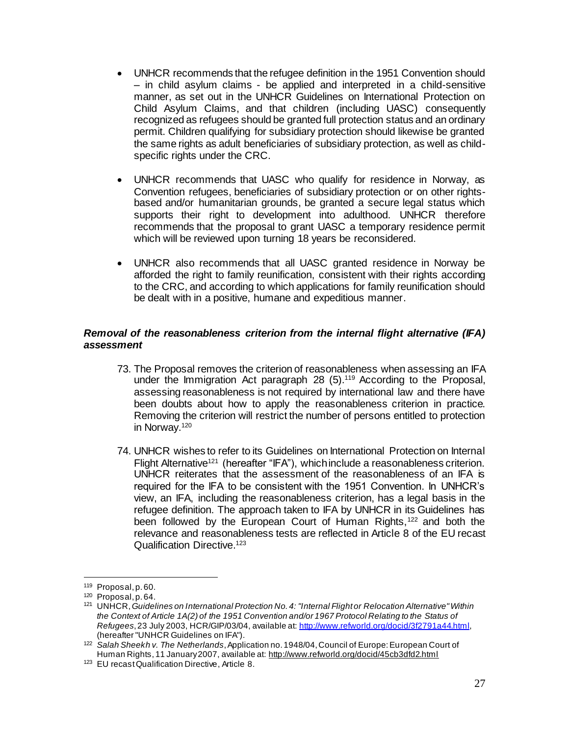- UNHCR recommends that the refugee definition in the 1951 Convention should – in child asylum claims - be applied and interpreted in a child-sensitive manner, as set out in the UNHCR Guidelines on International Protection on Child Asylum Claims, and that children (including UASC) consequently recognized as refugees should be granted full protection status and an ordinary permit. Children qualifying for subsidiary protection should likewise be granted the same rights as adult beneficiaries of subsidiary protection, as well as child-specific rights under the CRC.

- UNHCR recommends that UASC who qualify for residence in Norway, as Convention refugees, beneficiaries of subsidiary protection or on other rights-based and/or humanitarian grounds, be granted a secure legal status which supports their right to development into adulthood. UNHCR therefore recommends that the proposal to grant UASC a temporary residence permit which will be reviewed upon turning 18 years be reconsidered.

- UNHCR also recommends that all UASC granted residence in Norway be afforded the right to family reunification, consistent with their rights according to the CRC, and according to which applications for family reunification should be dealt with in a positive, humane and expeditious manner.

***Removal of the reasonableness criterion from the internal flight alternative (IFA) assessment***

73. The Proposal removes the criterion of reasonableness when assessing an IFA under the Immigration Act paragraph 28 (5).[119] According to the Proposal, assessing reasonableness is not required by international law and there have been doubts about how to apply the reasonableness criterion in practice. Removing the criterion will restrict the number of persons entitled to protection in Norway.[120]

74. UNHCR wishes to refer to its Guidelines on International Protection on Internal Flight Alternative[121] (hereafter "IFA"), which include a reasonableness criterion. UNHCR reiterates that the assessment of the reasonableness of an IFA is required for the IFA to be consistent with the 1951 Convention. In UNHCR's view, an IFA, including the reasonableness criterion, has a legal basis in the refugee definition. The approach taken to IFA by UNHCR in its Guidelines has been followed by the European Court of Human Rights,[122] and both the relevance and reasonableness tests are reflected in Article 8 of the EU recast Qualification Directive.[123]

---

[119] Proposal, p. 60.

[120] Proposal, p. 64.

[121] UNHCR, *Guidelines on International Protection No. 4: "Internal Flight or Relocation Alternative" Within the Context of Article 1A(2) of the 1951 Convention and/or 1967 Protocol Relating to the Status of Refugees*, 23 July 2003, HCR/GIP/03/04, available at: http://www.refworld.org/docid/3f2791a44.html, (hereafter "UNHCR Guidelines on IFA").

[122] *Salah Sheekh v. The Netherlands*, Application no. 1948/04, Council of Europe: European Court of Human Rights, 11 January 2007, available at: http://www.refworld.org/docid/45cb3dfd2.html

[123] EU recast Qualification Directive, Article 8.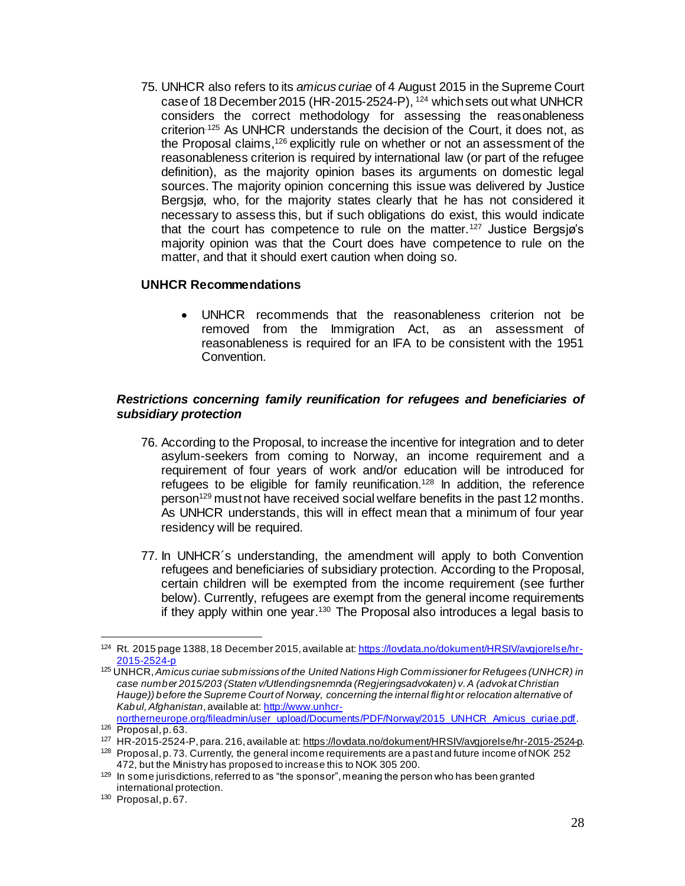75. UNHCR also refers to its *amicus curiae* of 4 August 2015 in the Supreme Court case of 18 December 2015 (HR-2015-2524-P), [124] which sets out what UNHCR considers the correct methodology for assessing the reasonableness criterion.[125] As UNHCR understands the decision of the Court, it does not, as the Proposal claims,[126] explicitly rule on whether or not an assessment of the reasonableness criterion is required by international law (or part of the refugee definition), as the majority opinion bases its arguments on domestic legal sources. The majority opinion concerning this issue was delivered by Justice Bergsjø, who, for the majority states clearly that he has not considered it necessary to assess this, but if such obligations do exist, this would indicate that the court has competence to rule on the matter.[127] Justice Bergsjø's majority opinion was that the Court does have competence to rule on the matter, and that it should exert caution when doing so.

**UNHCR Recommendations**

- UNHCR recommends that the reasonableness criterion not be removed from the Immigration Act, as an assessment of reasonableness is required for an IFA to be consistent with the 1951 Convention.

***Restrictions concerning family reunification for refugees and beneficiaries of subsidiary protection***

76. According to the Proposal, to increase the incentive for integration and to deter asylum-seekers from coming to Norway, an income requirement and a requirement of four years of work and/or education will be introduced for refugees to be eligible for family reunification.[128] In addition, the reference person[129] must not have received social welfare benefits in the past 12 months. As UNHCR understands, this will in effect mean that a minimum of four year residency will be required.

77. In UNHCR´s understanding, the amendment will apply to both Convention refugees and beneficiaries of subsidiary protection. According to the Proposal, certain children will be exempted from the income requirement (see further below). Currently, refugees are exempt from the general income requirements if they apply within one year.[130] The Proposal also introduces a legal basis to

---

[124] Rt. 2015 page 1388, 18 December 2015, available at: https://lovdata.no/dokument/HRSIV/avgjorelse/hr-2015-2524-p

[125] UNHCR, *Amicus curiae submissions of the United Nations High Commissioner for Refugees (UNHCR) in case number 2015/203 (Staten v/Utlendingsnemnda (Regjeringsadvokaten) v. A (advokat Christian Hauge)) before the Supreme Court of Norway, concerning the internal flight or relocation alternative of Kabul, Afghanistan*, available at: http://www.unhcr-northerneurope.org/fileadmin/user_upload/Documents/PDF/Norway/2015_UNHCR_Amicus_curiae.pdf.

[126] Proposal, p. 63.

[127] HR-2015-2524-P, para. 216, available at: https://lovdata.no/dokument/HRSIV/avgjorelse/hr-2015-2524-p.

[128] Proposal, p. 73. Currently, the general income requirements are a past and future income of NOK 252 472, but the Ministry has proposed to increase this to NOK 305 200.

[129] In some jurisdictions, referred to as "the sponsor", meaning the person who has been granted international protection.

[130] Proposal, p. 67.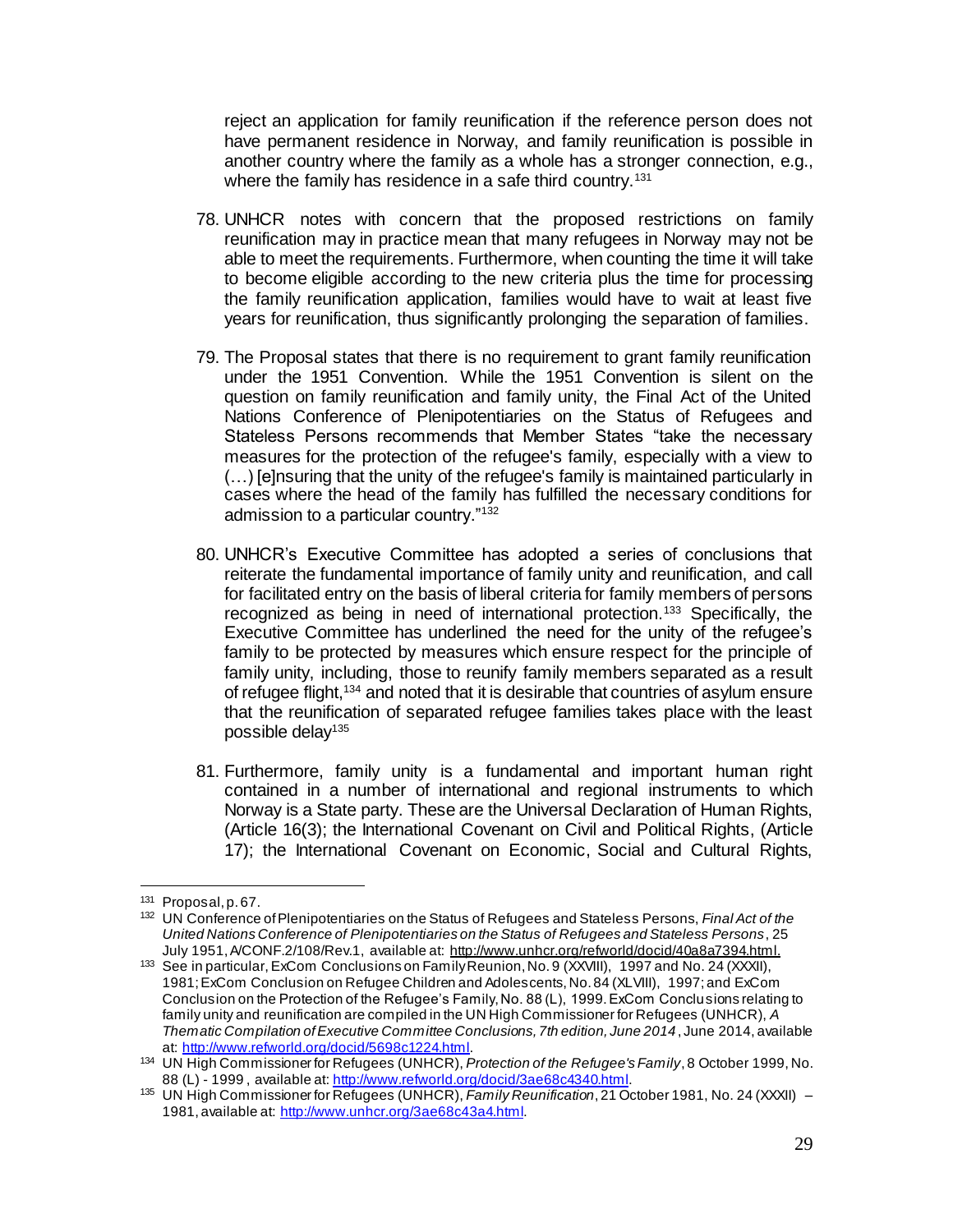reject an application for family reunification if the reference person does not have permanent residence in Norway, and family reunification is possible in another country where the family as a whole has a stronger connection, e.g., where the family has residence in a safe third country.[131]

78. UNHCR notes with concern that the proposed restrictions on family reunification may in practice mean that many refugees in Norway may not be able to meet the requirements. Furthermore, when counting the time it will take to become eligible according to the new criteria plus the time for processing the family reunification application, families would have to wait at least five years for reunification, thus significantly prolonging the separation of families.

79. The Proposal states that there is no requirement to grant family reunification under the 1951 Convention. While the 1951 Convention is silent on the question on family reunification and family unity, the Final Act of the United Nations Conference of Plenipotentiaries on the Status of Refugees and Stateless Persons recommends that Member States "take the necessary measures for the protection of the refugee's family, especially with a view to (…) [e]nsuring that the unity of the refugee's family is maintained particularly in cases where the head of the family has fulfilled the necessary conditions for admission to a particular country."[132]

80. UNHCR's Executive Committee has adopted a series of conclusions that reiterate the fundamental importance of family unity and reunification, and call for facilitated entry on the basis of liberal criteria for family members of persons recognized as being in need of international protection.[133] Specifically, the Executive Committee has underlined the need for the unity of the refugee's family to be protected by measures which ensure respect for the principle of family unity, including, those to reunify family members separated as a result of refugee flight,[134] and noted that it is desirable that countries of asylum ensure that the reunification of separated refugee families takes place with the least possible delay[135]

81. Furthermore, family unity is a fundamental and important human right contained in a number of international and regional instruments to which Norway is a State party. These are the Universal Declaration of Human Rights, (Article 16(3); the International Covenant on Civil and Political Rights, (Article 17); the International Covenant on Economic, Social and Cultural Rights,

---

[131] Proposal, p. 67.

[132] UN Conference of Plenipotentiaries on the Status of Refugees and Stateless Persons, *Final Act of the United Nations Conference of Plenipotentiaries on the Status of Refugees and Stateless Persons*, 25 July 1951, A/CONF.2/108/Rev.1, available at: http://www.unhcr.org/refworld/docid/40a8a7394.html.

[133] See in particular, ExCom Conclusions on Family Reunion, No. 9 (XXVIII), 1997 and No. 24 (XXXII), 1981; ExCom Conclusion on Refugee Children and Adolescents, No. 84 (XLVIII), 1997; and ExCom Conclusion on the Protection of the Refugee's Family, No. 88 (L), 1999. ExCom Conclusions relating to family unity and reunification are compiled in the UN High Commissioner for Refugees (UNHCR), *A Thematic Compilation of Executive Committee Conclusions, 7th edition, June 2014*, June 2014, available at: http://www.refworld.org/docid/5698c1224.html.

[134] UN High Commissioner for Refugees (UNHCR), *Protection of the Refugee's Family*, 8 October 1999, No. 88 (L) - 1999, available at: http://www.refworld.org/docid/3ae68c4340.html.

[135] UN High Commissioner for Refugees (UNHCR), *Family Reunification*, 21 October 1981, No. 24 (XXXII) – 1981, available at: http://www.unhcr.org/3ae68c43a4.html.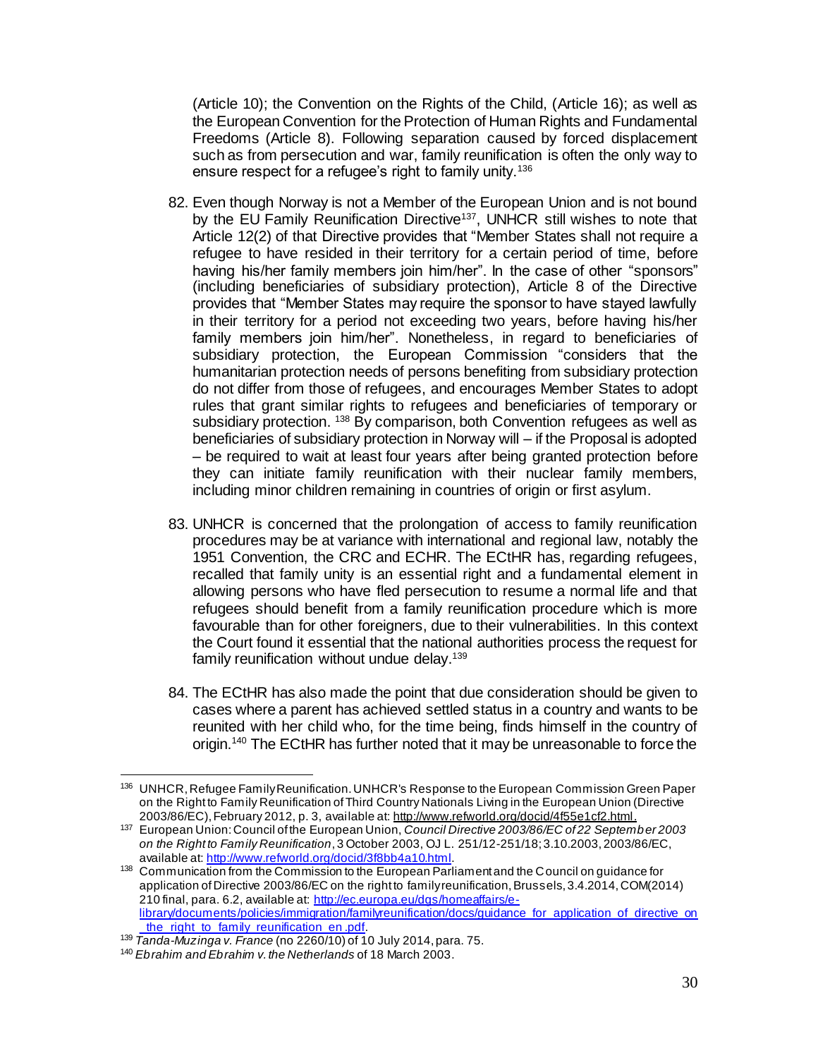(Article 10); the Convention on the Rights of the Child, (Article 16); as well as the European Convention for the Protection of Human Rights and Fundamental Freedoms (Article 8). Following separation caused by forced displacement such as from persecution and war, family reunification is often the only way to ensure respect for a refugee's right to family unity.[136]

82. Even though Norway is not a Member of the European Union and is not bound by the EU Family Reunification Directive[137], UNHCR still wishes to note that Article 12(2) of that Directive provides that "Member States shall not require a refugee to have resided in their territory for a certain period of time, before having his/her family members join him/her". In the case of other "sponsors" (including beneficiaries of subsidiary protection), Article 8 of the Directive provides that "Member States may require the sponsor to have stayed lawfully in their territory for a period not exceeding two years, before having his/her family members join him/her". Nonetheless, in regard to beneficiaries of subsidiary protection, the European Commission "considers that the humanitarian protection needs of persons benefiting from subsidiary protection do not differ from those of refugees, and encourages Member States to adopt rules that grant similar rights to refugees and beneficiaries of temporary or subsidiary protection. [138] By comparison, both Convention refugees as well as beneficiaries of subsidiary protection in Norway will – if the Proposal is adopted – be required to wait at least four years after being granted protection before they can initiate family reunification with their nuclear family members, including minor children remaining in countries of origin or first asylum.

83. UNHCR is concerned that the prolongation of access to family reunification procedures may be at variance with international and regional law, notably the 1951 Convention, the CRC and ECHR. The ECtHR has, regarding refugees, recalled that family unity is an essential right and a fundamental element in allowing persons who have fled persecution to resume a normal life and that refugees should benefit from a family reunification procedure which is more favourable than for other foreigners, due to their vulnerabilities. In this context the Court found it essential that the national authorities process the request for family reunification without undue delay.[139]

84. The ECtHR has also made the point that due consideration should be given to cases where a parent has achieved settled status in a country and wants to be reunited with her child who, for the time being, finds himself in the country of origin.[140] The ECtHR has further noted that it may be unreasonable to force the

---

[136] UNHCR, Refugee Family Reunification. UNHCR's Response to the European Commission Green Paper on the Right to Family Reunification of Third Country Nationals Living in the European Union (Directive 2003/86/EC), February 2012, p. 3, available at: http://www.refworld.org/docid/4f55e1cf2.html.

[137] European Union: Council of the European Union, *Council Directive 2003/86/EC of 22 September 2003 on the Right to Family Reunification*, 3 October 2003, OJ L. 251/12-251/18; 3.10.2003, 2003/86/EC, available at: http://www.refworld.org/docid/3f8bb4a10.html.

[138] Communication from the Commission to the European Parliament and the Council on guidance for application of Directive 2003/86/EC on the right to family reunification, Brussels, 3.4.2014, COM(2014) 210 final, para. 6.2, available at: http://ec.europa.eu/dgs/homeaffairs/e-library/documents/policies/immigration/familyreunification/docs/guidance_for_application_of_directive_on_the_right_to_family_reunification_en.pdf.

[139] *Tanda-Muzinga v. France* (no 2260/10) of 10 July 2014, para. 75.

[140] *Ebrahim and Ebrahim v. the Netherlands* of 18 March 2003.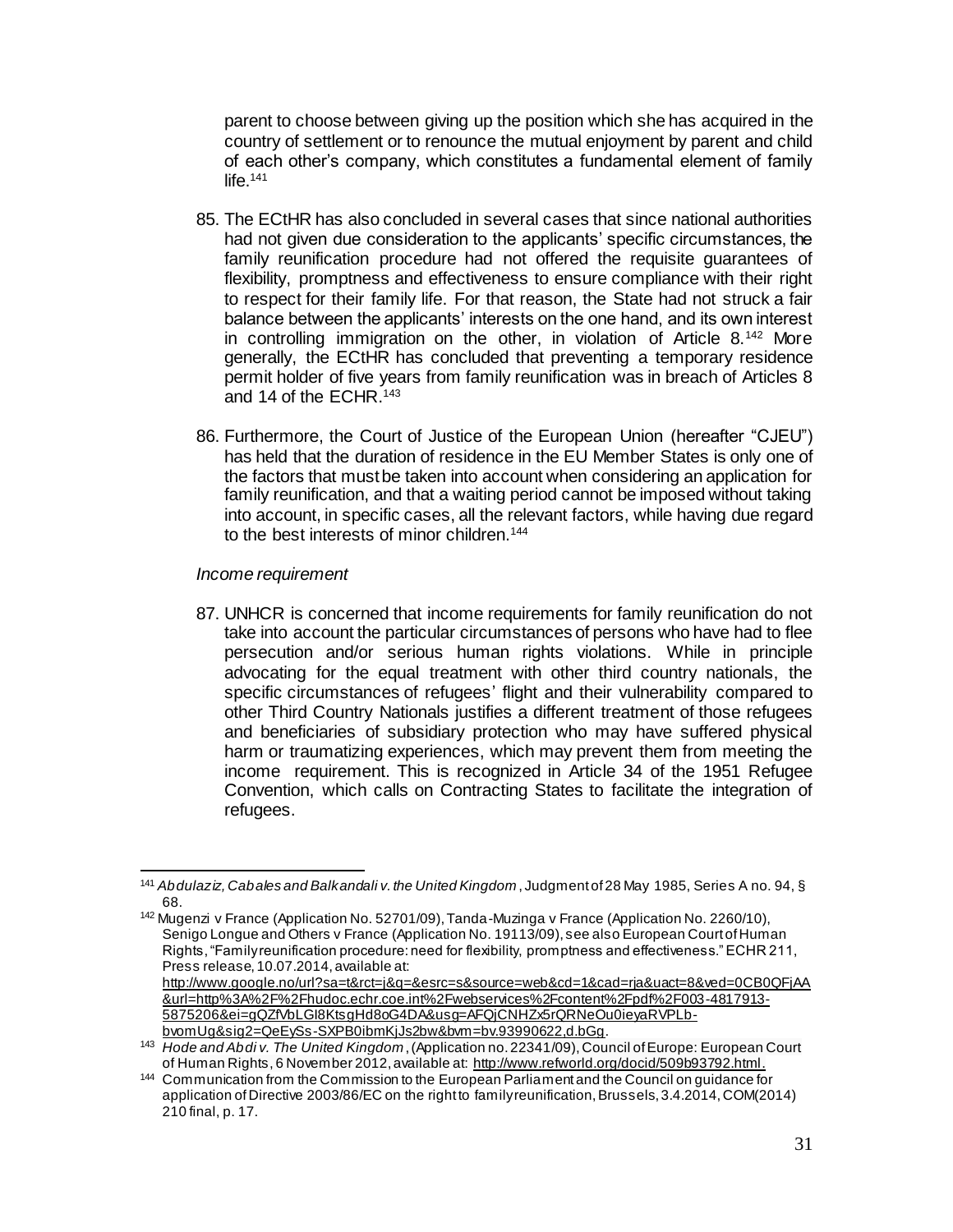parent to choose between giving up the position which she has acquired in the country of settlement or to renounce the mutual enjoyment by parent and child of each other's company, which constitutes a fundamental element of family life.[141]

85. The ECtHR has also concluded in several cases that since national authorities had not given due consideration to the applicants' specific circumstances, the family reunification procedure had not offered the requisite guarantees of flexibility, promptness and effectiveness to ensure compliance with their right to respect for their family life. For that reason, the State had not struck a fair balance between the applicants' interests on the one hand, and its own interest in controlling immigration on the other, in violation of Article 8.[142] More generally, the ECtHR has concluded that preventing a temporary residence permit holder of five years from family reunification was in breach of Articles 8 and 14 of the ECHR.[143]

86. Furthermore, the Court of Justice of the European Union (hereafter "CJEU") has held that the duration of residence in the EU Member States is only one of the factors that must be taken into account when considering an application for family reunification, and that a waiting period cannot be imposed without taking into account, in specific cases, all the relevant factors, while having due regard to the best interests of minor children.[144]

*Income requirement*

87. UNHCR is concerned that income requirements for family reunification do not take into account the particular circumstances of persons who have had to flee persecution and/or serious human rights violations. While in principle advocating for the equal treatment with other third country nationals, the specific circumstances of refugees' flight and their vulnerability compared to other Third Country Nationals justifies a different treatment of those refugees and beneficiaries of subsidiary protection who may have suffered physical harm or traumatizing experiences, which may prevent them from meeting the income requirement. This is recognized in Article 34 of the 1951 Refugee Convention, which calls on Contracting States to facilitate the integration of refugees.

---

[141] *Abdulaziz, Cabales and Balkandali v. the United Kingdom*, Judgment of 28 May 1985, Series A no. 94, § 68.

[142] Mugenzi v France (Application No. 52701/09), Tanda-Muzinga v France (Application No. 2260/10), Senigo Longue and Others v France (Application No. 19113/09), see also European Court of Human Rights, "Family reunification procedure: need for flexibility, promptness and effectiveness." ECHR 211, Press release, 10.07.2014, available at: http://www.google.no/url?sa=t&rct=j&q=&esrc=s&source=web&cd=1&cad=rja&uact=8&ved=0CB0QFjAA&url=http%3A%2F%2Fhudoc.echr.coe.int%2Fwebservices%2Fcontent%2Fpdf%2F003-4817913-5875206&ei=gQZfVbLGI8KtsgHd8oG4DA&usg=AFQjCNHZx5rQRNeOu0ieyaRVPLb-bvomUg&sig2=QeEySs-SXPB0ibmKjJs2bw&bvm=bv.93990622,d.bGg.

[143] *Hode and Abdi v. The United Kingdom*, (Application no. 22341/09), Council of Europe: European Court of Human Rights, 6 November 2012, available at: http://www.refworld.org/docid/509b93792.html.

[144] Communication from the Commission to the European Parliament and the Council on guidance for application of Directive 2003/86/EC on the right to family reunification, Brussels, 3.4.2014, COM(2014) 210 final, p. 17.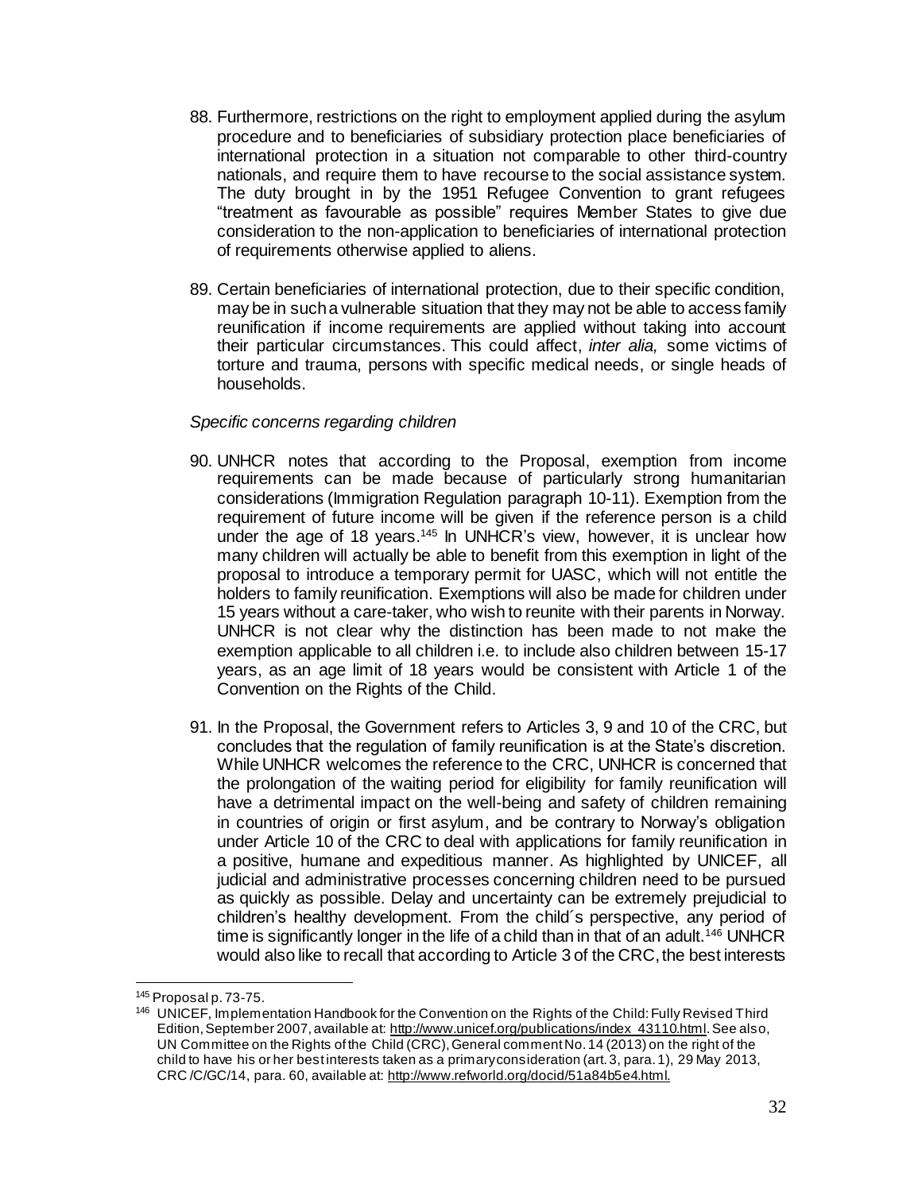88. Furthermore, restrictions on the right to employment applied during the asylum procedure and to beneficiaries of subsidiary protection place beneficiaries of international protection in a situation not comparable to other third-country nationals, and require them to have recourse to the social assistance system. The duty brought in by the 1951 Refugee Convention to grant refugees "treatment as favourable as possible" requires Member States to give due consideration to the non-application to beneficiaries of international protection of requirements otherwise applied to aliens.

89. Certain beneficiaries of international protection, due to their specific condition, may be in such a vulnerable situation that they may not be able to access family reunification if income requirements are applied without taking into account their particular circumstances. This could affect, *inter alia,* some victims of torture and trauma, persons with specific medical needs, or single heads of households.

*Specific concerns regarding children*

90. UNHCR notes that according to the Proposal, exemption from income requirements can be made because of particularly strong humanitarian considerations (Immigration Regulation paragraph 10-11). Exemption from the requirement of future income will be given if the reference person is a child under the age of 18 years.[145] In UNHCR's view, however, it is unclear how many children will actually be able to benefit from this exemption in light of the proposal to introduce a temporary permit for UASC, which will not entitle the holders to family reunification. Exemptions will also be made for children under 15 years without a care-taker, who wish to reunite with their parents in Norway. UNHCR is not clear why the distinction has been made to not make the exemption applicable to all children i.e. to include also children between 15-17 years, as an age limit of 18 years would be consistent with Article 1 of the Convention on the Rights of the Child.

91. In the Proposal, the Government refers to Articles 3, 9 and 10 of the CRC, but concludes that the regulation of family reunification is at the State's discretion. While UNHCR welcomes the reference to the CRC, UNHCR is concerned that the prolongation of the waiting period for eligibility for family reunification will have a detrimental impact on the well-being and safety of children remaining in countries of origin or first asylum, and be contrary to Norway's obligation under Article 10 of the CRC to deal with applications for family reunification in a positive, humane and expeditious manner. As highlighted by UNICEF, all judicial and administrative processes concerning children need to be pursued as quickly as possible. Delay and uncertainty can be extremely prejudicial to children's healthy development. From the child´s perspective, any period of time is significantly longer in the life of a child than in that of an adult.[146] UNHCR would also like to recall that according to Article 3 of the CRC, the best interests

---

[145] Proposal p. 73-75.

[146] UNICEF, Implementation Handbook for the Convention on the Rights of the Child: Fully Revised Third Edition, September 2007, available at: http://www.unicef.org/publications/index_43110.html. See also, UN Committee on the Rights of the Child (CRC), General comment No. 14 (2013) on the right of the child to have his or her best interests taken as a primary consideration (art. 3, para. 1), 29 May 2013, CRC /C/GC/14, para. 60, available at: http://www.refworld.org/docid/51a84b5e4.html.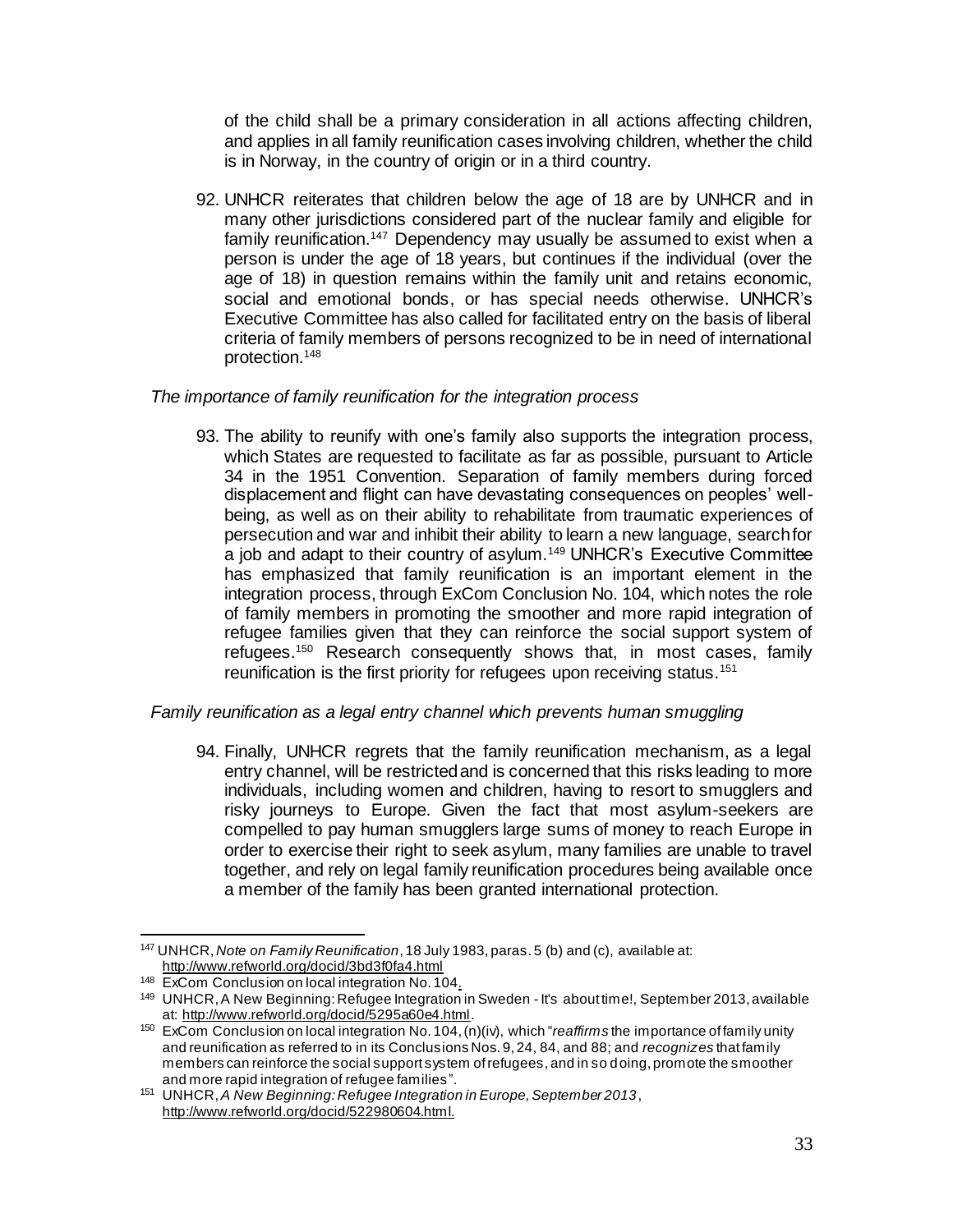of the child shall be a primary consideration in all actions affecting children, and applies in all family reunification cases involving children, whether the child is in Norway, in the country of origin or in a third country.

92. UNHCR reiterates that children below the age of 18 are by UNHCR and in many other jurisdictions considered part of the nuclear family and eligible for family reunification.[147] Dependency may usually be assumed to exist when a person is under the age of 18 years, but continues if the individual (over the age of 18) in question remains within the family unit and retains economic, social and emotional bonds, or has special needs otherwise. UNHCR's Executive Committee has also called for facilitated entry on the basis of liberal criteria of family members of persons recognized to be in need of international protection.[148]

*The importance of family reunification for the integration process*

93. The ability to reunify with one's family also supports the integration process, which States are requested to facilitate as far as possible, pursuant to Article 34 in the 1951 Convention. Separation of family members during forced displacement and flight can have devastating consequences on peoples' well-being, as well as on their ability to rehabilitate from traumatic experiences of persecution and war and inhibit their ability to learn a new language, search for a job and adapt to their country of asylum.[149] UNHCR's Executive Committee has emphasized that family reunification is an important element in the integration process, through ExCom Conclusion No. 104, which notes the role of family members in promoting the smoother and more rapid integration of refugee families given that they can reinforce the social support system of refugees.[150] Research consequently shows that, in most cases, family reunification is the first priority for refugees upon receiving status.[151]

*Family reunification as a legal entry channel which prevents human smuggling*

94. Finally, UNHCR regrets that the family reunification mechanism, as a legal entry channel, will be restricted and is concerned that this risks leading to more individuals, including women and children, having to resort to smugglers and risky journeys to Europe. Given the fact that most asylum-seekers are compelled to pay human smugglers large sums of money to reach Europe in order to exercise their right to seek asylum, many families are unable to travel together, and rely on legal family reunification procedures being available once a member of the family has been granted international protection.

---

[147] UNHCR, *Note on Family Reunification*, 18 July 1983, paras. 5 (b) and (c), available at: http://www.refworld.org/docid/3bd3f0fa4.html

[148] ExCom Conclusion on local integration No. 104.

[149] UNHCR, A New Beginning: Refugee Integration in Sweden - It's about time!, September 2013, available at: http://www.refworld.org/docid/5295a60e4.html.

[150] ExCom Conclusion on local integration No. 104, (n)(iv), which "*reaffirms* the importance of family unity and reunification as referred to in its Conclusions Nos. 9, 24, 84, and 88; and *recognizes* that family members can reinforce the social support system of refugees, and in so doing, promote the smoother and more rapid integration of refugee families".

[151] UNHCR, *A New Beginning: Refugee Integration in Europe, September 2013*, http://www.refworld.org/docid/522980604.html.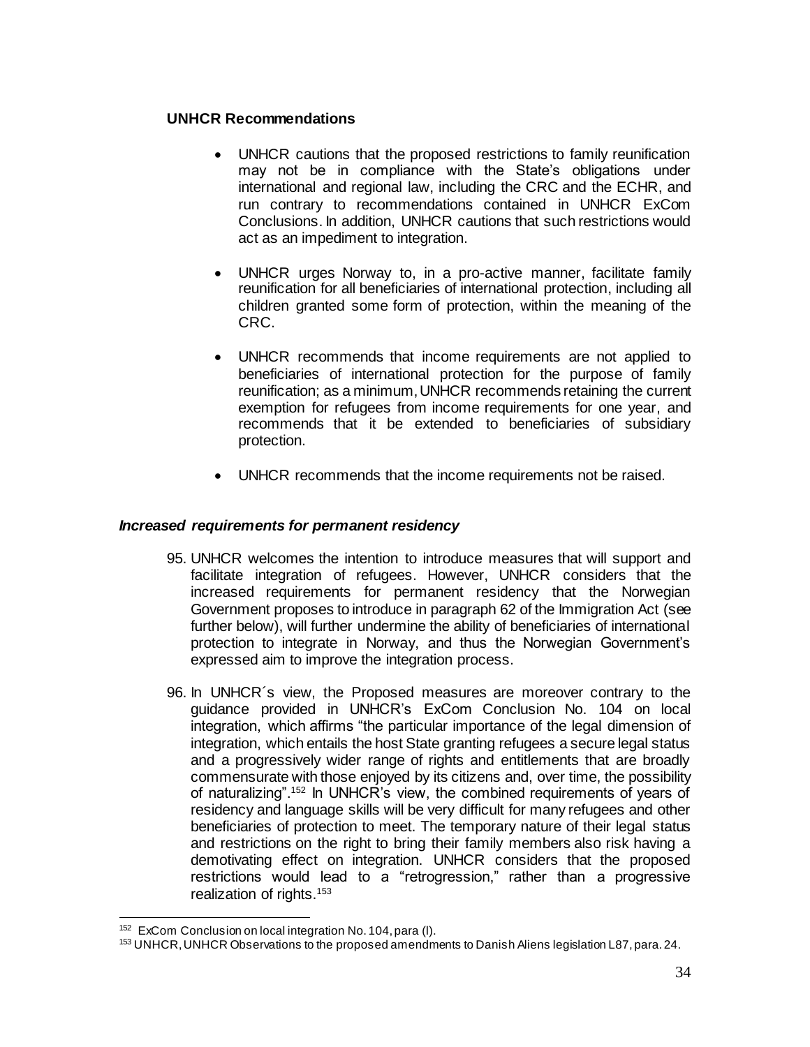**UNHCR Recommendations**

- UNHCR cautions that the proposed restrictions to family reunification may not be in compliance with the State's obligations under international and regional law, including the CRC and the ECHR, and run contrary to recommendations contained in UNHCR ExCom Conclusions. In addition, UNHCR cautions that such restrictions would act as an impediment to integration.

- UNHCR urges Norway to, in a pro-active manner, facilitate family reunification for all beneficiaries of international protection, including all children granted some form of protection, within the meaning of the CRC.

- UNHCR recommends that income requirements are not applied to beneficiaries of international protection for the purpose of family reunification; as a minimum, UNHCR recommends retaining the current exemption for refugees from income requirements for one year, and recommends that it be extended to beneficiaries of subsidiary protection.

- UNHCR recommends that the income requirements not be raised.

***Increased requirements for permanent residency***

95. UNHCR welcomes the intention to introduce measures that will support and facilitate integration of refugees. However, UNHCR considers that the increased requirements for permanent residency that the Norwegian Government proposes to introduce in paragraph 62 of the Immigration Act (see further below), will further undermine the ability of beneficiaries of international protection to integrate in Norway, and thus the Norwegian Government's expressed aim to improve the integration process.

96. In UNHCR´s view, the Proposed measures are moreover contrary to the guidance provided in UNHCR's ExCom Conclusion No. 104 on local integration, which affirms "the particular importance of the legal dimension of integration, which entails the host State granting refugees a secure legal status and a progressively wider range of rights and entitlements that are broadly commensurate with those enjoyed by its citizens and, over time, the possibility of naturalizing".[152] In UNHCR's view, the combined requirements of years of residency and language skills will be very difficult for many refugees and other beneficiaries of protection to meet. The temporary nature of their legal status and restrictions on the right to bring their family members also risk having a demotivating effect on integration. UNHCR considers that the proposed restrictions would lead to a "retrogression," rather than a progressive realization of rights.[153]

---

[152] ExCom Conclusion on local integration No. 104, para (l).

[153] UNHCR, UNHCR Observations to the proposed amendments to Danish Aliens legislation L87, para. 24.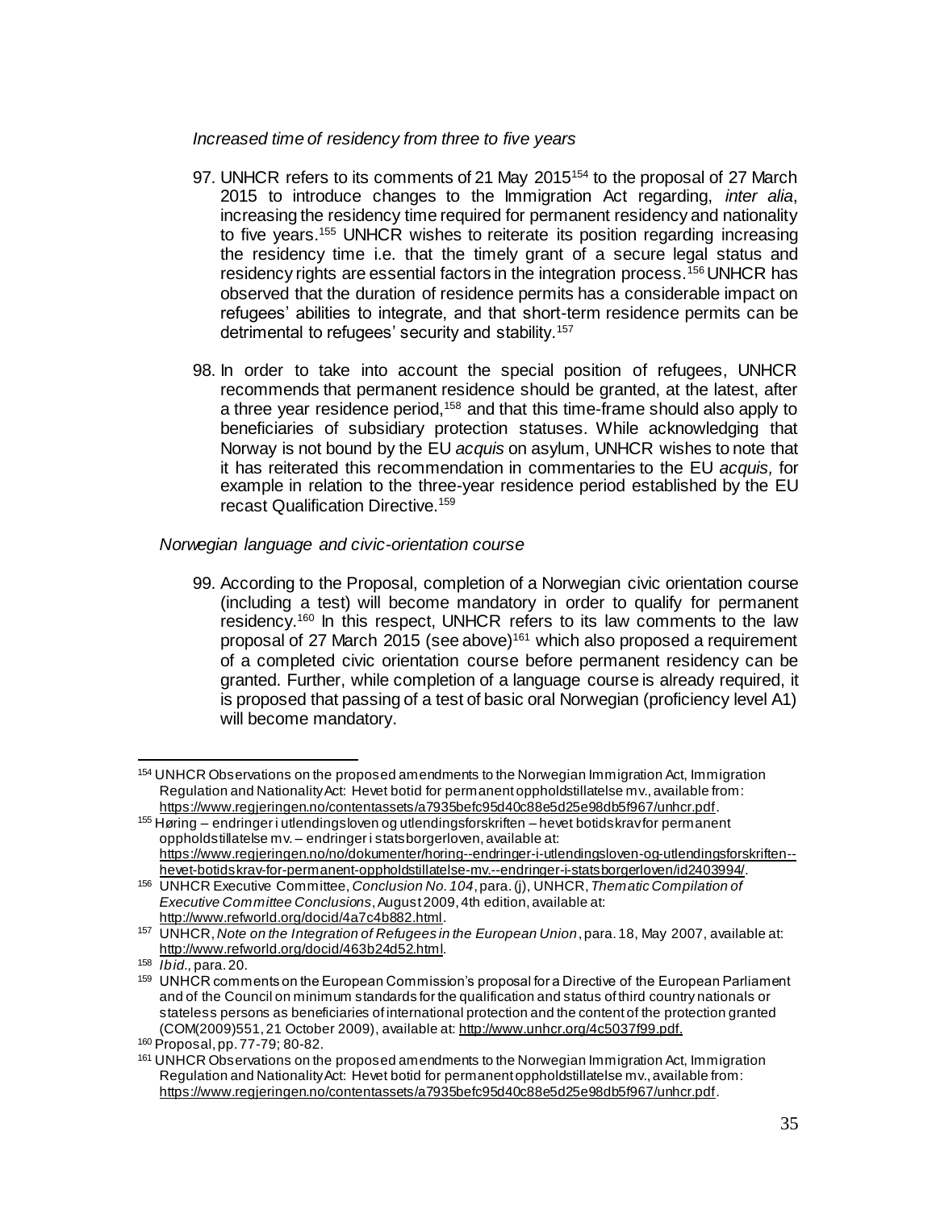*Increased time of residency from three to five years*

97. UNHCR refers to its comments of 21 May 2015[154] to the proposal of 27 March 2015 to introduce changes to the Immigration Act regarding, *inter alia*, increasing the residency time required for permanent residency and nationality to five years.[155] UNHCR wishes to reiterate its position regarding increasing the residency time i.e. that the timely grant of a secure legal status and residency rights are essential factors in the integration process.[156] UNHCR has observed that the duration of residence permits has a considerable impact on refugees' abilities to integrate, and that short-term residence permits can be detrimental to refugees' security and stability.[157]

98. In order to take into account the special position of refugees, UNHCR recommends that permanent residence should be granted, at the latest, after a three year residence period,[158] and that this time-frame should also apply to beneficiaries of subsidiary protection statuses. While acknowledging that Norway is not bound by the EU *acquis* on asylum, UNHCR wishes to note that it has reiterated this recommendation in commentaries to the EU *acquis,* for example in relation to the three-year residence period established by the EU recast Qualification Directive.[159]

*Norwegian language and civic-orientation course*

99. According to the Proposal, completion of a Norwegian civic orientation course (including a test) will become mandatory in order to qualify for permanent residency.[160] In this respect, UNHCR refers to its law comments to the law proposal of 27 March 2015 (see above)[161] which also proposed a requirement of a completed civic orientation course before permanent residency can be granted. Further, while completion of a language course is already required, it is proposed that passing of a test of basic oral Norwegian (proficiency level A1) will become mandatory.

---

[154] UNHCR Observations on the proposed amendments to the Norwegian Immigration Act, Immigration Regulation and Nationality Act: Hevet botid for permanent oppholdstillatelse mv., available from: https://www.regjeringen.no/contentassets/a7935befc95d40c88e5d25e98db5f967/unhcr.pdf.

[155] Høring – endringer i utlendingsloven og utlendingsforskriften – hevet botidskrav for permanent oppholdstillatelse mv. – endringer i statsborgerloven, available at: https://www.regjeringen.no/no/dokumenter/horing--endringer-i-utlendingsloven-og-utlendingsforskriften--hevet-botidskrav-for-permanent-oppholdstillatelse-mv.--endringer-i-statsborgerloven/id2403994/.

[156] UNHCR Executive Committee, *Conclusion No. 104*, para. (j), UNHCR, *Thematic Compilation of Executive Committee Conclusions*, August 2009, 4th edition, available at: http://www.refworld.org/docid/4a7c4b882.html.

[157] UNHCR, *Note on the Integration of Refugees in the European Union*, para. 18, May 2007, available at: http://www.refworld.org/docid/463b24d52.html.

[158] *Ibid.,* para. 20.

[159] UNHCR comments on the European Commission's proposal for a Directive of the European Parliament and of the Council on minimum standards for the qualification and status of third country nationals or stateless persons as beneficiaries of international protection and the content of the protection granted (COM(2009)551, 21 October 2009), available at: http://www.unhcr.org/4c5037f99.pdf.

[160] Proposal, pp. 77-79; 80-82.

[161] UNHCR Observations on the proposed amendments to the Norwegian Immigration Act, Immigration Regulation and Nationality Act: Hevet botid for permanent oppholdstillatelse mv., available from: https://www.regjeringen.no/contentassets/a7935befc95d40c88e5d25e98db5f967/unhcr.pdf.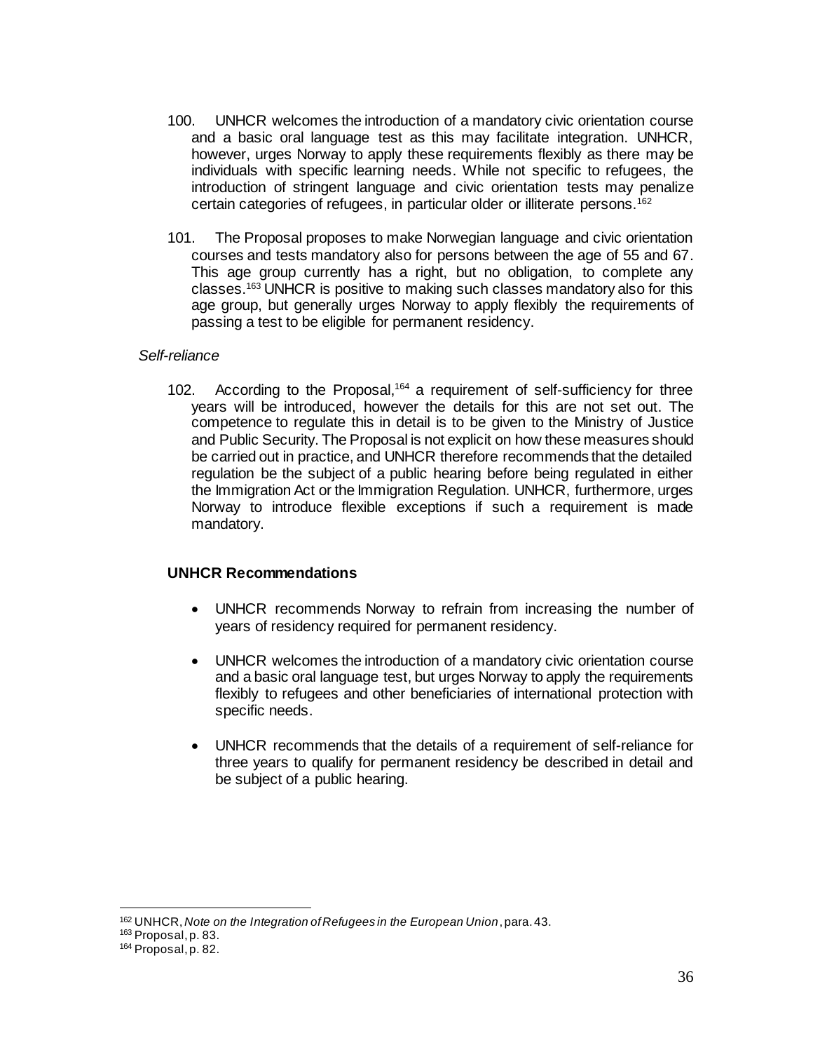100. UNHCR welcomes the introduction of a mandatory civic orientation course and a basic oral language test as this may facilitate integration. UNHCR, however, urges Norway to apply these requirements flexibly as there may be individuals with specific learning needs. While not specific to refugees, the introduction of stringent language and civic orientation tests may penalize certain categories of refugees, in particular older or illiterate persons.[162]

101. The Proposal proposes to make Norwegian language and civic orientation courses and tests mandatory also for persons between the age of 55 and 67. This age group currently has a right, but no obligation, to complete any classes.[163] UNHCR is positive to making such classes mandatory also for this age group, but generally urges Norway to apply flexibly the requirements of passing a test to be eligible for permanent residency.

*Self-reliance*

102. According to the Proposal,[164] a requirement of self-sufficiency for three years will be introduced, however the details for this are not set out. The competence to regulate this in detail is to be given to the Ministry of Justice and Public Security. The Proposal is not explicit on how these measures should be carried out in practice, and UNHCR therefore recommends that the detailed regulation be the subject of a public hearing before being regulated in either the Immigration Act or the Immigration Regulation. UNHCR, furthermore, urges Norway to introduce flexible exceptions if such a requirement is made mandatory.

**UNHCR Recommendations**

- UNHCR recommends Norway to refrain from increasing the number of years of residency required for permanent residency.
- UNHCR welcomes the introduction of a mandatory civic orientation course and a basic oral language test, but urges Norway to apply the requirements flexibly to refugees and other beneficiaries of international protection with specific needs.
- UNHCR recommends that the details of a requirement of self-reliance for three years to qualify for permanent residency be described in detail and be subject of a public hearing.

[162] UNHCR, *Note on the Integration of Refugees in the European Union*, para. 43.

[163] Proposal, p. 83.

[164] Proposal, p. 82.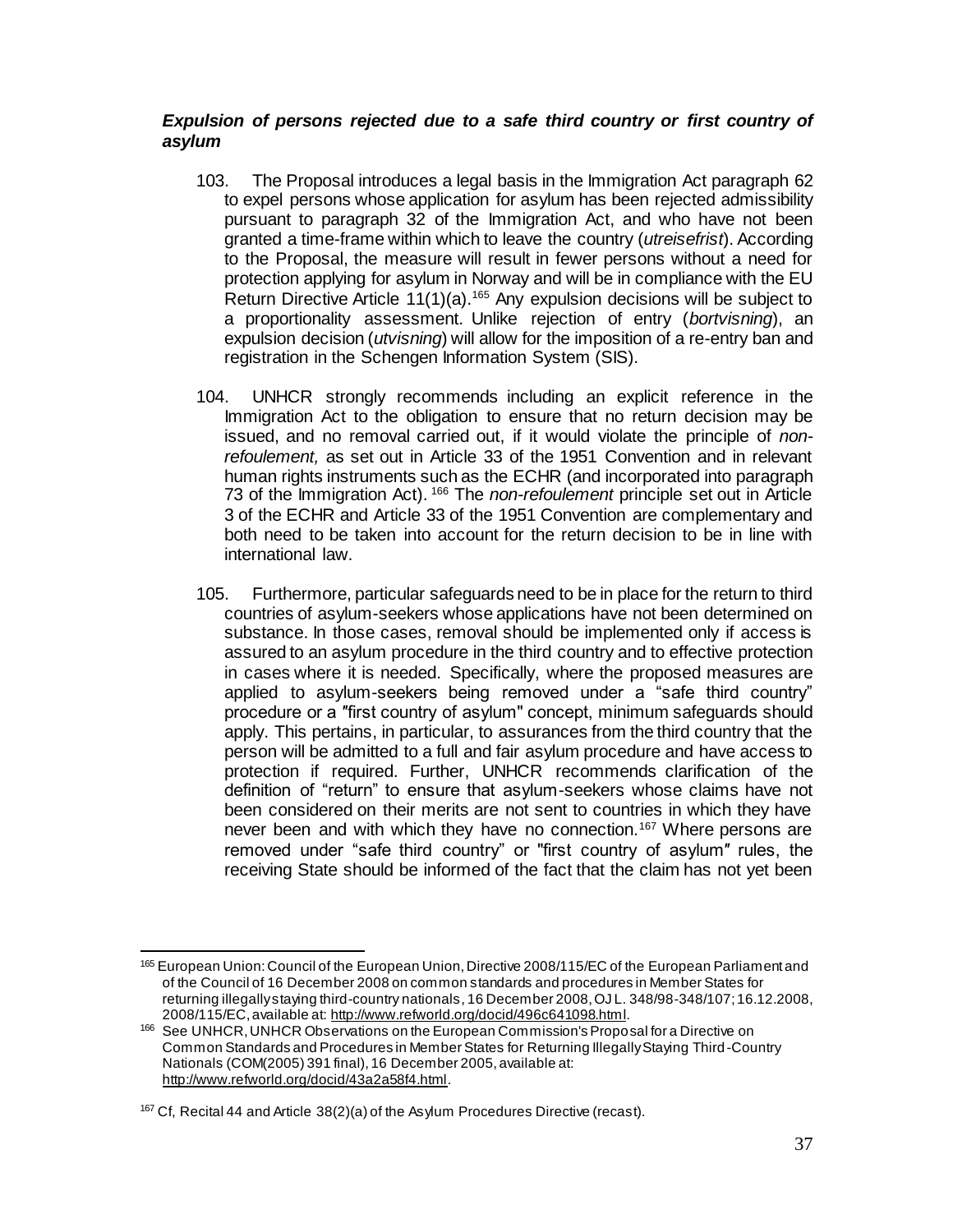***Expulsion of persons rejected due to a safe third country or first country of asylum***

103. The Proposal introduces a legal basis in the Immigration Act paragraph 62 to expel persons whose application for asylum has been rejected admissibility pursuant to paragraph 32 of the Immigration Act, and who have not been granted a time-frame within which to leave the country (*utreisefrist*). According to the Proposal, the measure will result in fewer persons without a need for protection applying for asylum in Norway and will be in compliance with the EU Return Directive Article 11(1)(a).[165] Any expulsion decisions will be subject to a proportionality assessment. Unlike rejection of entry (*bortvisning*), an expulsion decision (*utvisning*) will allow for the imposition of a re-entry ban and registration in the Schengen Information System (SIS).

104. UNHCR strongly recommends including an explicit reference in the Immigration Act to the obligation to ensure that no return decision may be issued, and no removal carried out, if it would violate the principle of *non-refoulement,* as set out in Article 33 of the 1951 Convention and in relevant human rights instruments such as the ECHR (and incorporated into paragraph 73 of the Immigration Act). [166] The *non-refoulement* principle set out in Article 3 of the ECHR and Article 33 of the 1951 Convention are complementary and both need to be taken into account for the return decision to be in line with international law.

105. Furthermore, particular safeguards need to be in place for the return to third countries of asylum-seekers whose applications have not been determined on substance. In those cases, removal should be implemented only if access is assured to an asylum procedure in the third country and to effective protection in cases where it is needed. Specifically, where the proposed measures are applied to asylum-seekers being removed under a "safe third country" procedure or a "first country of asylum" concept, minimum safeguards should apply. This pertains, in particular, to assurances from the third country that the person will be admitted to a full and fair asylum procedure and have access to protection if required. Further, UNHCR recommends clarification of the definition of "return" to ensure that asylum-seekers whose claims have not been considered on their merits are not sent to countries in which they have never been and with which they have no connection.[167] Where persons are removed under "safe third country" or "first country of asylum" rules, the receiving State should be informed of the fact that the claim has not yet been

---

[165] European Union: Council of the European Union, Directive 2008/115/EC of the European Parliament and of the Council of 16 December 2008 on common standards and procedures in Member States for returning illegally staying third-country nationals, 16 December 2008, OJ L. 348/98-348/107; 16.12.2008, 2008/115/EC, available at: http://www.refworld.org/docid/496c641098.html.

[166] See UNHCR, UNHCR Observations on the European Commission's Proposal for a Directive on Common Standards and Procedures in Member States for Returning Illegally Staying Third-Country Nationals (COM(2005) 391 final), 16 December 2005, available at: http://www.refworld.org/docid/43a2a58f4.html.

[167] Cf, Recital 44 and Article 38(2)(a) of the Asylum Procedures Directive (recast).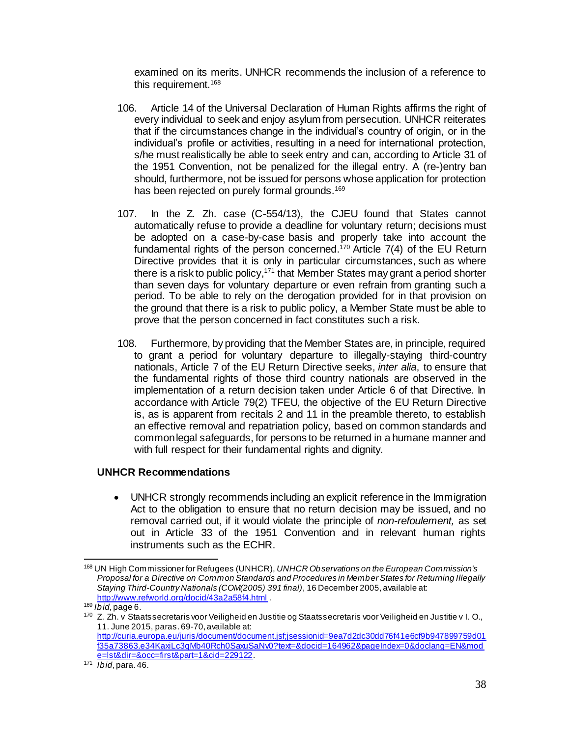examined on its merits. UNHCR recommends the inclusion of a reference to this requirement.[168]

106. Article 14 of the Universal Declaration of Human Rights affirms the right of every individual to seek and enjoy asylum from persecution. UNHCR reiterates that if the circumstances change in the individual's country of origin, or in the individual's profile or activities, resulting in a need for international protection, s/he must realistically be able to seek entry and can, according to Article 31 of the 1951 Convention, not be penalized for the illegal entry. A (re-)entry ban should, furthermore, not be issued for persons whose application for protection has been rejected on purely formal grounds.[169]

107. In the Z. Zh. case (C-554/13), the CJEU found that States cannot automatically refuse to provide a deadline for voluntary return; decisions must be adopted on a case-by-case basis and properly take into account the fundamental rights of the person concerned.[170] Article 7(4) of the EU Return Directive provides that it is only in particular circumstances, such as where there is a risk to public policy,[171] that Member States may grant a period shorter than seven days for voluntary departure or even refrain from granting such a period. To be able to rely on the derogation provided for in that provision on the ground that there is a risk to public policy, a Member State must be able to prove that the person concerned in fact constitutes such a risk.

108. Furthermore, by providing that the Member States are, in principle, required to grant a period for voluntary departure to illegally-staying third-country nationals, Article 7 of the EU Return Directive seeks, *inter alia*, to ensure that the fundamental rights of those third country nationals are observed in the implementation of a return decision taken under Article 6 of that Directive. In accordance with Article 79(2) TFEU, the objective of the EU Return Directive is, as is apparent from recitals 2 and 11 in the preamble thereto, to establish an effective removal and repatriation policy, based on common standards and common legal safeguards, for persons to be returned in a humane manner and with full respect for their fundamental rights and dignity.

**UNHCR Recommendations**

- UNHCR strongly recommends including an explicit reference in the Immigration Act to the obligation to ensure that no return decision may be issued, and no removal carried out, if it would violate the principle of *non-refoulement,* as set out in Article 33 of the 1951 Convention and in relevant human rights instruments such as the ECHR.

---

[168] UN High Commissioner for Refugees (UNHCR), *UNHCR Observations on the European Commission's Proposal for a Directive on Common Standards and Procedures in Member States for Returning Illegally Staying Third-Country Nationals (COM(2005) 391 final)*, 16 December 2005, available at: http://www.refworld.org/docid/43a2a58f4.html .

[169] *Ibid,* page 6.

[170] Z. Zh. v Staatssecretaris voor Veiligheid en Justitie og Staatssecretaris voor Veiligheid en Justitie v I. O., 11. June 2015, paras. 69-70, available at: http://curia.europa.eu/juris/document/document.jsf;jsessionid=9ea7d2dc30dd76f41e6cf9b947899759d01f35a73863.e34KaxiLc3qMb40Rch0SaxuSaNv0?text=&docid=164962&pageIndex=0&doclang=EN&mode=lst&dir=&occ=first&part=1&cid=229122.

[171] *Ibid*, para. 46.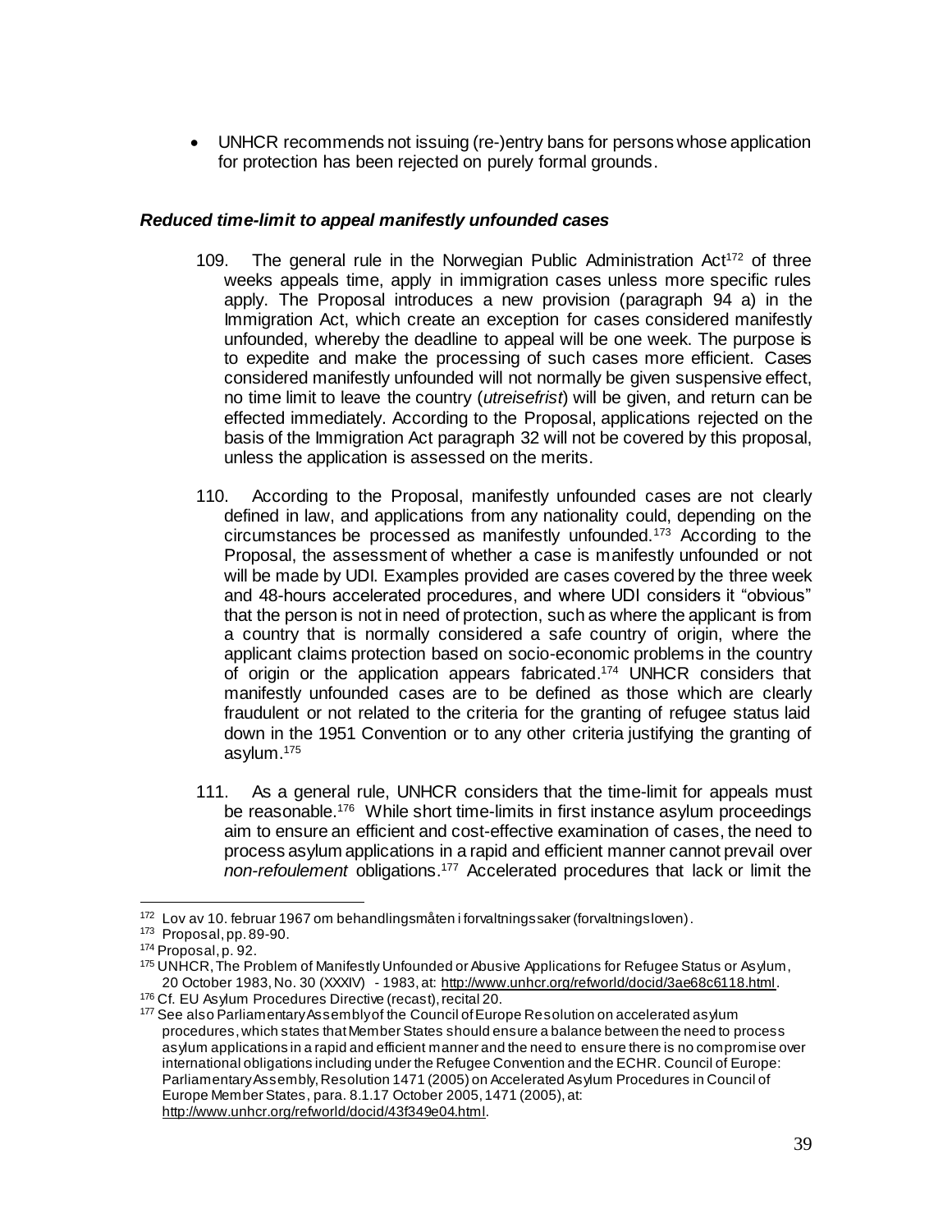- UNHCR recommends not issuing (re-)entry bans for persons whose application for protection has been rejected on purely formal grounds.

***Reduced time-limit to appeal manifestly unfounded cases***

109. The general rule in the Norwegian Public Administration Act[172] of three weeks appeals time, apply in immigration cases unless more specific rules apply. The Proposal introduces a new provision (paragraph 94 a) in the Immigration Act, which create an exception for cases considered manifestly unfounded, whereby the deadline to appeal will be one week. The purpose is to expedite and make the processing of such cases more efficient. Cases considered manifestly unfounded will not normally be given suspensive effect, no time limit to leave the country (*utreisefrist*) will be given, and return can be effected immediately. According to the Proposal, applications rejected on the basis of the Immigration Act paragraph 32 will not be covered by this proposal, unless the application is assessed on the merits.

110. According to the Proposal, manifestly unfounded cases are not clearly defined in law, and applications from any nationality could, depending on the circumstances be processed as manifestly unfounded.[173] According to the Proposal, the assessment of whether a case is manifestly unfounded or not will be made by UDI. Examples provided are cases covered by the three week and 48-hours accelerated procedures, and where UDI considers it "obvious" that the person is not in need of protection, such as where the applicant is from a country that is normally considered a safe country of origin, where the applicant claims protection based on socio-economic problems in the country of origin or the application appears fabricated.[174] UNHCR considers that manifestly unfounded cases are to be defined as those which are clearly fraudulent or not related to the criteria for the granting of refugee status laid down in the 1951 Convention or to any other criteria justifying the granting of asylum.[175]

111. As a general rule, UNHCR considers that the time-limit for appeals must be reasonable.[176] While short time-limits in first instance asylum proceedings aim to ensure an efficient and cost-effective examination of cases, the need to process asylum applications in a rapid and efficient manner cannot prevail over *non-refoulement* obligations.[177] Accelerated procedures that lack or limit the

---

[172] Lov av 10. februar 1967 om behandlingsmåten i forvaltningssaker (forvaltningsloven).

[173] Proposal, pp. 89-90.

[174] Proposal, p. 92.

[175] UNHCR, The Problem of Manifestly Unfounded or Abusive Applications for Refugee Status or Asylum, 20 October 1983, No. 30 (XXXIV) - 1983, at: http://www.unhcr.org/refworld/docid/3ae68c6118.html.

[176] Cf. EU Asylum Procedures Directive (recast), recital 20.

[177] See also Parliamentary Assembly of the Council of Europe Resolution on accelerated asylum procedures, which states that Member States should ensure a balance between the need to process asylum applications in a rapid and efficient manner and the need to ensure there is no compromise over international obligations including under the Refugee Convention and the ECHR. Council of Europe: Parliamentary Assembly, Resolution 1471 (2005) on Accelerated Asylum Procedures in Council of Europe Member States, para. 8.1.17 October 2005, 1471 (2005), at: http://www.unhcr.org/refworld/docid/43f349e04.html.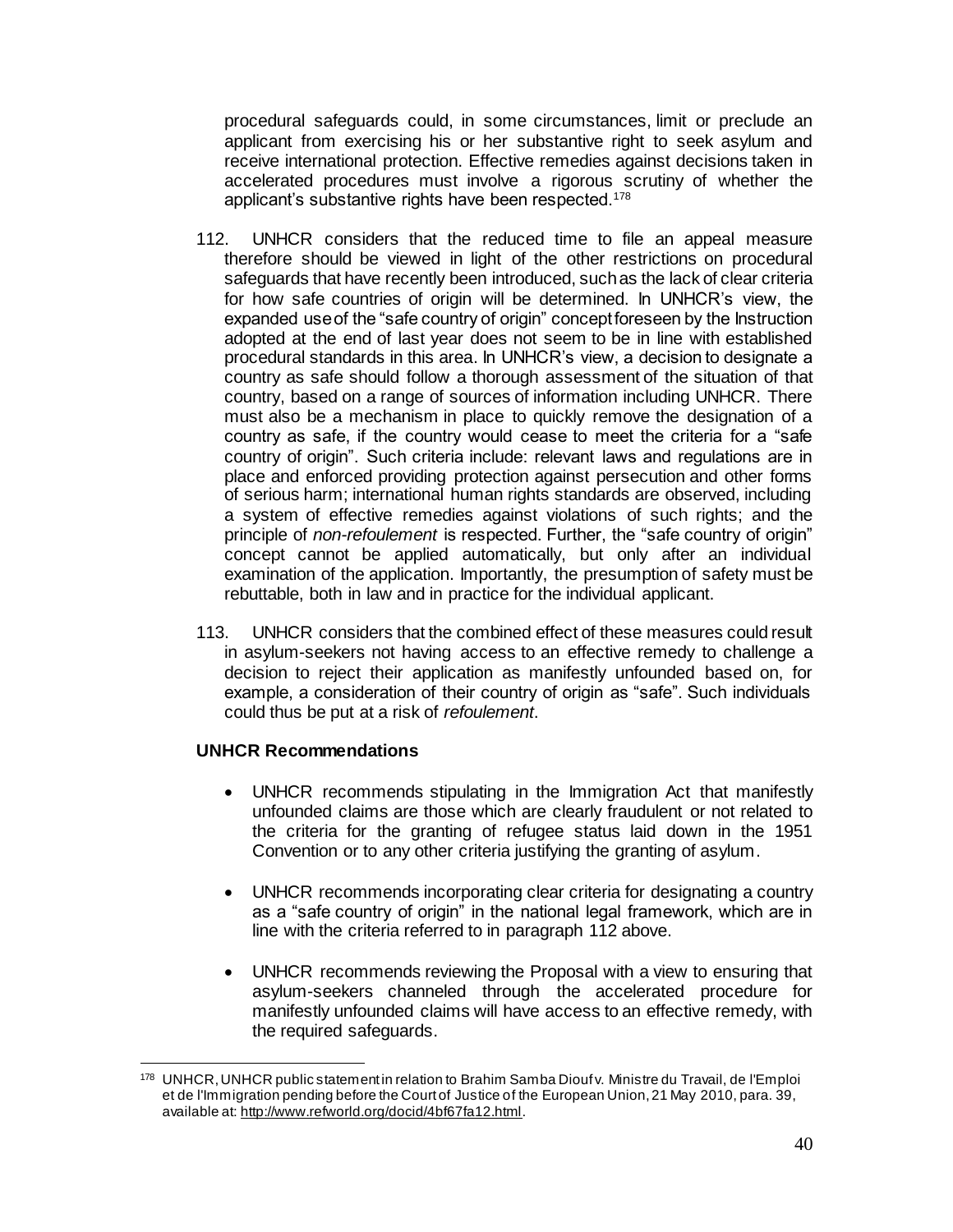procedural safeguards could, in some circumstances, limit or preclude an applicant from exercising his or her substantive right to seek asylum and receive international protection. Effective remedies against decisions taken in accelerated procedures must involve a rigorous scrutiny of whether the applicant's substantive rights have been respected.[178]

112. UNHCR considers that the reduced time to file an appeal measure therefore should be viewed in light of the other restrictions on procedural safeguards that have recently been introduced, such as the lack of clear criteria for how safe countries of origin will be determined. In UNHCR's view, the expanded use of the "safe country of origin" concept foreseen by the Instruction adopted at the end of last year does not seem to be in line with established procedural standards in this area. In UNHCR's view, a decision to designate a country as safe should follow a thorough assessment of the situation of that country, based on a range of sources of information including UNHCR. There must also be a mechanism in place to quickly remove the designation of a country as safe, if the country would cease to meet the criteria for a "safe country of origin". Such criteria include: relevant laws and regulations are in place and enforced providing protection against persecution and other forms of serious harm; international human rights standards are observed, including a system of effective remedies against violations of such rights; and the principle of *non-refoulement* is respected. Further, the "safe country of origin" concept cannot be applied automatically, but only after an individual examination of the application. Importantly, the presumption of safety must be rebuttable, both in law and in practice for the individual applicant.

113. UNHCR considers that the combined effect of these measures could result in asylum-seekers not having access to an effective remedy to challenge a decision to reject their application as manifestly unfounded based on, for example, a consideration of their country of origin as "safe". Such individuals could thus be put at a risk of *refoulement*.

**UNHCR Recommendations**

- UNHCR recommends stipulating in the Immigration Act that manifestly unfounded claims are those which are clearly fraudulent or not related to the criteria for the granting of refugee status laid down in the 1951 Convention or to any other criteria justifying the granting of asylum.
- UNHCR recommends incorporating clear criteria for designating a country as a "safe country of origin" in the national legal framework, which are in line with the criteria referred to in paragraph 112 above.
- UNHCR recommends reviewing the Proposal with a view to ensuring that asylum-seekers channeled through the accelerated procedure for manifestly unfounded claims will have access to an effective remedy, with the required safeguards.

---

[178] UNHCR, UNHCR public statement in relation to Brahim Samba Diouf v. Ministre du Travail, de l'Emploi et de l'Immigration pending before the Court of Justice of the European Union, 21 May 2010, para. 39, available at: http://www.refworld.org/docid/4bf67fa12.html.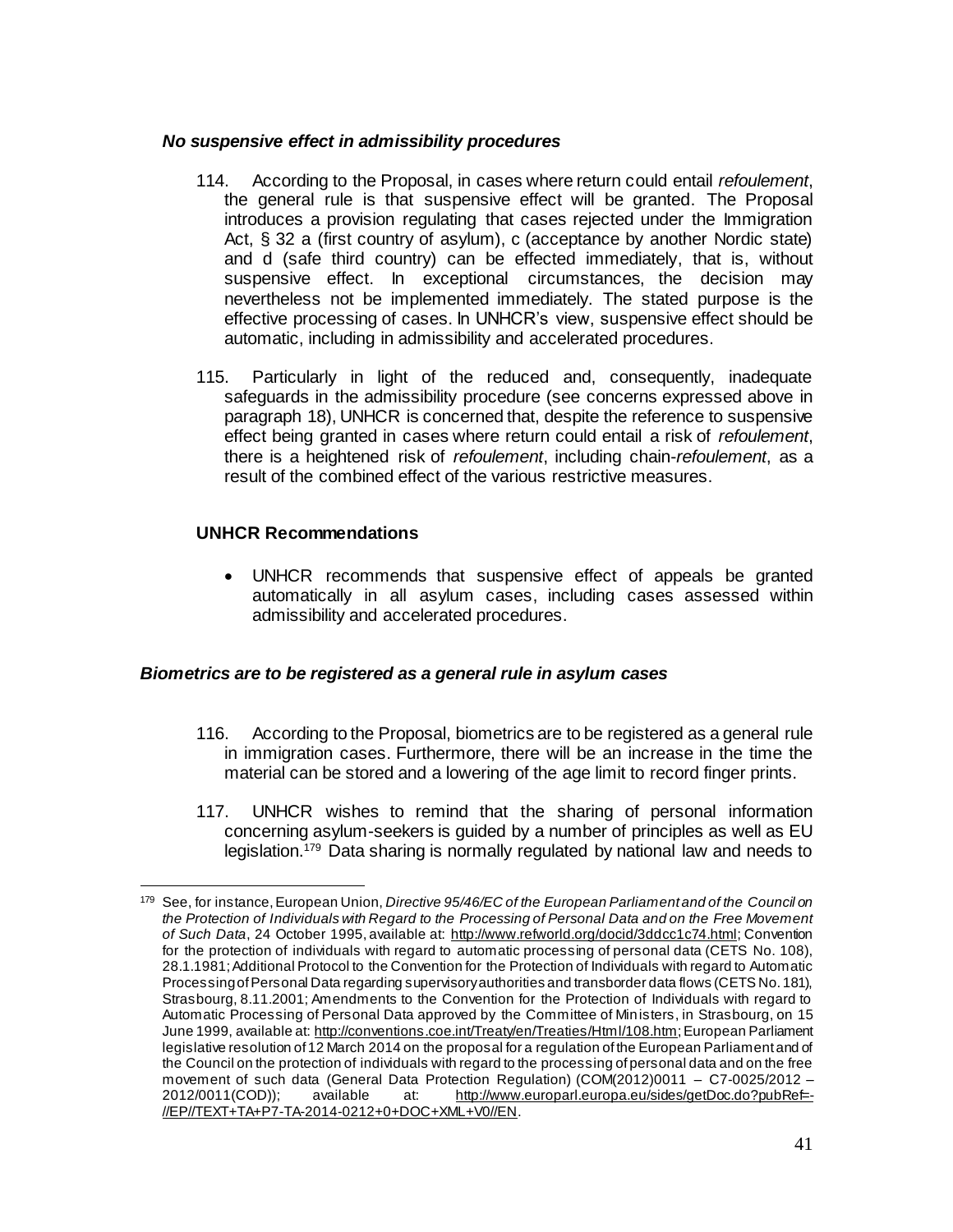### *No suspensive effect in admissibility procedures*

114. According to the Proposal, in cases where return could entail *refoulement*, the general rule is that suspensive effect will be granted. The Proposal introduces a provision regulating that cases rejected under the Immigration Act, § 32 a (first country of asylum), c (acceptance by another Nordic state) and d (safe third country) can be effected immediately, that is, without suspensive effect. In exceptional circumstances, the decision may nevertheless not be implemented immediately. The stated purpose is the effective processing of cases. In UNHCR's view, suspensive effect should be automatic, including in admissibility and accelerated procedures.

115. Particularly in light of the reduced and, consequently, inadequate safeguards in the admissibility procedure (see concerns expressed above in paragraph 18), UNHCR is concerned that, despite the reference to suspensive effect being granted in cases where return could entail a risk of *refoulement*, there is a heightened risk of *refoulement*, including chain-*refoulement*, as a result of the combined effect of the various restrictive measures.

**UNHCR Recommendations**

- UNHCR recommends that suspensive effect of appeals be granted automatically in all asylum cases, including cases assessed within admissibility and accelerated procedures.

### *Biometrics are to be registered as a general rule in asylum cases*

116. According to the Proposal, biometrics are to be registered as a general rule in immigration cases. Furthermore, there will be an increase in the time the material can be stored and a lowering of the age limit to record finger prints.

117. UNHCR wishes to remind that the sharing of personal information concerning asylum-seekers is guided by a number of principles as well as EU legislation.[179] Data sharing is normally regulated by national law and needs to

---

[179] See, for instance, European Union, *Directive 95/46/EC of the European Parliament and of the Council on the Protection of Individuals with Regard to the Processing of Personal Data and on the Free Movement of Such Data*, 24 October 1995, available at: http://www.refworld.org/docid/3ddcc1c74.html; Convention for the protection of individuals with regard to automatic processing of personal data (CETS No. 108), 28.1.1981; Additional Protocol to the Convention for the Protection of Individuals with regard to Automatic Processing of Personal Data regarding supervisory authorities and transborder data flows (CETS No. 181), Strasbourg, 8.11.2001; Amendments to the Convention for the Protection of Individuals with regard to Automatic Processing of Personal Data approved by the Committee of Ministers, in Strasbourg, on 15 June 1999, available at: http://conventions.coe.int/Treaty/en/Treaties/Html/108.htm; European Parliament legislative resolution of 12 March 2014 on the proposal for a regulation of the European Parliament and of the Council on the protection of individuals with regard to the processing of personal data and on the free movement of such data (General Data Protection Regulation) (COM(2012)0011 – C7-0025/2012 – 2012/0011(COD)); available at: http://www.europarl.europa.eu/sides/getDoc.do?pubRef=-//EP//TEXT+TA+P7-TA-2014-0212+0+DOC+XML+V0//EN.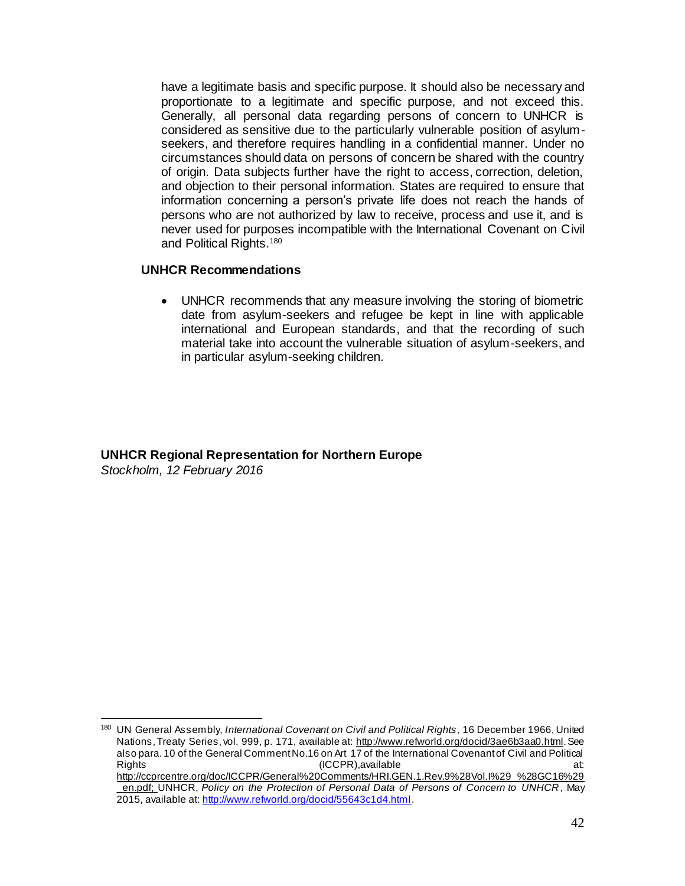have a legitimate basis and specific purpose. It should also be necessary and proportionate to a legitimate and specific purpose, and not exceed this. Generally, all personal data regarding persons of concern to UNHCR is considered as sensitive due to the particularly vulnerable position of asylum-seekers, and therefore requires handling in a confidential manner. Under no circumstances should data on persons of concern be shared with the country of origin. Data subjects further have the right to access, correction, deletion, and objection to their personal information. States are required to ensure that information concerning a person's private life does not reach the hands of persons who are not authorized by law to receive, process and use it, and is never used for purposes incompatible with the International Covenant on Civil and Political Rights.[180]

### UNHCR Recommendations

- UNHCR recommends that any measure involving the storing of biometric date from asylum-seekers and refugee be kept in line with applicable international and European standards, and that the recording of such material take into account the vulnerable situation of asylum-seekers, and in particular asylum-seeking children.

**UNHCR Regional Representation for Northern Europe**
*Stockholm, 12 February 2016*

---

[180] UN General Assembly, *International Covenant on Civil and Political Rights*, 16 December 1966, United Nations, Treaty Series, vol. 999, p. 171, available at: http://www.refworld.org/docid/3ae6b3aa0.html. See also para. 10 of the General Comment No.16 on Art 17 of the International Covenant of Civil and Political Rights (ICCPR), available at: http://ccprcentre.org/doc/ICCPR/General%20Comments/HRI.GEN.1.Rev.9%28Vol.I%29_%28GC16%29_en.pdf; UNHCR, *Policy on the Protection of Personal Data of Persons of Concern to UNHCR*, May 2015, available at: http://www.refworld.org/docid/55643c1d4.html.